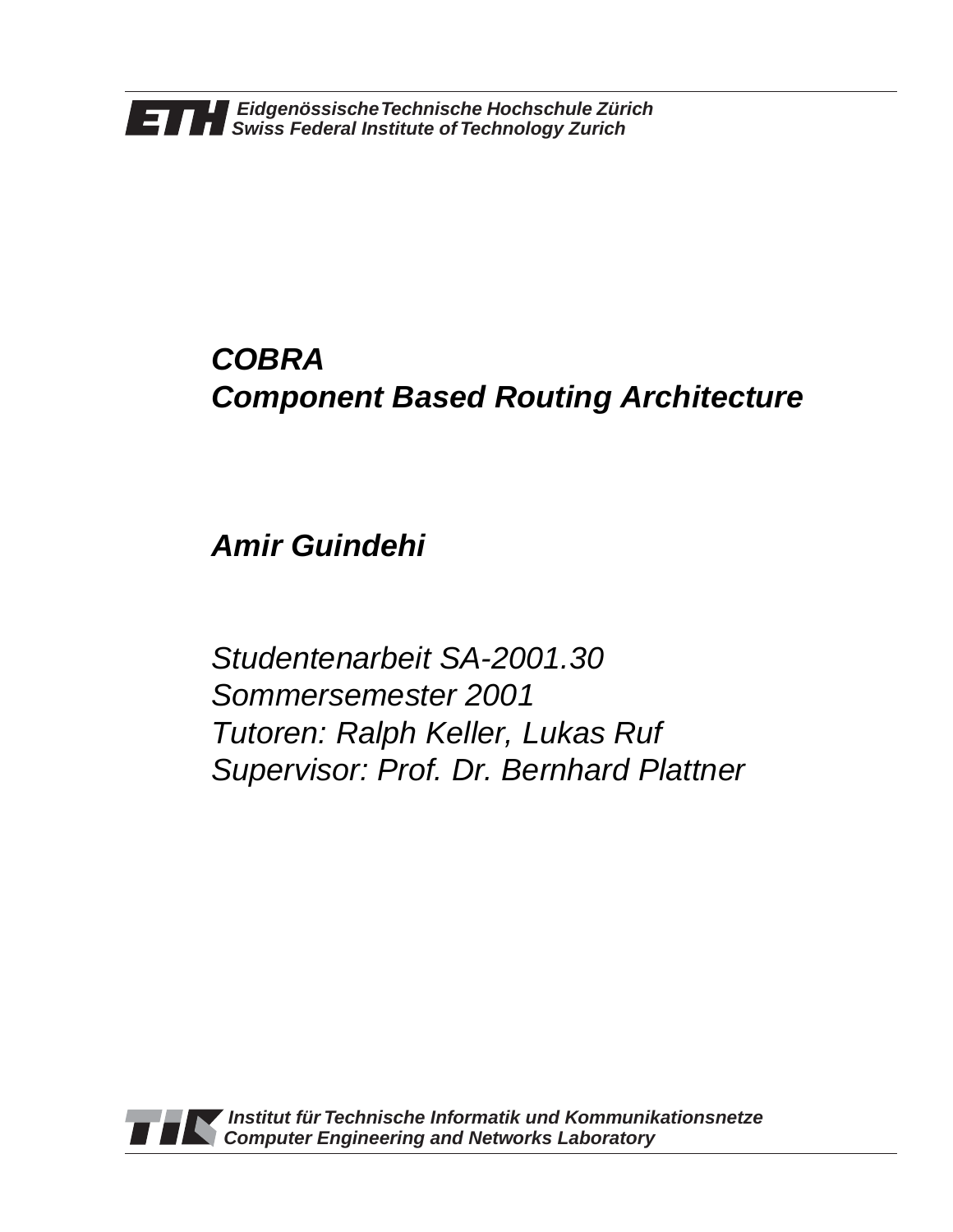*Eidgenössische Technische Hochschule Zürich*
*Swiss Federal Institute of Technology Zurich*

# *COBRA*
# *Component Based Routing Architecture*

## *Amir Guindehi*

*Studentenarbeit SA-2001.30*
*Sommersemester 2001*
*Tutoren: Ralph Keller, Lukas Ruf*
*Supervisor: Prof. Dr. Bernhard Plattner*

*Institut für Technische Informatik und Kommunikationsnetze*
*Computer Engineering and Networks Laboratory*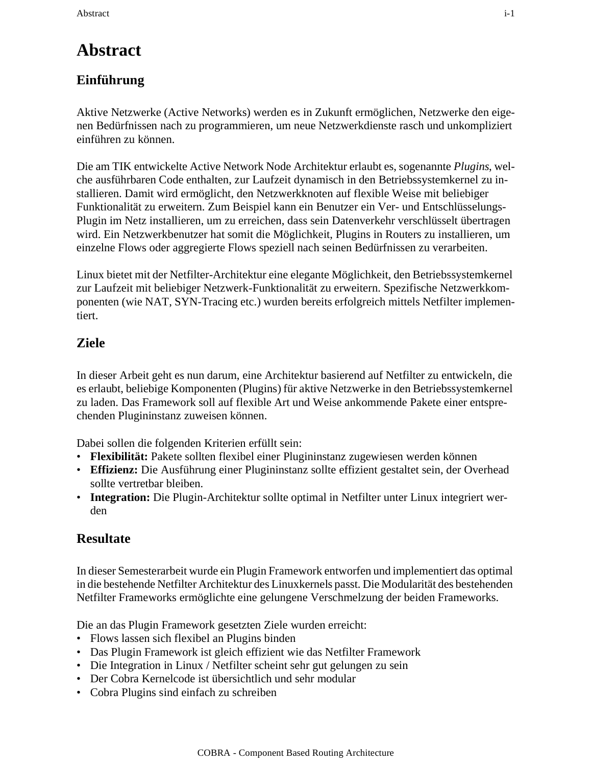# Abstract

## Einführung

Aktive Netzwerke (Active Networks) werden es in Zukunft ermöglichen, Netzwerke den eigenen Bedürfnissen nach zu programmieren, um neue Netzwerkdienste rasch und unkompliziert einführen zu können.

Die am TIK entwickelte Active Network Node Architektur erlaubt es, sogenannte *Plugins*, welche ausführbaren Code enthalten, zur Laufzeit dynamisch in den Betriebssystemkernel zu installieren. Damit wird ermöglicht, den Netzwerkknoten auf flexible Weise mit beliebiger Funktionalität zu erweitern. Zum Beispiel kann ein Benutzer ein Ver- und Entschlüsselungs-Plugin im Netz installieren, um zu erreichen, dass sein Datenverkehr verschlüsselt übertragen wird. Ein Netzwerkbenutzer hat somit die Möglichkeit, Plugins in Routers zu installieren, um einzelne Flows oder aggregierte Flows speziell nach seinen Bedürfnissen zu verarbeiten.

Linux bietet mit der Netfilter-Architektur eine elegante Möglichkeit, den Betriebssystemkernel zur Laufzeit mit beliebiger Netzwerk-Funktionalität zu erweitern. Spezifische Netzwerkkomponenten (wie NAT, SYN-Tracing etc.) wurden bereits erfolgreich mittels Netfilter implementiert.

## Ziele

In dieser Arbeit geht es nun darum, eine Architektur basierend auf Netfilter zu entwickeln, die es erlaubt, beliebige Komponenten (Plugins) für aktive Netzwerke in den Betriebssystemkernel zu laden. Das Framework soll auf flexible Art und Weise ankommende Pakete einer entsprechenden Plugininstanz zuweisen können.

Dabei sollen die folgenden Kriterien erfüllt sein:

- **Flexibilität:** Pakete sollten flexibel einer Plugininstanz zugewiesen werden können
- **Effizienz:** Die Ausführung einer Plugininstanz sollte effizient gestaltet sein, der Overhead sollte vertretbar bleiben.
- **Integration:** Die Plugin-Architektur sollte optimal in Netfilter unter Linux integriert werden

## Resultate

In dieser Semesterarbeit wurde ein Plugin Framework entworfen und implementiert das optimal in die bestehende Netfilter Architektur des Linuxkernels passt. Die Modularität des bestehenden Netfilter Frameworks ermöglichte eine gelungene Verschmelzung der beiden Frameworks.

Die an das Plugin Framework gesetzten Ziele wurden erreicht:

- Flows lassen sich flexibel an Plugins binden
- Das Plugin Framework ist gleich effizient wie das Netfilter Framework
- Die Integration in Linux / Netfilter scheint sehr gut gelungen zu sein
- Der Cobra Kernelcode ist übersichtlich und sehr modular
- Cobra Plugins sind einfach zu schreiben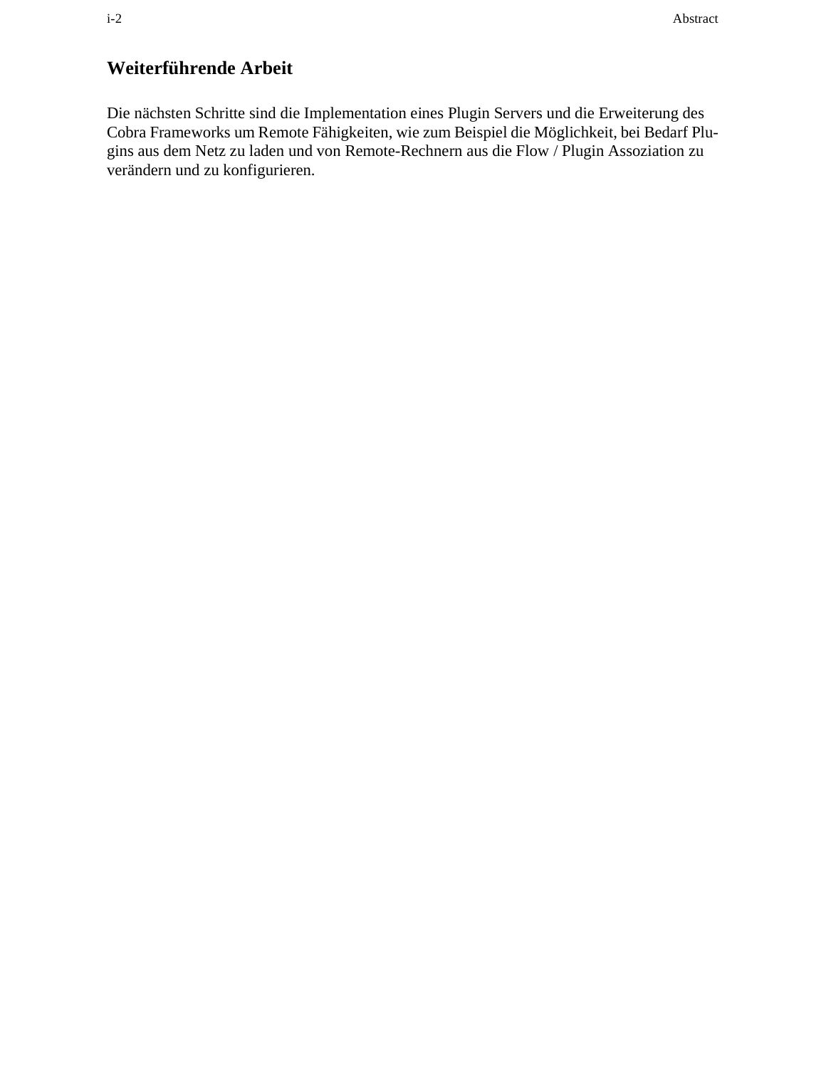## Weiterführende Arbeit

Die nächsten Schritte sind die Implementation eines Plugin Servers und die Erweiterung des Cobra Frameworks um Remote Fähigkeiten, wie zum Beispiel die Möglichkeit, bei Bedarf Plugins aus dem Netz zu laden und von Remote-Rechnern aus die Flow / Plugin Assoziation zu verändern und zu konfigurieren.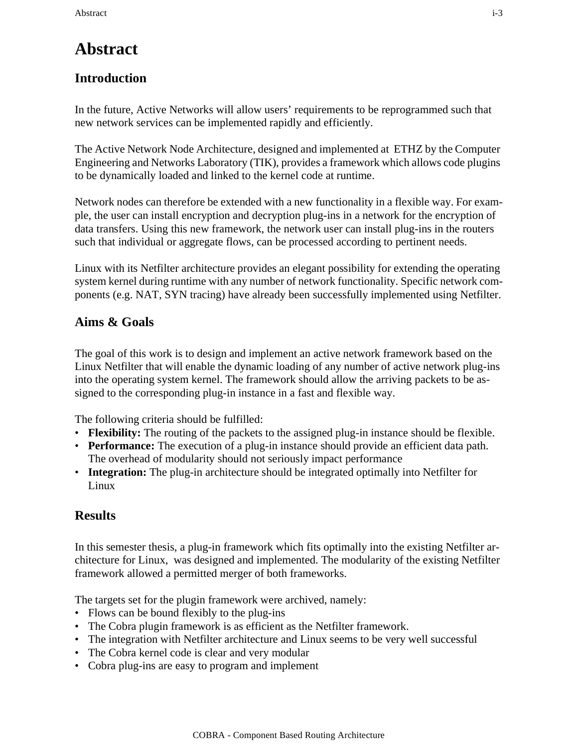# Abstract

## Introduction

In the future, Active Networks will allow users' requirements to be reprogrammed such that new network services can be implemented rapidly and efficiently.

The Active Network Node Architecture, designed and implemented at ETHZ by the Computer Engineering and Networks Laboratory (TIK), provides a framework which allows code plugins to be dynamically loaded and linked to the kernel code at runtime.

Network nodes can therefore be extended with a new functionality in a flexible way. For example, the user can install encryption and decryption plug-ins in a network for the encryption of data transfers. Using this new framework, the network user can install plug-ins in the routers such that individual or aggregate flows, can be processed according to pertinent needs.

Linux with its Netfilter architecture provides an elegant possibility for extending the operating system kernel during runtime with any number of network functionality. Specific network components (e.g. NAT, SYN tracing) have already been successfully implemented using Netfilter.

## Aims & Goals

The goal of this work is to design and implement an active network framework based on the Linux Netfilter that will enable the dynamic loading of any number of active network plug-ins into the operating system kernel. The framework should allow the arriving packets to be assigned to the corresponding plug-in instance in a fast and flexible way.

The following criteria should be fulfilled:

- **Flexibility:** The routing of the packets to the assigned plug-in instance should be flexible.
- **Performance:** The execution of a plug-in instance should provide an efficient data path. The overhead of modularity should not seriously impact performance
- **Integration:** The plug-in architecture should be integrated optimally into Netfilter for Linux

## Results

In this semester thesis, a plug-in framework which fits optimally into the existing Netfilter architecture for Linux, was designed and implemented. The modularity of the existing Netfilter framework allowed a permitted merger of both frameworks.

The targets set for the plugin framework were archived, namely:

- Flows can be bound flexibly to the plug-ins
- The Cobra plugin framework is as efficient as the Netfilter framework.
- The integration with Netfilter architecture and Linux seems to be very well successful
- The Cobra kernel code is clear and very modular
- Cobra plug-ins are easy to program and implement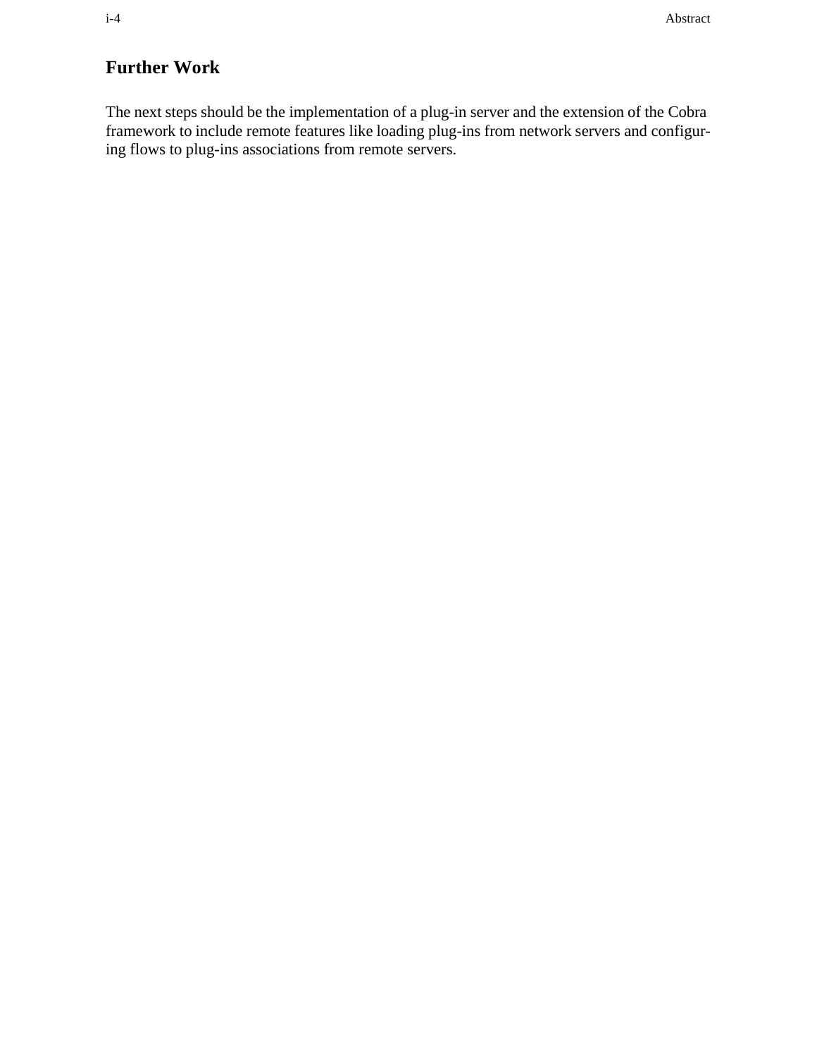## Further Work

The next steps should be the implementation of a plug-in server and the extension of the Cobra framework to include remote features like loading plug-ins from network servers and configuring flows to plug-ins associations from remote servers.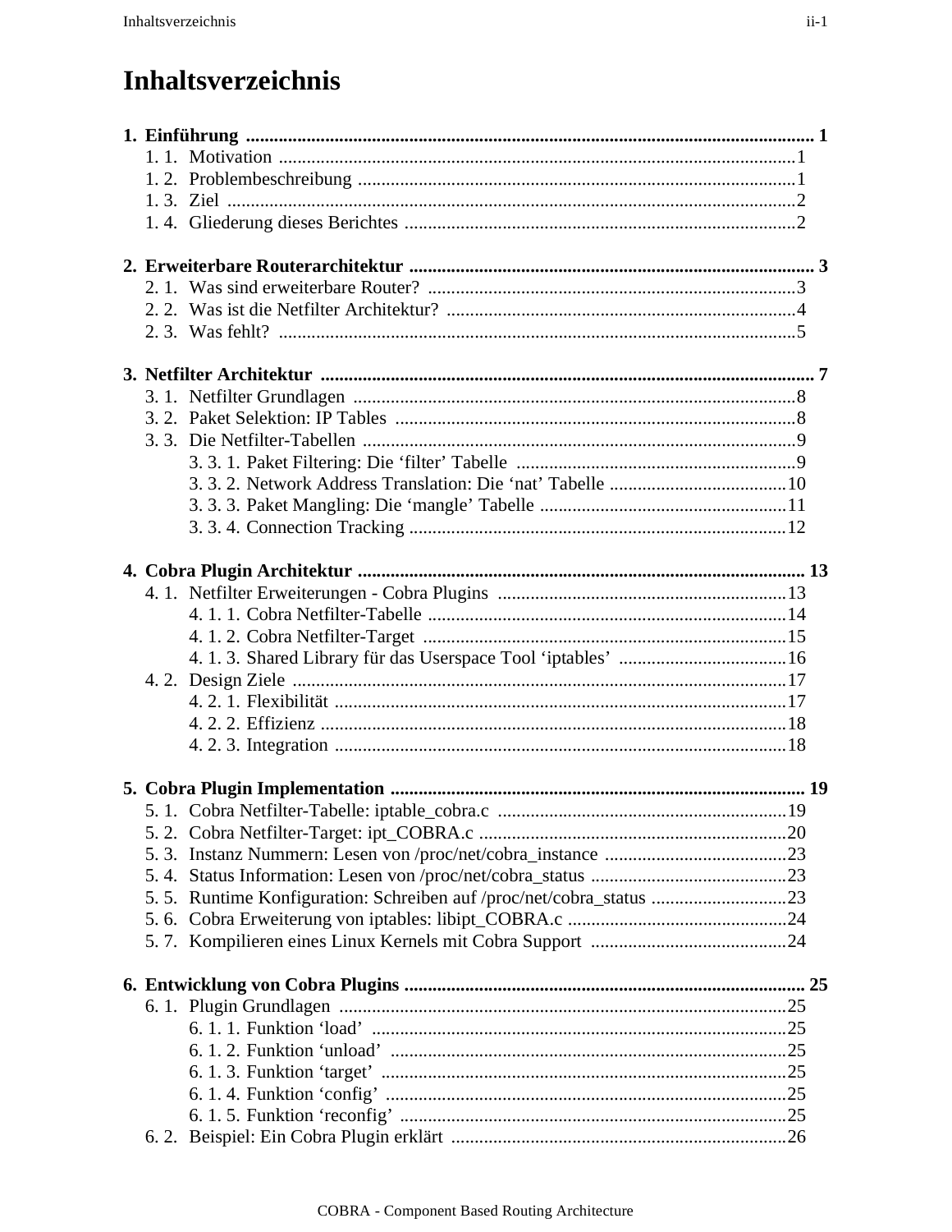# Inhaltsverzeichnis

**1. Einführung ........................................................................................................................ 1**

- 1. 1. Motivation ..............................................................................................................1
- 1. 2. Problembeschreibung .............................................................................................1
- 1. 3. Ziel .........................................................................................................................2
- 1. 4. Gliederung dieses Berichtes ...................................................................................2

**2. Erweiterbare Routerarchitektur ..................................................................................... 3**

- 2. 1. Was sind erweiterbare Router? ..............................................................................3
- 2. 2. Was ist die Netfilter Architektur? ..........................................................................4
- 2. 3. Was fehlt? ..............................................................................................................5

**3. Netfilter Architektur ......................................................................................................... 7**

- 3. 1. Netfilter Grundlagen ..............................................................................................8
- 3. 2. Paket Selektion: IP Tables .....................................................................................8
- 3. 3. Die Netfilter-Tabellen ............................................................................................9
  - 3. 3. 1. Paket Filtering: Die ‘filter’ Tabelle ...........................................................9
  - 3. 3. 2. Network Address Translation: Die ‘nat’ Tabelle .....................................10
  - 3. 3. 3. Paket Mangling: Die ‘mangle’ Tabelle ....................................................11
  - 3. 3. 4. Connection Tracking ................................................................................12

**4. Cobra Plugin Architektur .............................................................................................. 13**

- 4. 1. Netfilter Erweiterungen - Cobra Plugins .............................................................13
  - 4. 1. 1. Cobra Netfilter-Tabelle ............................................................................14
  - 4. 1. 2. Cobra Netfilter-Target .............................................................................15
  - 4. 1. 3. Shared Library für das Userspace Tool ‘iptables’ ...................................16
- 4. 2. Design Ziele .........................................................................................................17
  - 4. 2. 1. Flexibilität ................................................................................................17
  - 4. 2. 2. Effizienz ..................................................................................................18
  - 4. 2. 3. Integration ................................................................................................18

**5. Cobra Plugin Implementation ........................................................................................ 19**

- 5. 1. Cobra Netfilter-Tabelle: iptable_cobra.c .............................................................19
- 5. 2. Cobra Netfilter-Target: ipt_COBRA.c ..................................................................20
- 5. 3. Instanz Nummern: Lesen von /proc/net/cobra_instance .......................................23
- 5. 4. Status Information: Lesen von /proc/net/cobra_status ..........................................23
- 5. 5. Runtime Konfiguration: Schreiben auf /proc/net/cobra_status .............................23
- 5. 6. Cobra Erweiterung von iptables: libipt_COBRA.c ...............................................24
- 5. 7. Kompilieren eines Linux Kernels mit Cobra Support ..........................................24

**6. Entwicklung von Cobra Plugins ..................................................................................... 25**

- 6. 1. Plugin Grundlagen ................................................................................................25
  - 6. 1. 1. Funktion ‘load’ ........................................................................................25
  - 6. 1. 2. Funktion ‘unload’ ....................................................................................25
  - 6. 1. 3. Funktion ‘target’ .....................................................................................25
  - 6. 1. 4. Funktion ‘config’ .....................................................................................25
  - 6. 1. 5. Funktion ‘reconfig’ ..................................................................................25
- 6. 2. Beispiel: Ein Cobra Plugin erklärt .......................................................................26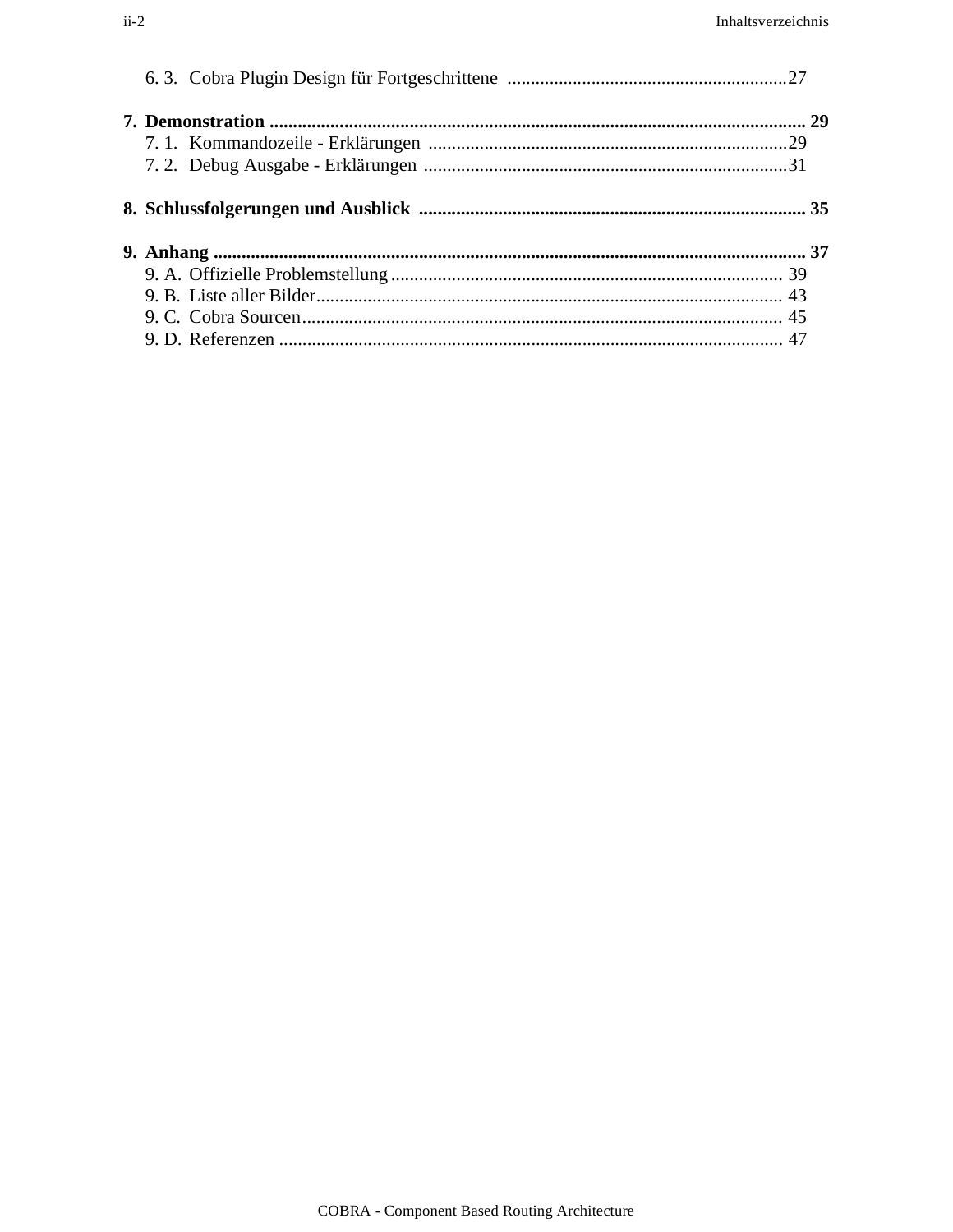6. 3. Cobra Plugin Design für Fortgeschrittene ........................................................... 27

**7. Demonstration ................................................................................................................ 29**

7. 1. Kommandozeile - Erklärungen ............................................................................. 29

7. 2. Debug Ausgabe - Erklärungen .............................................................................. 31

**8. Schlussfolgerungen und Ausblick .................................................................................. 35**

**9. Anhang ............................................................................................................................ 37**

9. A. Offizielle Problemstellung .................................................................................... 39

9. B. Liste aller Bilder .................................................................................................... 43

9. C. Cobra Sourcen ....................................................................................................... 45

9. D. Referenzen ............................................................................................................ 47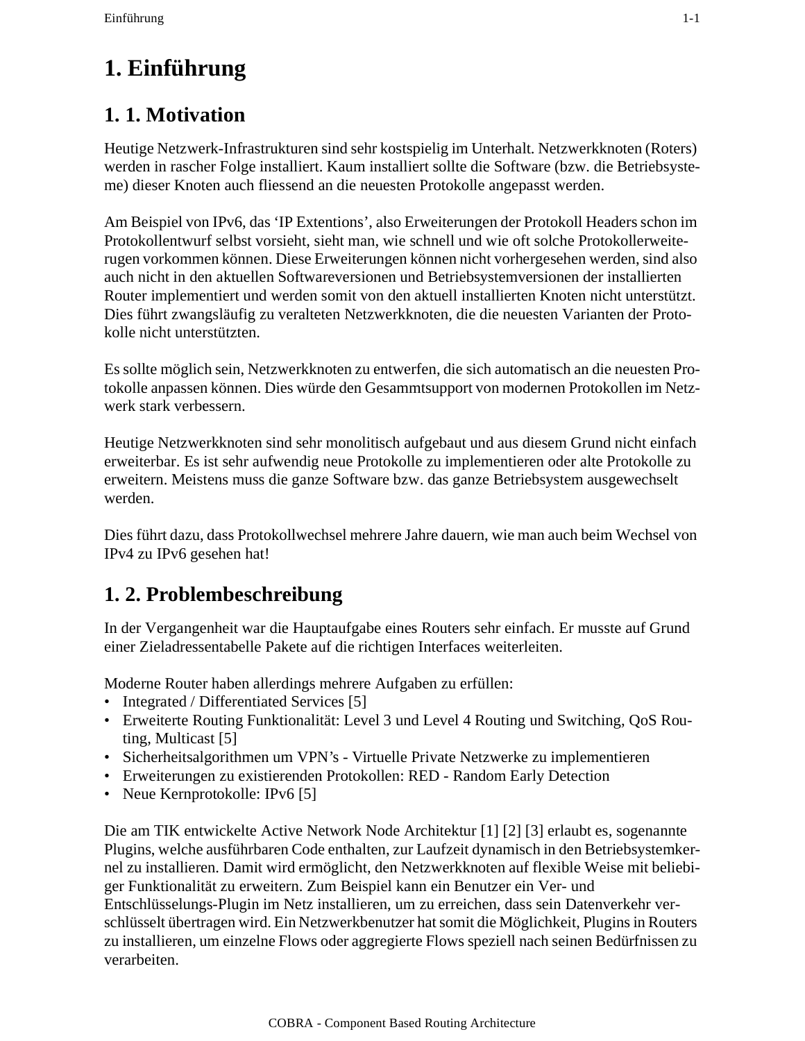# 1. Einführung

## 1. 1. Motivation

Heutige Netzwerk-Infrastrukturen sind sehr kostspielig im Unterhalt. Netzwerkknoten (Roters) werden in rascher Folge installiert. Kaum installiert sollte die Software (bzw. die Betriebsysteme) dieser Knoten auch fliessend an die neuesten Protokolle angepasst werden.

Am Beispiel von IPv6, das ‘IP Extentions’, also Erweiterungen der Protokoll Headers schon im Protokollentwurf selbst vorsieht, sieht man, wie schnell und wie oft solche Protokollerweiterugen vorkommen können. Diese Erweiterungen können nicht vorhergesehen werden, sind also auch nicht in den aktuellen Softwareversionen und Betriebsystemversionen der installierten Router implementiert und werden somit von den aktuell installierten Knoten nicht unterstützt. Dies führt zwangsläufig zu veralteten Netzwerkknoten, die die neuesten Varianten der Protokolle nicht unterstützten.

Es sollte möglich sein, Netzwerkknoten zu entwerfen, die sich automatisch an die neuesten Protokolle anpassen können. Dies würde den Gesammtsupport von modernen Protokollen im Netzwerk stark verbessern.

Heutige Netzwerkknoten sind sehr monolitisch aufgebaut und aus diesem Grund nicht einfach erweiterbar. Es ist sehr aufwendig neue Protokolle zu implementieren oder alte Protokolle zu erweitern. Meistens muss die ganze Software bzw. das ganze Betriebsystem ausgewechselt werden.

Dies führt dazu, dass Protokollwechsel mehrere Jahre dauern, wie man auch beim Wechsel von IPv4 zu IPv6 gesehen hat!

## 1. 2. Problembeschreibung

In der Vergangenheit war die Hauptaufgabe eines Routers sehr einfach. Er musste auf Grund einer Zieladressentabelle Pakete auf die richtigen Interfaces weiterleiten.

Moderne Router haben allerdings mehrere Aufgaben zu erfüllen:

- Integrated / Differentiated Services [5]
- Erweiterte Routing Funktionalität: Level 3 und Level 4 Routing und Switching, QoS Routing, Multicast [5]
- Sicherheitsalgorithmen um VPN’s - Virtuelle Private Netzwerke zu implementieren
- Erweiterungen zu existierenden Protokollen: RED - Random Early Detection
- Neue Kernprotokolle: IPv6 [5]

Die am TIK entwickelte Active Network Node Architektur [1] [2] [3] erlaubt es, sogenannte Plugins, welche ausführbaren Code enthalten, zur Laufzeit dynamisch in den Betriebsystemkernel zu installieren. Damit wird ermöglicht, den Netzwerkknoten auf flexible Weise mit beliebiger Funktionalität zu erweitern. Zum Beispiel kann ein Benutzer ein Ver- und Entschlüsselungs-Plugin im Netz installieren, um zu erreichen, dass sein Datenverkehr verschlüsselt übertragen wird. Ein Netzwerkbenutzer hat somit die Möglichkeit, Plugins in Routers zu installieren, um einzelne Flows oder aggregierte Flows speziell nach seinen Bedürfnissen zu verarbeiten.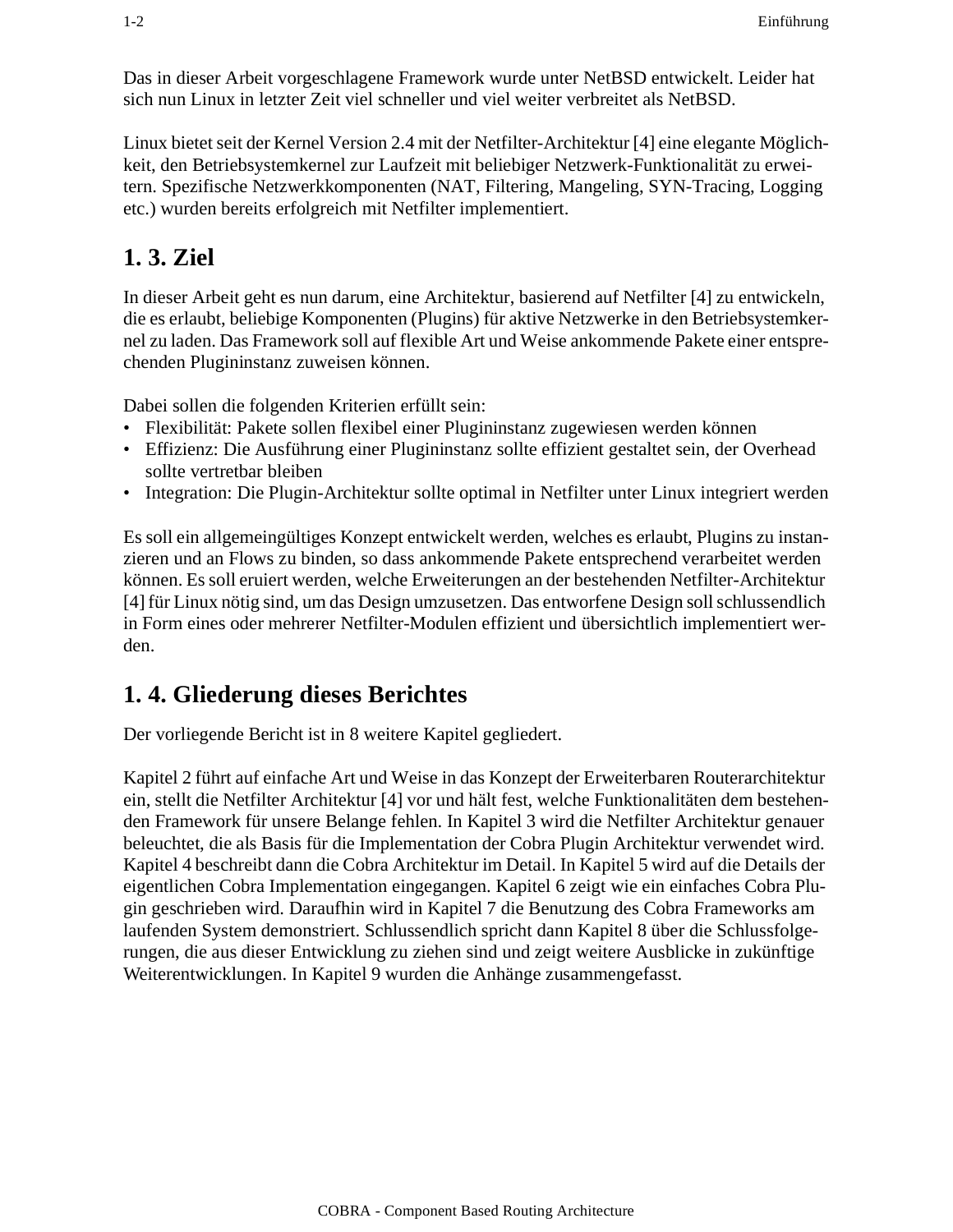Das in dieser Arbeit vorgeschlagene Framework wurde unter NetBSD entwickelt. Leider hat sich nun Linux in letzter Zeit viel schneller und viel weiter verbreitet als NetBSD.

Linux bietet seit der Kernel Version 2.4 mit der Netfilter-Architektur [4] eine elegante Möglichkeit, den Betriebsystemkernel zur Laufzeit mit beliebiger Netzwerk-Funktionalität zu erweitern. Spezifische Netzwerkkomponenten (NAT, Filtering, Mangeling, SYN-Tracing, Logging etc.) wurden bereits erfolgreich mit Netfilter implementiert.

## 1. 3. Ziel

In dieser Arbeit geht es nun darum, eine Architektur, basierend auf Netfilter [4] zu entwickeln, die es erlaubt, beliebige Komponenten (Plugins) für aktive Netzwerke in den Betriebsystemkernel zu laden. Das Framework soll auf flexible Art und Weise ankommende Pakete einer entsprechenden Plugininstanz zuweisen können.

Dabei sollen die folgenden Kriterien erfüllt sein:

- Flexibilität: Pakete sollen flexibel einer Plugininstanz zugewiesen werden können
- Effizienz: Die Ausführung einer Plugininstanz sollte effizient gestaltet sein, der Overhead sollte vertretbar bleiben
- Integration: Die Plugin-Architektur sollte optimal in Netfilter unter Linux integriert werden

Es soll ein allgemeingültiges Konzept entwickelt werden, welches es erlaubt, Plugins zu instanzieren und an Flows zu binden, so dass ankommende Pakete entsprechend verarbeitet werden können. Es soll eruiert werden, welche Erweiterungen an der bestehenden Netfilter-Architektur [4] für Linux nötig sind, um das Design umzusetzen. Das entworfene Design soll schlussendlich in Form eines oder mehrerer Netfilter-Modulen effizient und übersichtlich implementiert werden.

## 1. 4. Gliederung dieses Berichtes

Der vorliegende Bericht ist in 8 weitere Kapitel gegliedert.

Kapitel 2 führt auf einfache Art und Weise in das Konzept der Erweiterbaren Routerarchitektur ein, stellt die Netfilter Architektur [4] vor und hält fest, welche Funktionalitäten dem bestehenden Framework für unsere Belange fehlen. In Kapitel 3 wird die Netfilter Architektur genauer beleuchtet, die als Basis für die Implementation der Cobra Plugin Architektur verwendet wird. Kapitel 4 beschreibt dann die Cobra Architektur im Detail. In Kapitel 5 wird auf die Details der eigentlichen Cobra Implementation eingegangen. Kapitel 6 zeigt wie ein einfaches Cobra Plugin geschrieben wird. Daraufhin wird in Kapitel 7 die Benutzung des Cobra Frameworks am laufenden System demonstriert. Schlussendlich spricht dann Kapitel 8 über die Schlussfolgerungen, die aus dieser Entwicklung zu ziehen sind und zeigt weitere Ausblicke in zukünftige Weiterentwicklungen. In Kapitel 9 wurden die Anhänge zusammengefasst.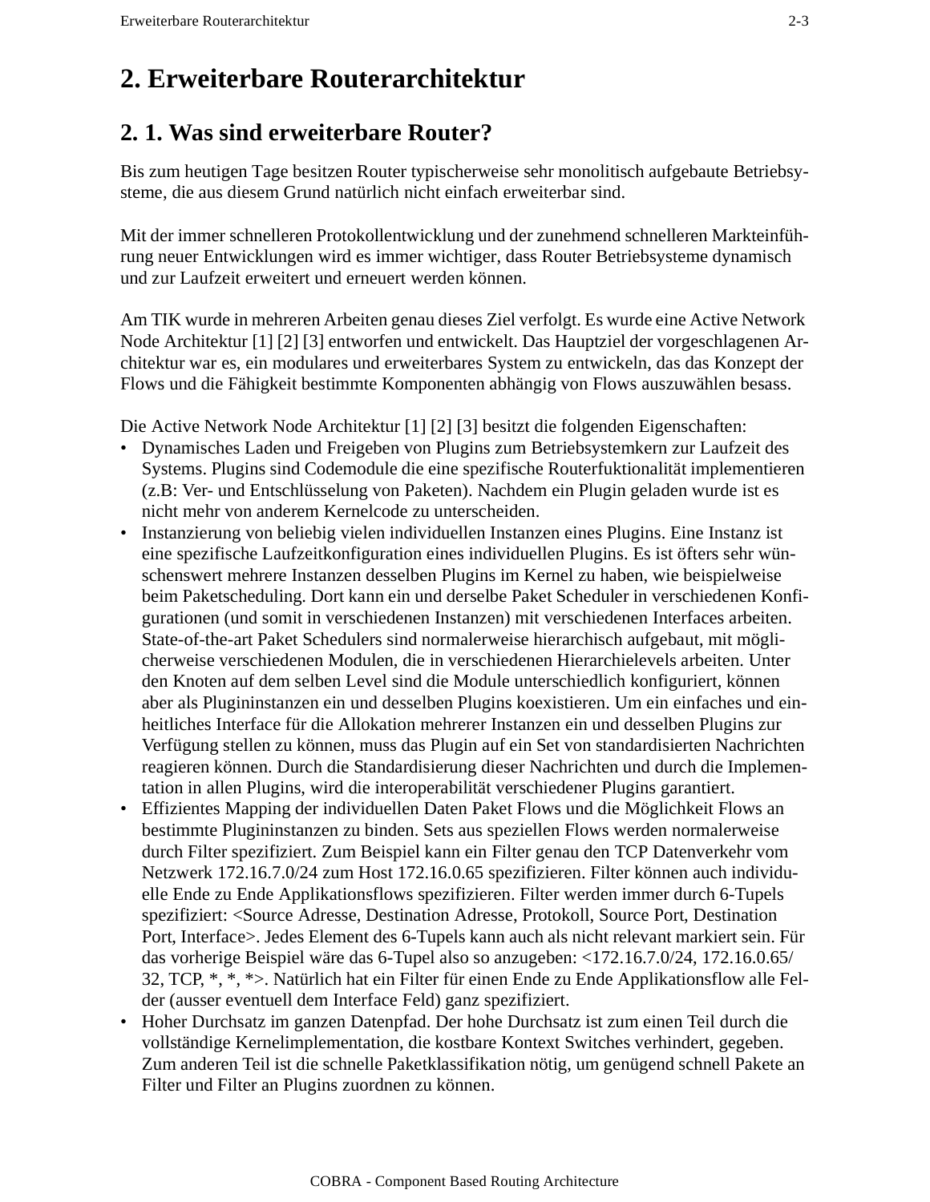# 2. Erweiterbare Routerarchitektur

## 2. 1. Was sind erweiterbare Router?

Bis zum heutigen Tage besitzen Router typischerweise sehr monolitisch aufgebaute Betriebsysteme, die aus diesem Grund natürlich nicht einfach erweiterbar sind.

Mit der immer schnelleren Protokollentwicklung und der zunehmend schnelleren Markteinführung neuer Entwicklungen wird es immer wichtiger, dass Router Betriebsysteme dynamisch und zur Laufzeit erweitert und erneuert werden können.

Am TIK wurde in mehreren Arbeiten genau dieses Ziel verfolgt. Es wurde eine Active Network Node Architektur [1] [2] [3] entworfen und entwickelt. Das Hauptziel der vorgeschlagenen Architektur war es, ein modulares und erweiterbares System zu entwickeln, das das Konzept der Flows und die Fähigkeit bestimmte Komponenten abhängig von Flows auszuwählen besass.

Die Active Network Node Architektur [1] [2] [3] besitzt die folgenden Eigenschaften:

- Dynamisches Laden und Freigeben von Plugins zum Betriebsystemkern zur Laufzeit des Systems. Plugins sind Codemodule die eine spezifische Routerfuktionalität implementieren (z.B: Ver- und Entschlüsselung von Paketen). Nachdem ein Plugin geladen wurde ist es nicht mehr von anderem Kernelcode zu unterscheiden.
- Instanzierung von beliebig vielen individuellen Instanzen eines Plugins. Eine Instanz ist eine spezifische Laufzeitkonfiguration eines individuellen Plugins. Es ist öfters sehr wünschenswert mehrere Instanzen desselben Plugins im Kernel zu haben, wie beispielweise beim Paketscheduling. Dort kann ein und derselbe Paket Scheduler in verschiedenen Konfigurationen (und somit in verschiedenen Instanzen) mit verschiedenen Interfaces arbeiten. State-of-the-art Paket Schedulers sind normalerweise hierarchisch aufgebaut, mit möglicherweise verschiedenen Modulen, die in verschiedenen Hierarchielevels arbeiten. Unter den Knoten auf dem selben Level sind die Module unterschiedlich konfiguriert, können aber als Plugininstanzen ein und desselben Plugins koexistieren. Um ein einfaches und einheitliches Interface für die Allokation mehrerer Instanzen ein und desselben Plugins zur Verfügung stellen zu können, muss das Plugin auf ein Set von standardisierten Nachrichten reagieren können. Durch die Standardisierung dieser Nachrichten und durch die Implementation in allen Plugins, wird die interoperabilität verschiedener Plugins garantiert.
- Effizientes Mapping der individuellen Daten Paket Flows und die Möglichkeit Flows an bestimmte Plugininstanzen zu binden. Sets aus speziellen Flows werden normalerweise durch Filter spezifiziert. Zum Beispiel kann ein Filter genau den TCP Datenverkehr vom Netzwerk 172.16.7.0/24 zum Host 172.16.0.65 spezifizieren. Filter können auch individuelle Ende zu Ende Applikationsflows spezifizieren. Filter werden immer durch 6-Tupels spezifiziert: <Source Adresse, Destination Adresse, Protokoll, Source Port, Destination Port, Interface>. Jedes Element des 6-Tupels kann auch als nicht relevant markiert sein. Für das vorherige Beispiel wäre das 6-Tupel also so anzugeben: <172.16.7.0/24, 172.16.0.65/32, TCP, *, *, *>. Natürlich hat ein Filter für einen Ende zu Ende Applikationsflow alle Felder (ausser eventuell dem Interface Feld) ganz spezifiziert.
- Hoher Durchsatz im ganzen Datenpfad. Der hohe Durchsatz ist zum einen Teil durch die vollständige Kernelimplementation, die kostbare Kontext Switches verhindert, gegeben. Zum anderen Teil ist die schnelle Paketklassifikation nötig, um genügend schnell Pakete an Filter und Filter an Plugins zuordnen zu können.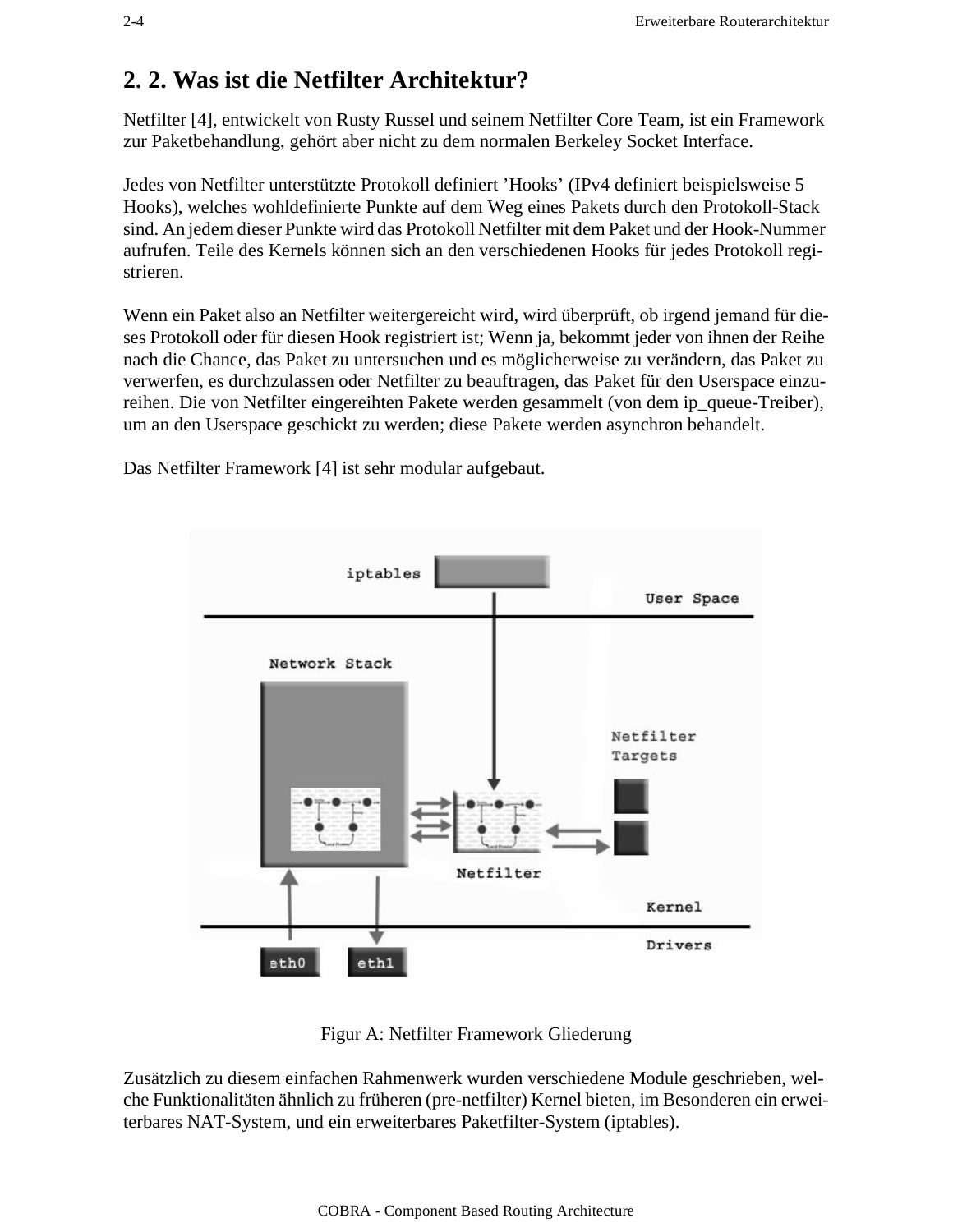## 2. 2. Was ist die Netfilter Architektur?

Netfilter [4], entwickelt von Rusty Russel und seinem Netfilter Core Team, ist ein Framework zur Paketbehandlung, gehört aber nicht zu dem normalen Berkeley Socket Interface.

Jedes von Netfilter unterstützte Protokoll definiert ’Hooks’ (IPv4 definiert beispielsweise 5 Hooks), welches wohldefinierte Punkte auf dem Weg eines Pakets durch den Protokoll-Stack sind. An jedem dieser Punkte wird das Protokoll Netfilter mit dem Paket und der Hook-Nummer aufrufen. Teile des Kernels können sich an den verschiedenen Hooks für jedes Protokoll registrieren.

Wenn ein Paket also an Netfilter weitergereicht wird, wird überprüft, ob irgend jemand für dieses Protokoll oder für diesen Hook registriert ist; Wenn ja, bekommt jeder von ihnen der Reihe nach die Chance, das Paket zu untersuchen und es möglicherweise zu verändern, das Paket zu verwerfen, es durchzulassen oder Netfilter zu beauftragen, das Paket für den Userspace einzureihen. Die von Netfilter eingereihten Pakete werden gesammelt (von dem ip_queue-Treiber), um an den Userspace geschickt zu werden; diese Pakete werden asynchron behandelt.

Das Netfilter Framework [4] ist sehr modular aufgebaut.

Figur A: Netfilter Framework Gliederung

Zusätzlich zu diesem einfachen Rahmenwerk wurden verschiedene Module geschrieben, welche Funktionalitäten ähnlich zu früheren (pre-netfilter) Kernel bieten, im Besonderen ein erweiterbares NAT-System, und ein erweiterbares Paketfilter-System (iptables).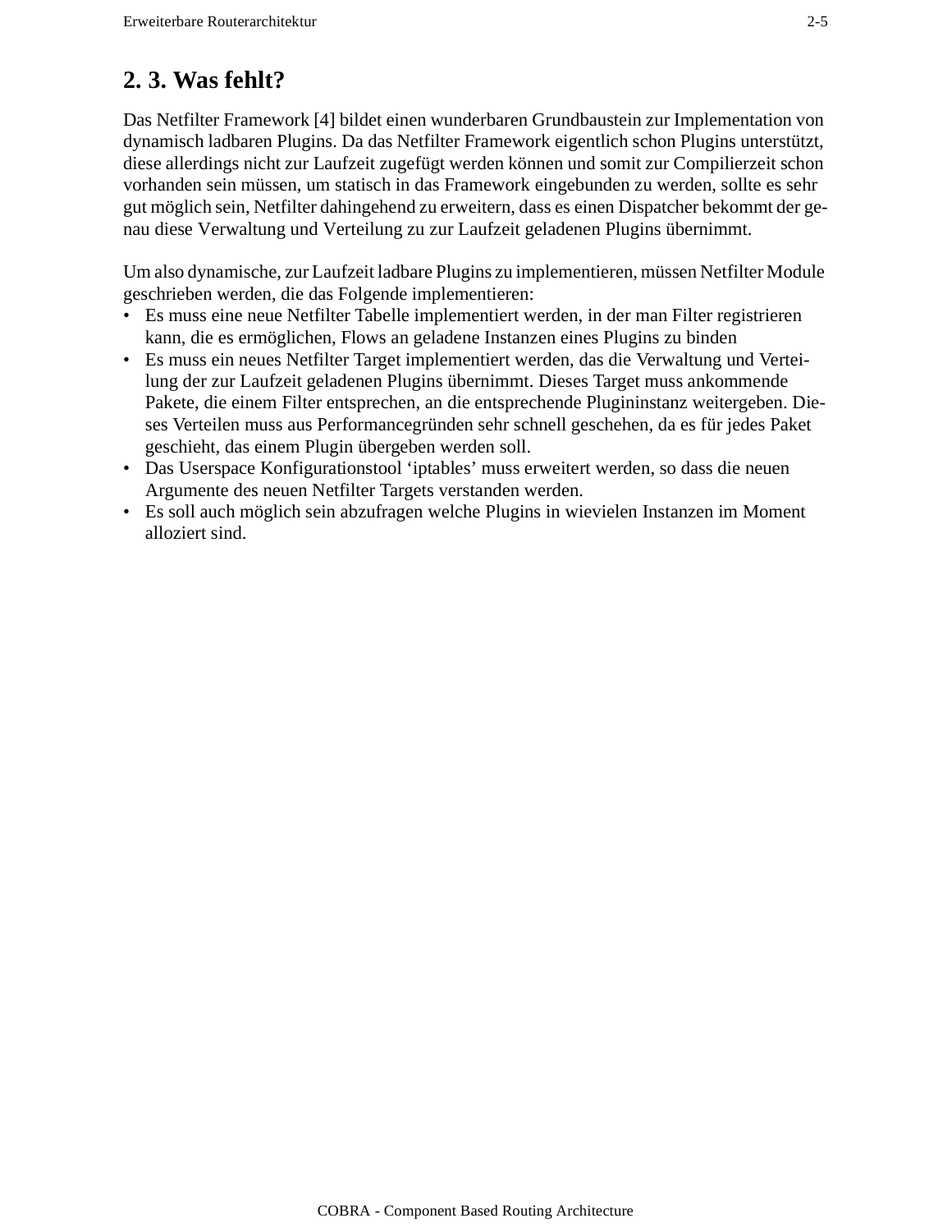## 2. 3. Was fehlt?

Das Netfilter Framework [4] bildet einen wunderbaren Grundbaustein zur Implementation von dynamisch ladbaren Plugins. Da das Netfilter Framework eigentlich schon Plugins unterstützt, diese allerdings nicht zur Laufzeit zugefügt werden können und somit zur Compilierzeit schon vorhanden sein müssen, um statisch in das Framework eingebunden zu werden, sollte es sehr gut möglich sein, Netfilter dahingehend zu erweitern, dass es einen Dispatcher bekommt der genau diese Verwaltung und Verteilung zu zur Laufzeit geladenen Plugins übernimmt.

Um also dynamische, zur Laufzeit ladbare Plugins zu implementieren, müssen Netfilter Module geschrieben werden, die das Folgende implementieren:

- Es muss eine neue Netfilter Tabelle implementiert werden, in der man Filter registrieren kann, die es ermöglichen, Flows an geladene Instanzen eines Plugins zu binden
- Es muss ein neues Netfilter Target implementiert werden, das die Verwaltung und Verteilung der zur Laufzeit geladenen Plugins übernimmt. Dieses Target muss ankommende Pakete, die einem Filter entsprechen, an die entsprechende Plugininstanz weitergeben. Dieses Verteilen muss aus Performancegründen sehr schnell geschehen, da es für jedes Paket geschieht, das einem Plugin übergeben werden soll.
- Das Userspace Konfigurationstool ‘iptables’ muss erweitert werden, so dass die neuen Argumente des neuen Netfilter Targets verstanden werden.
- Es soll auch möglich sein abzufragen welche Plugins in wievielen Instanzen im Moment alloziert sind.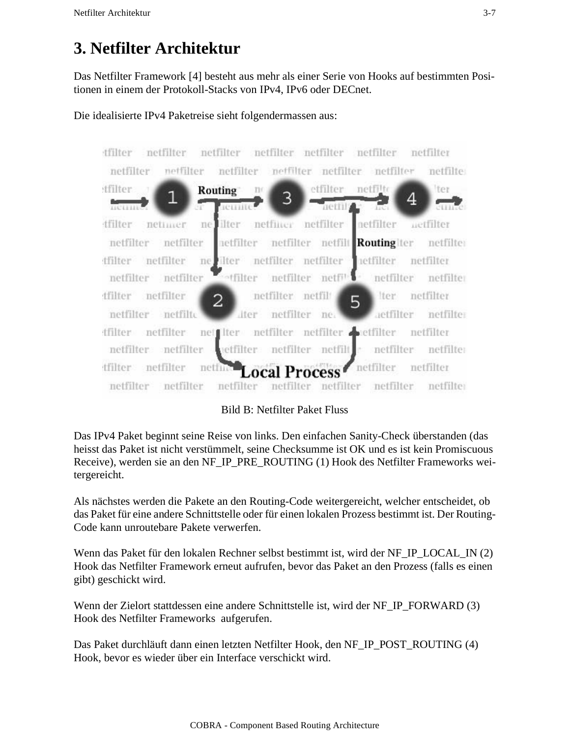# 3. Netfilter Architektur

Das Netfilter Framework [4] besteht aus mehr als einer Serie von Hooks auf bestimmten Positionen in einem der Protokoll-Stacks von IPv4, IPv6 oder DECnet.

Die idealisierte IPv4 Paketreise sieht folgendermassen aus:

Bild B: Netfilter Paket Fluss

Das IPv4 Paket beginnt seine Reise von links. Den einfachen Sanity-Check überstanden (das heisst das Paket ist nicht verstümmelt, seine Checksumme ist OK und es ist kein Promiscuous Receive), werden sie an den NF_IP_PRE_ROUTING (1) Hook des Netfilter Frameworks weitergereicht.

Als nächstes werden die Pakete an den Routing-Code weitergereicht, welcher entscheidet, ob das Paket für eine andere Schnittstelle oder für einen lokalen Prozess bestimmt ist. Der Routing-Code kann unroutebare Pakete verwerfen.

Wenn das Paket für den lokalen Rechner selbst bestimmt ist, wird der NF_IP_LOCAL_IN (2) Hook das Netfilter Framework erneut aufrufen, bevor das Paket an den Prozess (falls es einen gibt) geschickt wird.

Wenn der Zielort stattdessen eine andere Schnittstelle ist, wird der NF_IP_FORWARD (3) Hook des Netfilter Frameworks aufgerufen.

Das Paket durchläuft dann einen letzten Netfilter Hook, den NF_IP_POST_ROUTING (4) Hook, bevor es wieder über ein Interface verschickt wird.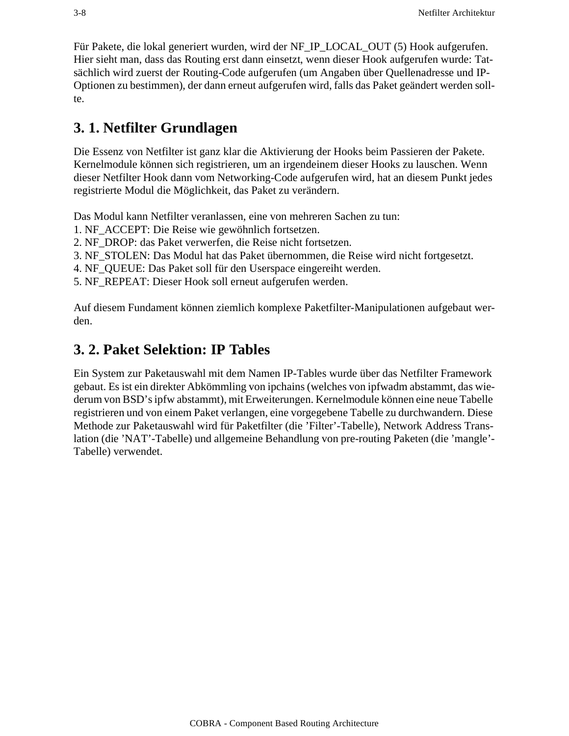Für Pakete, die lokal generiert wurden, wird der NF_IP_LOCAL_OUT (5) Hook aufgerufen. Hier sieht man, dass das Routing erst dann einsetzt, wenn dieser Hook aufgerufen wurde: Tatsächlich wird zuerst der Routing-Code aufgerufen (um Angaben über Quellenadresse und IP-Optionen zu bestimmen), der dann erneut aufgerufen wird, falls das Paket geändert werden sollte.

## 3. 1. Netfilter Grundlagen

Die Essenz von Netfilter ist ganz klar die Aktivierung der Hooks beim Passieren der Pakete. Kernelmodule können sich registrieren, um an irgendeinem dieser Hooks zu lauschen. Wenn dieser Netfilter Hook dann vom Networking-Code aufgerufen wird, hat an diesem Punkt jedes registrierte Modul die Möglichkeit, das Paket zu verändern.

Das Modul kann Netfilter veranlassen, eine von mehreren Sachen zu tun:
1. NF_ACCEPT: Die Reise wie gewöhnlich fortsetzen.
2. NF_DROP: das Paket verwerfen, die Reise nicht fortsetzen.
3. NF_STOLEN: Das Modul hat das Paket übernommen, die Reise wird nicht fortgesetzt.
4. NF_QUEUE: Das Paket soll für den Userspace eingereiht werden.
5. NF_REPEAT: Dieser Hook soll erneut aufgerufen werden.

Auf diesem Fundament können ziemlich komplexe Paketfilter-Manipulationen aufgebaut werden.

## 3. 2. Paket Selektion: IP Tables

Ein System zur Paketauswahl mit dem Namen IP-Tables wurde über das Netfilter Framework gebaut. Es ist ein direkter Abkömmling von ipchains (welches von ipfwadm abstammt, das wiederum von BSD's ipfw abstammt), mit Erweiterungen. Kernelmodule können eine neue Tabelle registrieren und von einem Paket verlangen, eine vorgegebene Tabelle zu durchwandern. Diese Methode zur Paketauswahl wird für Paketfilter (die 'Filter'-Tabelle), Network Address Translation (die 'NAT'-Tabelle) und allgemeine Behandlung von pre-routing Paketen (die 'mangle'-Tabelle) verwendet.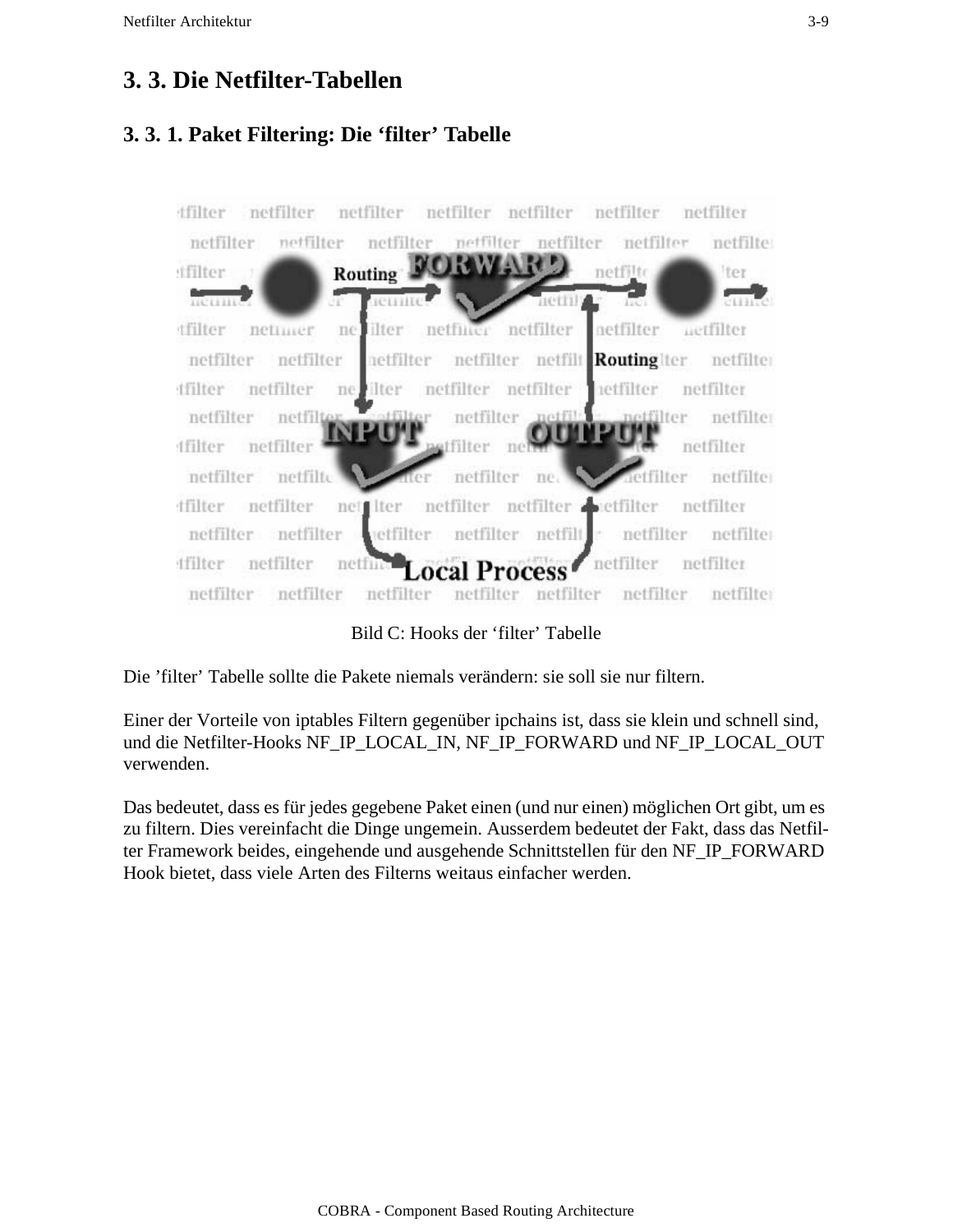# 3. 3. Die Netfilter-Tabellen

## 3. 3. 1. Paket Filtering: Die ‘filter’ Tabelle

Bild C: Hooks der ‘filter’ Tabelle

Die ’filter’ Tabelle sollte die Pakete niemals verändern: sie soll sie nur filtern.

Einer der Vorteile von iptables Filtern gegenüber ipchains ist, dass sie klein und schnell sind, und die Netfilter-Hooks NF_IP_LOCAL_IN, NF_IP_FORWARD und NF_IP_LOCAL_OUT verwenden.

Das bedeutet, dass es für jedes gegebene Paket einen (und nur einen) möglichen Ort gibt, um es zu filtern. Dies vereinfacht die Dinge ungemein. Ausserdem bedeutet der Fakt, dass das Netfilter Framework beides, eingehende und ausgehende Schnittstellen für den NF_IP_FORWARD Hook bietet, dass viele Arten des Filterns weitaus einfacher werden.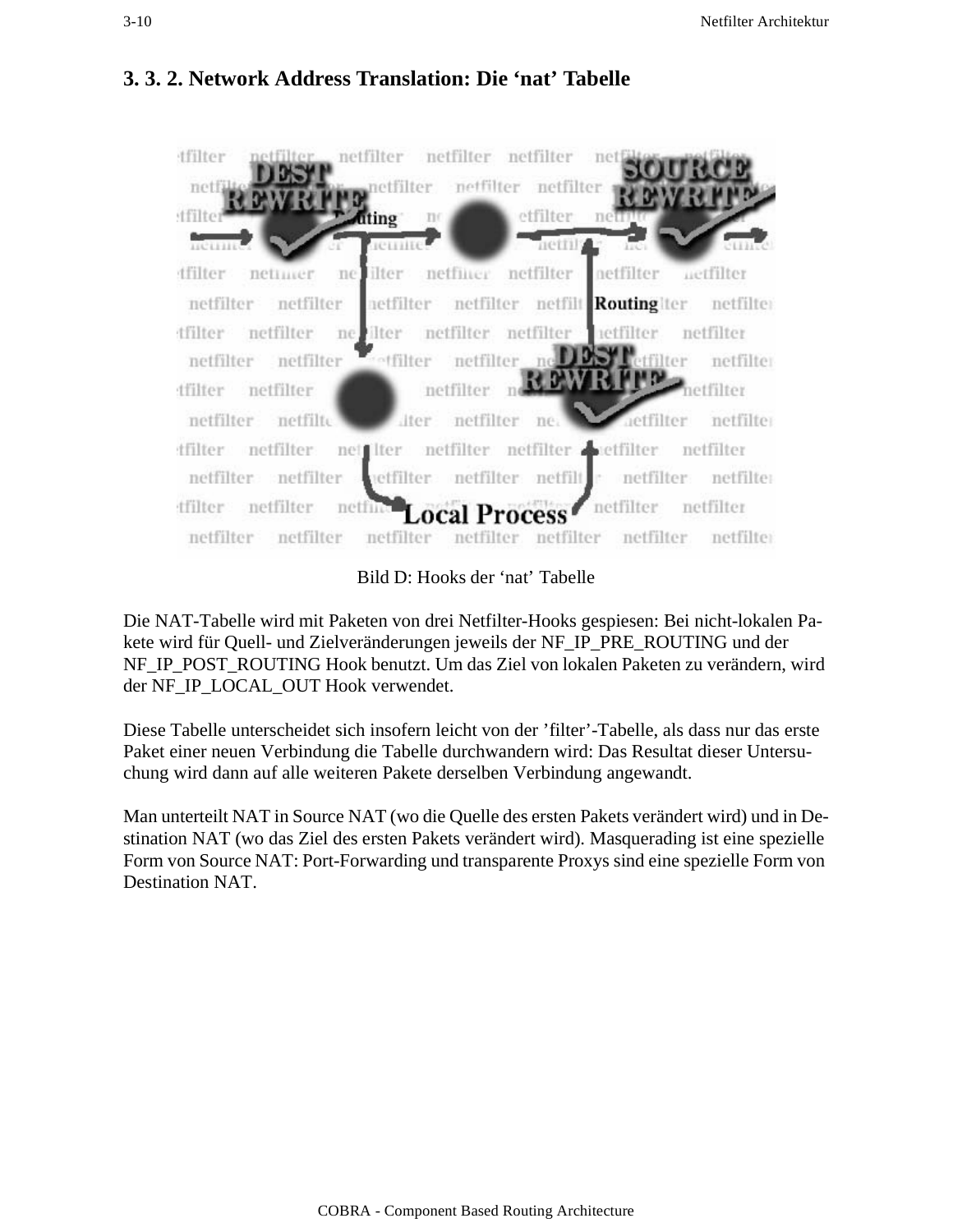### 3. 3. 2. Network Address Translation: Die ‘nat’ Tabelle

Bild D: Hooks der ‘nat’ Tabelle

Die NAT-Tabelle wird mit Paketen von drei Netfilter-Hooks gespiesen: Bei nicht-lokalen Pakete wird für Quell- und Zielveränderungen jeweils der NF_IP_PRE_ROUTING und der NF_IP_POST_ROUTING Hook benutzt. Um das Ziel von lokalen Paketen zu verändern, wird der NF_IP_LOCAL_OUT Hook verwendet.

Diese Tabelle unterscheidet sich insofern leicht von der ’filter’-Tabelle, als dass nur das erste Paket einer neuen Verbindung die Tabelle durchwandern wird: Das Resultat dieser Untersuchung wird dann auf alle weiteren Pakete derselben Verbindung angewandt.

Man unterteilt NAT in Source NAT (wo die Quelle des ersten Pakets verändert wird) und in Destination NAT (wo das Ziel des ersten Pakets verändert wird). Masquerading ist eine spezielle Form von Source NAT: Port-Forwarding und transparente Proxys sind eine spezielle Form von Destination NAT.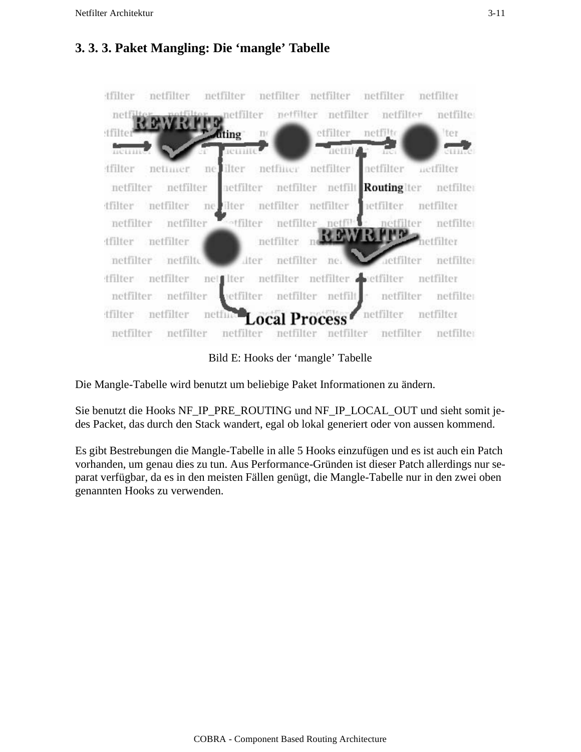### 3. 3. 3. Paket Mangling: Die ‘mangle’ Tabelle

Bild E: Hooks der ‘mangle’ Tabelle

Die Mangle-Tabelle wird benutzt um beliebige Paket Informationen zu ändern.

Sie benutzt die Hooks NF_IP_PRE_ROUTING und NF_IP_LOCAL_OUT und sieht somit jedes Packet, das durch den Stack wandert, egal ob lokal generiert oder von aussen kommend.

Es gibt Bestrebungen die Mangle-Tabelle in alle 5 Hooks einzufügen und es ist auch ein Patch vorhanden, um genau dies zu tun. Aus Performance-Gründen ist dieser Patch allerdings nur separat verfügbar, da es in den meisten Fällen genügt, die Mangle-Tabelle nur in den zwei oben genannten Hooks zu verwenden.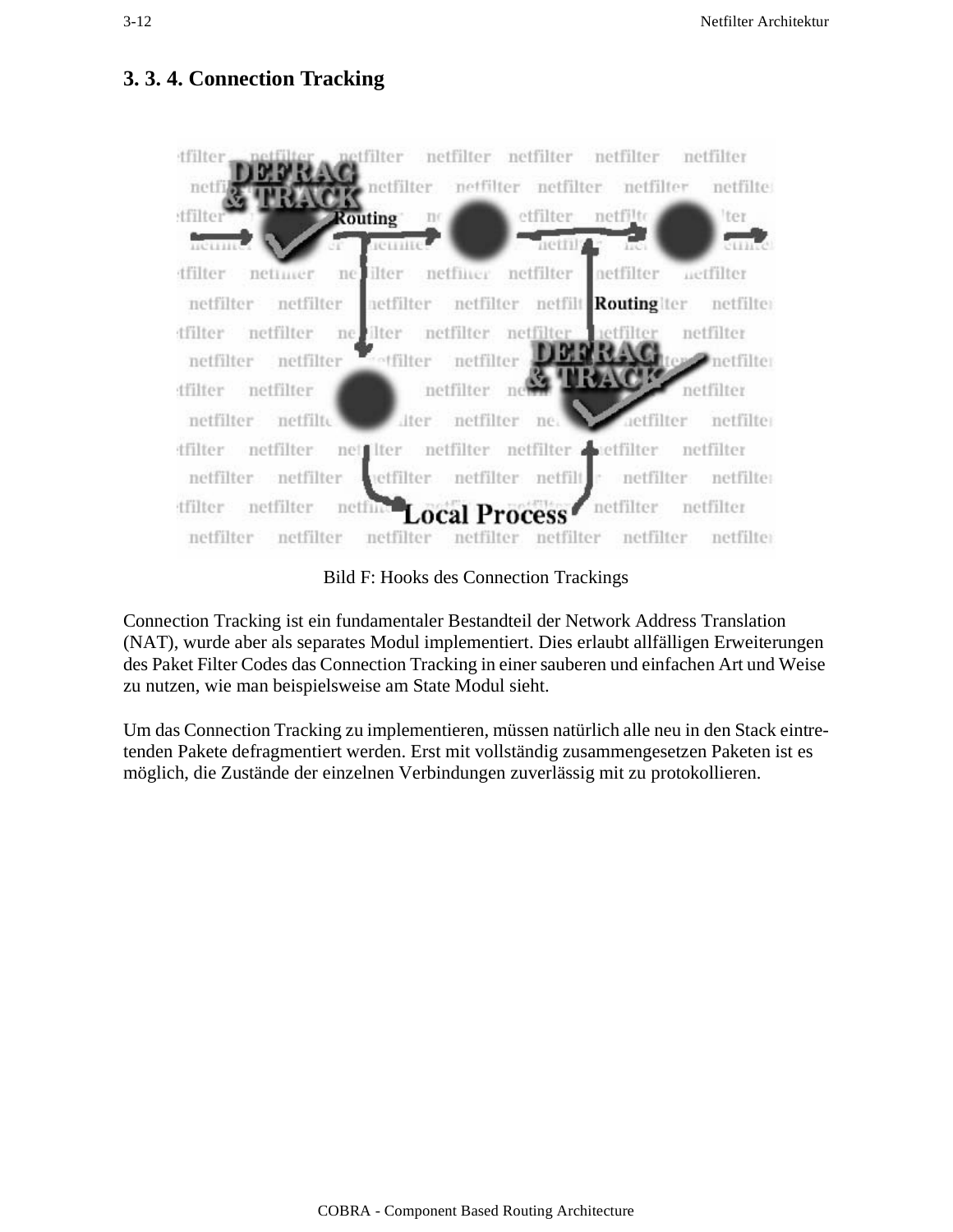### 3. 3. 4. Connection Tracking

Bild F: Hooks des Connection Trackings

Connection Tracking ist ein fundamentaler Bestandteil der Network Address Translation (NAT), wurde aber als separates Modul implementiert. Dies erlaubt allfälligen Erweiterungen des Paket Filter Codes das Connection Tracking in einer sauberen und einfachen Art und Weise zu nutzen, wie man beispielsweise am State Modul sieht.

Um das Connection Tracking zu implementieren, müssen natürlich alle neu in den Stack eintretenden Pakete defragmentiert werden. Erst mit vollständig zusammengesetzen Paketen ist es möglich, die Zustände der einzelnen Verbindungen zuverlässig mit zu protokollieren.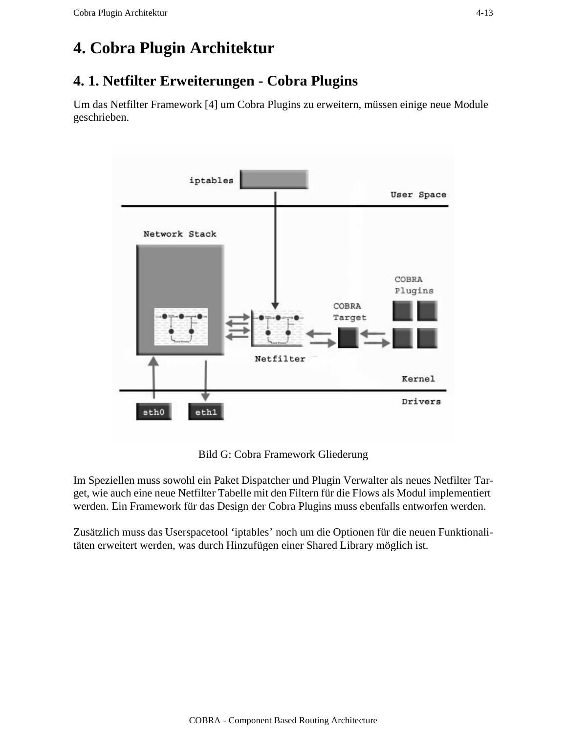# 4. Cobra Plugin Architektur

## 4. 1. Netfilter Erweiterungen - Cobra Plugins

Um das Netfilter Framework [4] um Cobra Plugins zu erweitern, müssen einige neue Module geschrieben.

Bild G: Cobra Framework Gliederung

Im Speziellen muss sowohl ein Paket Dispatcher und Plugin Verwalter als neues Netfilter Target, wie auch eine neue Netfilter Tabelle mit den Filtern für die Flows als Modul implementiert werden. Ein Framework für das Design der Cobra Plugins muss ebenfalls entworfen werden.

Zusätzlich muss das Userspacetool 'iptables' noch um die Optionen für die neuen Funktionalitäten erweitert werden, was durch Hinzufügen einer Shared Library möglich ist.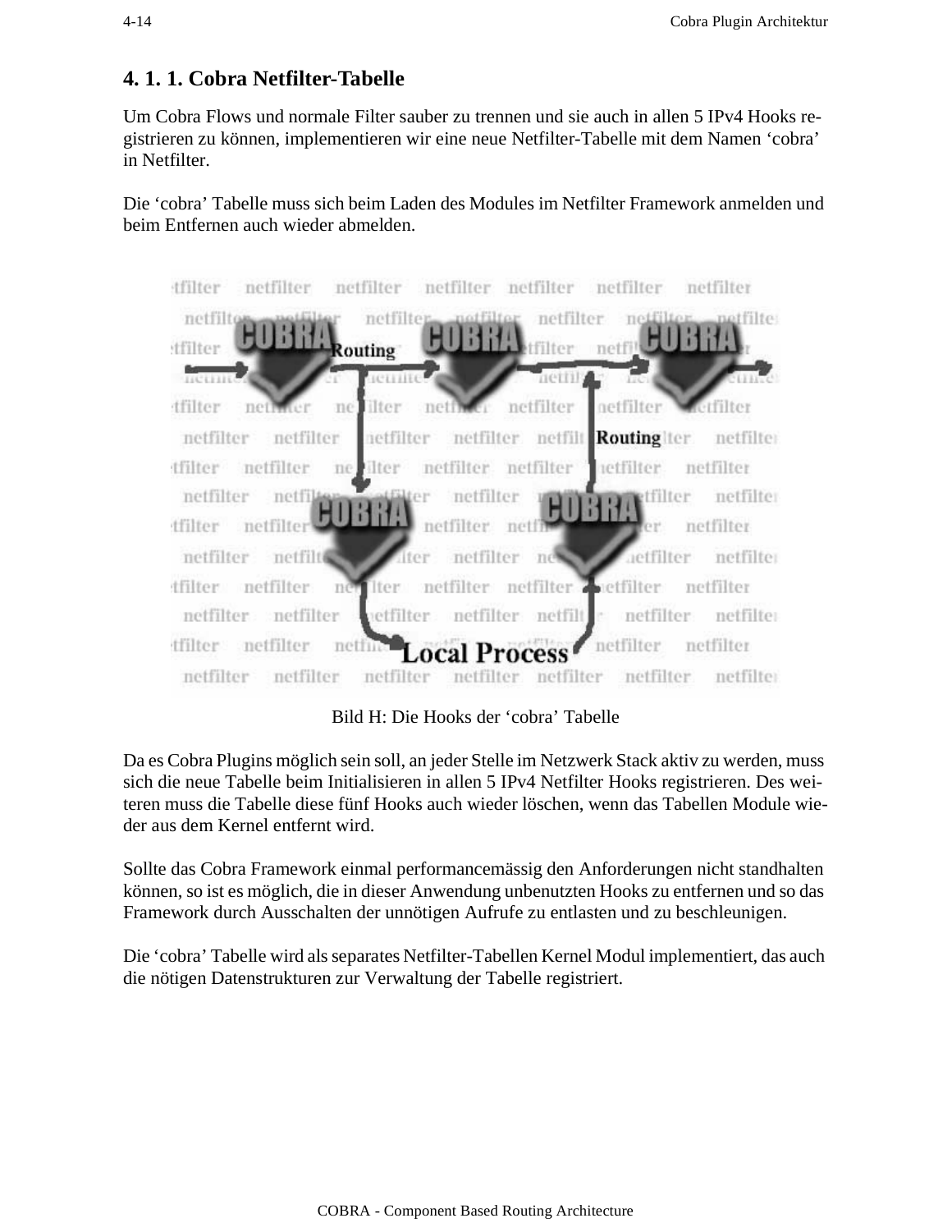### 4. 1. 1. Cobra Netfilter-Tabelle

Um Cobra Flows und normale Filter sauber zu trennen und sie auch in allen 5 IPv4 Hooks registrieren zu können, implementieren wir eine neue Netfilter-Tabelle mit dem Namen 'cobra' in Netfilter.

Die 'cobra' Tabelle muss sich beim Laden des Modules im Netfilter Framework anmelden und beim Entfernen auch wieder abmelden.

Bild H: Die Hooks der 'cobra' Tabelle

Da es Cobra Plugins möglich sein soll, an jeder Stelle im Netzwerk Stack aktiv zu werden, muss sich die neue Tabelle beim Initialisieren in allen 5 IPv4 Netfilter Hooks registrieren. Des weiteren muss die Tabelle diese fünf Hooks auch wieder löschen, wenn das Tabellen Module wieder aus dem Kernel entfernt wird.

Sollte das Cobra Framework einmal performancemässig den Anforderungen nicht standhalten können, so ist es möglich, die in dieser Anwendung unbenutzten Hooks zu entfernen und so das Framework durch Ausschalten der unnötigen Aufrufe zu entlasten und zu beschleunigen.

Die 'cobra' Tabelle wird als separates Netfilter-Tabellen Kernel Modul implementiert, das auch die nötigen Datenstrukturen zur Verwaltung der Tabelle registriert.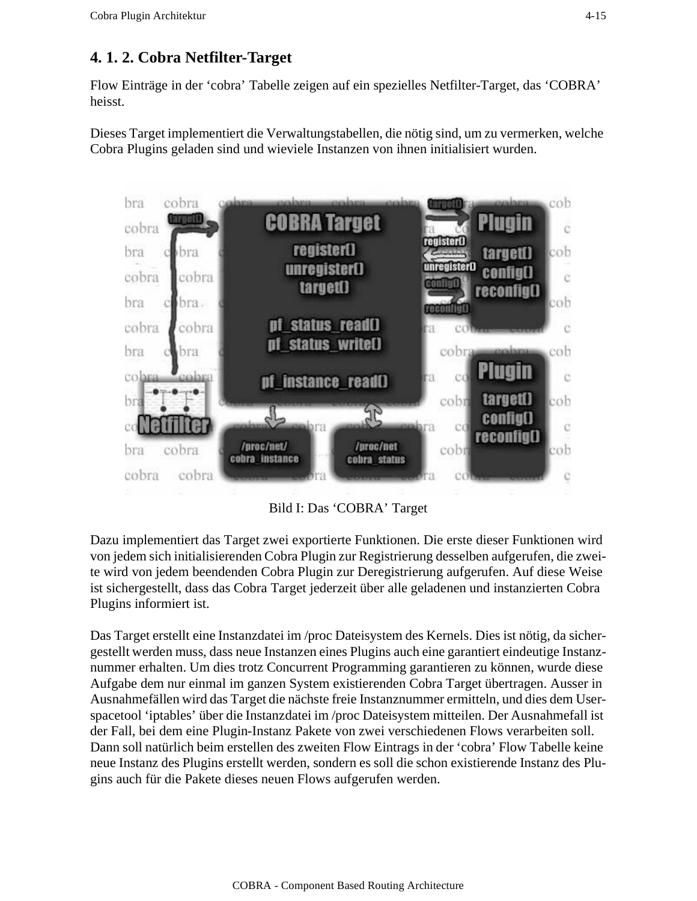## 4. 1. 2. Cobra Netfilter-Target

Flow Einträge in der ‘cobra’ Tabelle zeigen auf ein spezielles Netfilter-Target, das ‘COBRA’ heisst.

Dieses Target implementiert die Verwaltungstabellen, die nötig sind, um zu vermerken, welche Cobra Plugins geladen sind und wieviele Instanzen von ihnen initialisiert wurden.

Bild I: Das ‘COBRA’ Target

Dazu implementiert das Target zwei exportierte Funktionen. Die erste dieser Funktionen wird von jedem sich initialisierenden Cobra Plugin zur Registrierung desselben aufgerufen, die zweite wird von jedem beendenden Cobra Plugin zur Deregistrierung aufgerufen. Auf diese Weise ist sichergestellt, dass das Cobra Target jederzeit über alle geladenen und instanzierten Cobra Plugins informiert ist.

Das Target erstellt eine Instanzdatei im /proc Dateisystem des Kernels. Dies ist nötig, da sichergestellt werden muss, dass neue Instanzen eines Plugins auch eine garantiert eindeutige Instanznummer erhalten. Um dies trotz Concurrent Programming garantieren zu können, wurde diese Aufgabe dem nur einmal im ganzen System existierenden Cobra Target übertragen. Ausser in Ausnahmefällen wird das Target die nächste freie Instanznummer ermitteln, und dies dem Userspacetool ‘iptables’ über die Instanzdatei im /proc Dateisystem mitteilen. Der Ausnahmefall ist der Fall, bei dem eine Plugin-Instanz Pakete von zwei verschiedenen Flows verarbeiten soll. Dann soll natürlich beim erstellen des zweiten Flow Eintrags in der ‘cobra’ Flow Tabelle keine neue Instanz des Plugins erstellt werden, sondern es soll die schon existierende Instanz des Plugins auch für die Pakete dieses neuen Flows aufgerufen werden.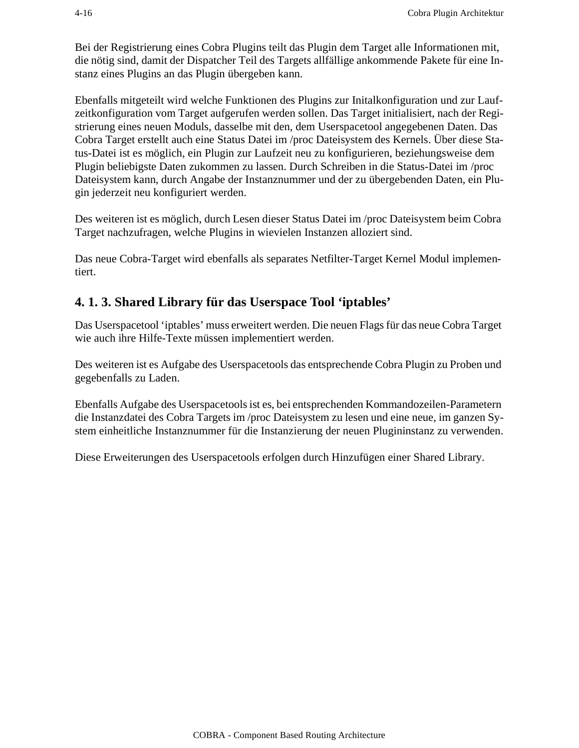Bei der Registrierung eines Cobra Plugins teilt das Plugin dem Target alle Informationen mit, die nötig sind, damit der Dispatcher Teil des Targets allfällige ankommende Pakete für eine Instanz eines Plugins an das Plugin übergeben kann.

Ebenfalls mitgeteilt wird welche Funktionen des Plugins zur Initalkonfiguration und zur Laufzeitkonfiguration vom Target aufgerufen werden sollen. Das Target initialisiert, nach der Registrierung eines neuen Moduls, dasselbe mit den, dem Userspacetool angegebenen Daten. Das Cobra Target erstellt auch eine Status Datei im /proc Dateisystem des Kernels. Über diese Status-Datei ist es möglich, ein Plugin zur Laufzeit neu zu konfigurieren, beziehungsweise dem Plugin beliebigste Daten zukommen zu lassen. Durch Schreiben in die Status-Datei im /proc Dateisystem kann, durch Angabe der Instanznummer und der zu übergebenden Daten, ein Plugin jederzeit neu konfiguriert werden.

Des weiteren ist es möglich, durch Lesen dieser Status Datei im /proc Dateisystem beim Cobra Target nachzufragen, welche Plugins in wievielen Instanzen alloziert sind.

Das neue Cobra-Target wird ebenfalls als separates Netfilter-Target Kernel Modul implementiert.

### 4. 1. 3. Shared Library für das Userspace Tool ‘iptables’

Das Userspacetool ‘iptables’ muss erweitert werden. Die neuen Flags für das neue Cobra Target wie auch ihre Hilfe-Texte müssen implementiert werden.

Des weiteren ist es Aufgabe des Userspacetools das entsprechende Cobra Plugin zu Proben und gegebenfalls zu Laden.

Ebenfalls Aufgabe des Userspacetools ist es, bei entsprechenden Kommandozeilen-Parametern die Instanzdatei des Cobra Targets im /proc Dateisystem zu lesen und eine neue, im ganzen System einheitliche Instanznummer für die Instanzierung der neuen Plugininstanz zu verwenden.

Diese Erweiterungen des Userspacetools erfolgen durch Hinzufügen einer Shared Library.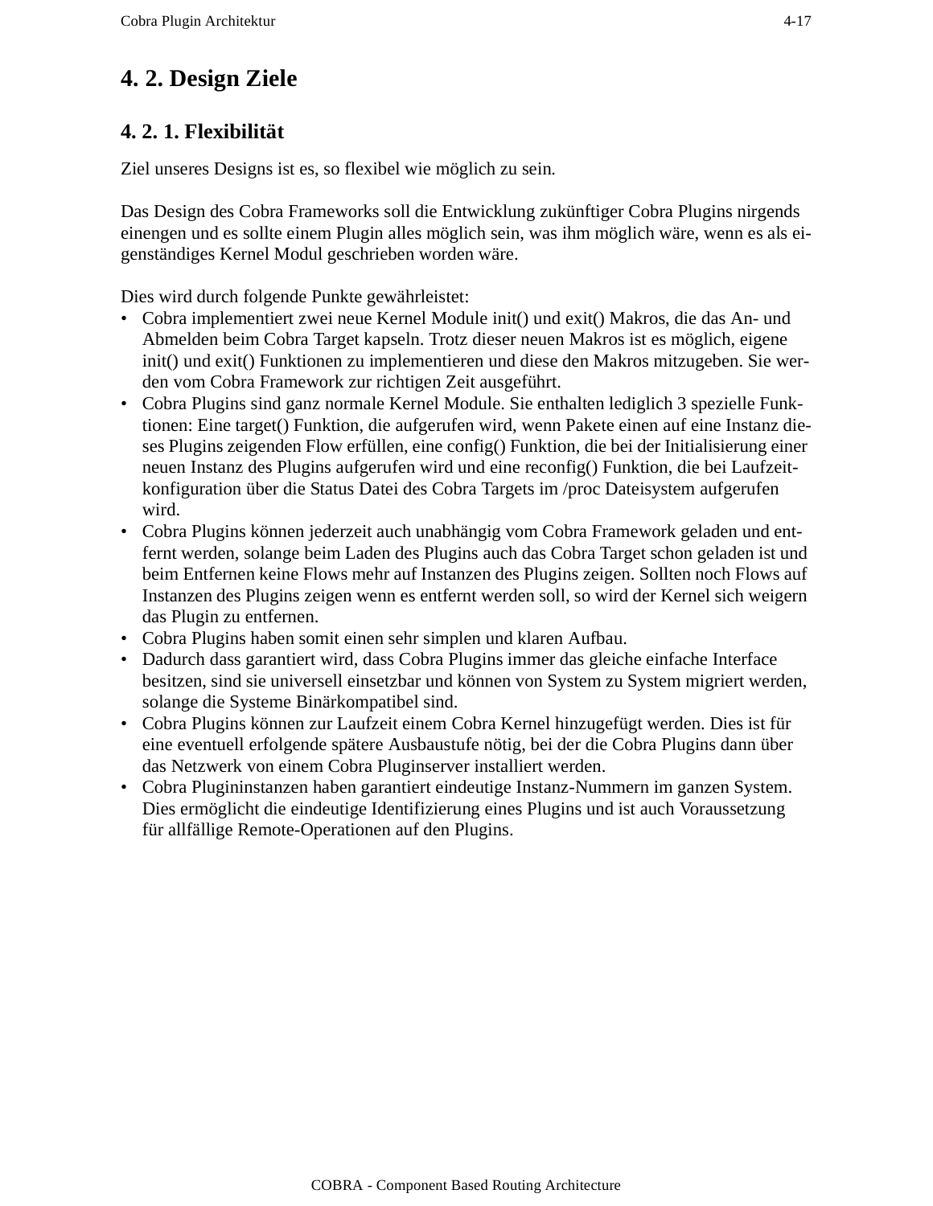## 4. 2. Design Ziele

### 4. 2. 1. Flexibilität

Ziel unseres Designs ist es, so flexibel wie möglich zu sein.

Das Design des Cobra Frameworks soll die Entwicklung zukünftiger Cobra Plugins nirgends einengen und es sollte einem Plugin alles möglich sein, was ihm möglich wäre, wenn es als eigenständiges Kernel Modul geschrieben worden wäre.

Dies wird durch folgende Punkte gewährleistet:

- Cobra implementiert zwei neue Kernel Module init() und exit() Makros, die das An- und Abmelden beim Cobra Target kapseln. Trotz dieser neuen Makros ist es möglich, eigene init() und exit() Funktionen zu implementieren und diese den Makros mitzugeben. Sie werden vom Cobra Framework zur richtigen Zeit ausgeführt.
- Cobra Plugins sind ganz normale Kernel Module. Sie enthalten lediglich 3 spezielle Funktionen: Eine target() Funktion, die aufgerufen wird, wenn Pakete einen auf eine Instanz dieses Plugins zeigenden Flow erfüllen, eine config() Funktion, die bei der Initialisierung einer neuen Instanz des Plugins aufgerufen wird und eine reconfig() Funktion, die bei Laufzeitkonfiguration über die Status Datei des Cobra Targets im /proc Dateisystem aufgerufen wird.
- Cobra Plugins können jederzeit auch unabhängig vom Cobra Framework geladen und entfernt werden, solange beim Laden des Plugins auch das Cobra Target schon geladen ist und beim Entfernen keine Flows mehr auf Instanzen des Plugins zeigen. Sollten noch Flows auf Instanzen des Plugins zeigen wenn es entfernt werden soll, so wird der Kernel sich weigern das Plugin zu entfernen.
- Cobra Plugins haben somit einen sehr simplen und klaren Aufbau.
- Dadurch dass garantiert wird, dass Cobra Plugins immer das gleiche einfache Interface besitzen, sind sie universell einsetzbar und können von System zu System migriert werden, solange die Systeme Binärkompatibel sind.
- Cobra Plugins können zur Laufzeit einem Cobra Kernel hinzugefügt werden. Dies ist für eine eventuell erfolgende spätere Ausbaustufe nötig, bei der die Cobra Plugins dann über das Netzwerk von einem Cobra Pluginserver installiert werden.
- Cobra Plugininstanzen haben garantiert eindeutige Instanz-Nummern im ganzen System. Dies ermöglicht die eindeutige Identifizierung eines Plugins und ist auch Voraussetzung für allfällige Remote-Operationen auf den Plugins.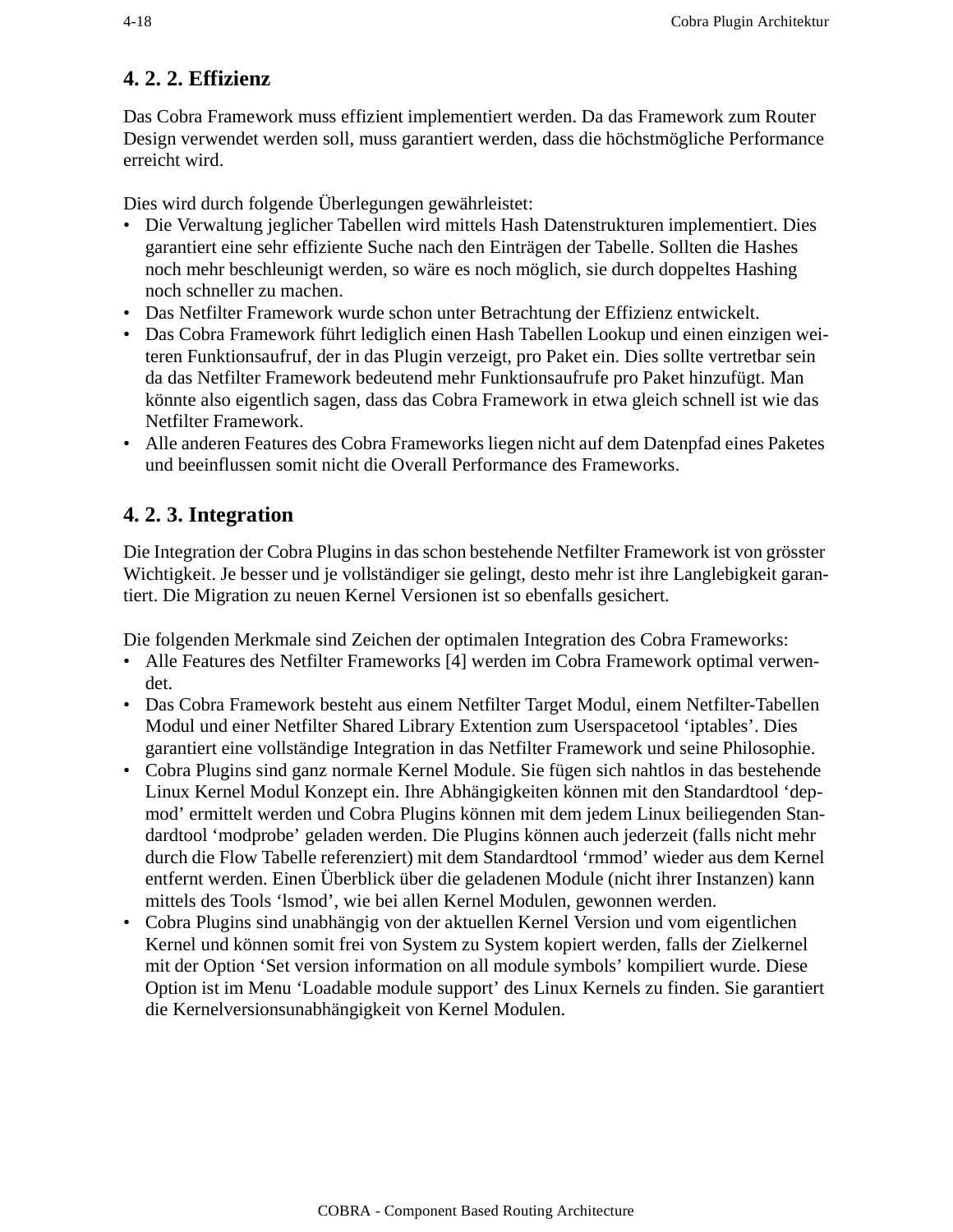### 4. 2. 2. Effizienz

Das Cobra Framework muss effizient implementiert werden. Da das Framework zum Router Design verwendet werden soll, muss garantiert werden, dass die höchstmögliche Performance erreicht wird.

Dies wird durch folgende Überlegungen gewährleistet:

- Die Verwaltung jeglicher Tabellen wird mittels Hash Datenstrukturen implementiert. Dies garantiert eine sehr effiziente Suche nach den Einträgen der Tabelle. Sollten die Hashes noch mehr beschleunigt werden, so wäre es noch möglich, sie durch doppeltes Hashing noch schneller zu machen.
- Das Netfilter Framework wurde schon unter Betrachtung der Effizienz entwickelt.
- Das Cobra Framework führt lediglich einen Hash Tabellen Lookup und einen einzigen weiteren Funktionsaufruf, der in das Plugin verzeigt, pro Paket ein. Dies sollte vertretbar sein da das Netfilter Framework bedeutend mehr Funktionsaufrufe pro Paket hinzufügt. Man könnte also eigentlich sagen, dass das Cobra Framework in etwa gleich schnell ist wie das Netfilter Framework.
- Alle anderen Features des Cobra Frameworks liegen nicht auf dem Datenpfad eines Paketes und beeinflussen somit nicht die Overall Performance des Frameworks.

### 4. 2. 3. Integration

Die Integration der Cobra Plugins in das schon bestehende Netfilter Framework ist von grösster Wichtigkeit. Je besser und je vollständiger sie gelingt, desto mehr ist ihre Langlebigkeit garantiert. Die Migration zu neuen Kernel Versionen ist so ebenfalls gesichert.

Die folgenden Merkmale sind Zeichen der optimalen Integration des Cobra Frameworks:

- Alle Features des Netfilter Frameworks [4] werden im Cobra Framework optimal verwendet.
- Das Cobra Framework besteht aus einem Netfilter Target Modul, einem Netfilter-Tabellen Modul und einer Netfilter Shared Library Extention zum Userspacetool ‘iptables’. Dies garantiert eine vollständige Integration in das Netfilter Framework und seine Philosophie.
- Cobra Plugins sind ganz normale Kernel Module. Sie fügen sich nahtlos in das bestehende Linux Kernel Modul Konzept ein. Ihre Abhängigkeiten können mit den Standardtool ‘depmod’ ermittelt werden und Cobra Plugins können mit dem jedem Linux beiliegenden Standardtool ‘modprobe’ geladen werden. Die Plugins können auch jederzeit (falls nicht mehr durch die Flow Tabelle referenziert) mit dem Standardtool ‘rmmod’ wieder aus dem Kernel entfernt werden. Einen Überblick über die geladenen Module (nicht ihrer Instanzen) kann mittels des Tools ‘lsmod’, wie bei allen Kernel Modulen, gewonnen werden.
- Cobra Plugins sind unabhängig von der aktuellen Kernel Version und vom eigentlichen Kernel und können somit frei von System zu System kopiert werden, falls der Zielkernel mit der Option ‘Set version information on all module symbols’ kompiliert wurde. Diese Option ist im Menu ‘Loadable module support’ des Linux Kernels zu finden. Sie garantiert die Kernelversionsunabhängigkeit von Kernel Modulen.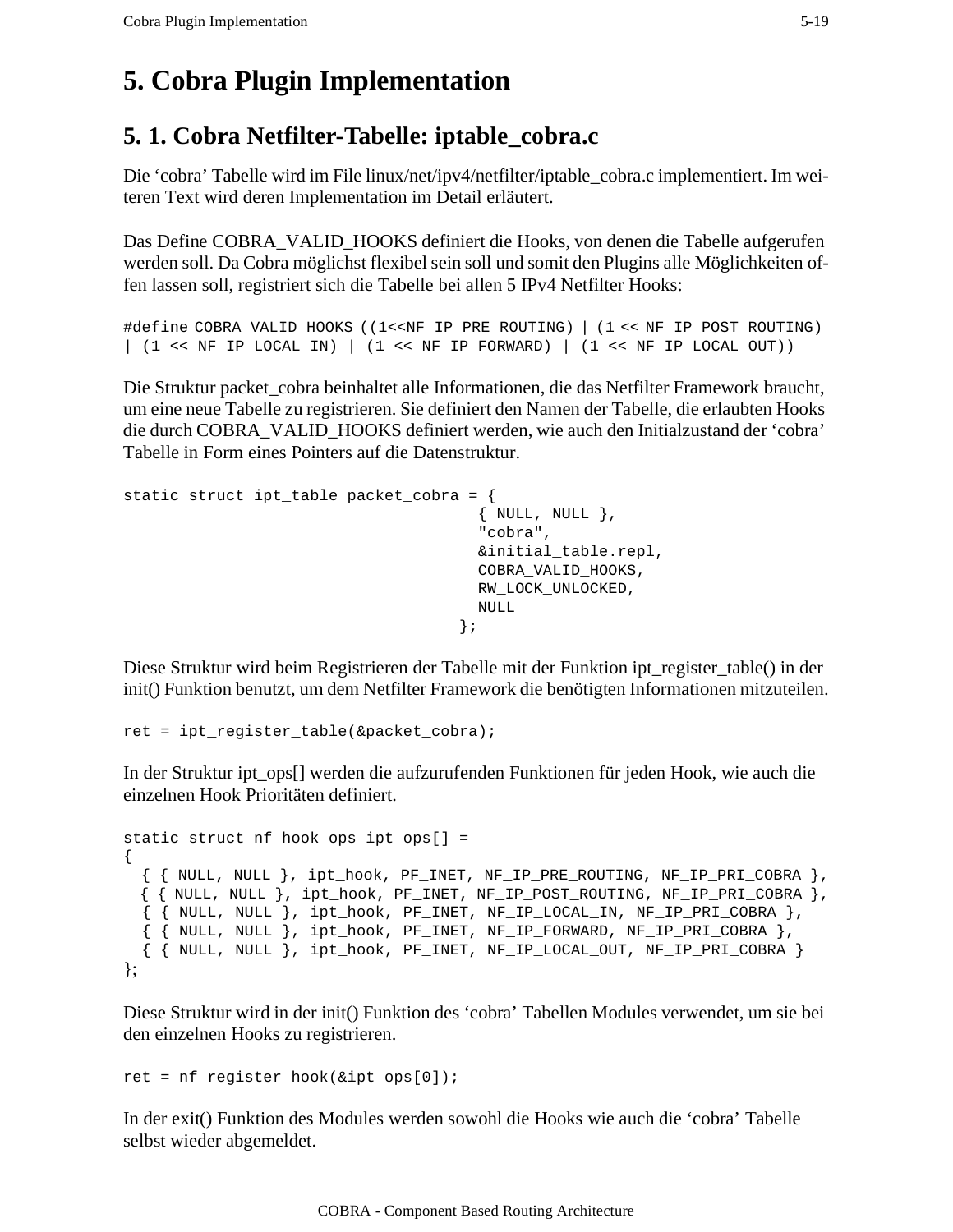# 5. Cobra Plugin Implementation

## 5. 1. Cobra Netfilter-Tabelle: iptable_cobra.c

Die ‘cobra’ Tabelle wird im File linux/net/ipv4/netfilter/iptable_cobra.c implementiert. Im weiteren Text wird deren Implementation im Detail erläutert.

Das Define COBRA_VALID_HOOKS definiert die Hooks, von denen die Tabelle aufgerufen werden soll. Da Cobra möglichst flexibel sein soll und somit den Plugins alle Möglichkeiten offen lassen soll, registriert sich die Tabelle bei allen 5 IPv4 Netfilter Hooks:

```
#define COBRA_VALID_HOOKS ((1<<NF_IP_PRE_ROUTING) | (1 << NF_IP_POST_ROUTING)
| (1 << NF_IP_LOCAL_IN) | (1 << NF_IP_FORWARD) | (1 << NF_IP_LOCAL_OUT))
```

Die Struktur packet_cobra beinhaltet alle Informationen, die das Netfilter Framework braucht, um eine neue Tabelle zu registrieren. Sie definiert den Namen der Tabelle, die erlaubten Hooks die durch COBRA_VALID_HOOKS definiert werden, wie auch den Initialzustand der ‘cobra’ Tabelle in Form eines Pointers auf die Datenstruktur.

```
static struct ipt_table packet_cobra = {
                                        { NULL, NULL },
                                        "cobra",
                                        &initial_table.repl,
                                        COBRA_VALID_HOOKS,
                                        RW_LOCK_UNLOCKED,
                                        NULL
                                      };
```

Diese Struktur wird beim Registrieren der Tabelle mit der Funktion ipt_register_table() in der init() Funktion benutzt, um dem Netfilter Framework die benötigten Informationen mitzuteilen.

```
ret = ipt_register_table(&packet_cobra);
```

In der Struktur ipt_ops[] werden die aufzurufenden Funktionen für jeden Hook, wie auch die einzelnen Hook Prioritäten definiert.

```
static struct nf_hook_ops ipt_ops[] =
{
  { { NULL, NULL }, ipt_hook, PF_INET, NF_IP_PRE_ROUTING, NF_IP_PRI_COBRA },
  { { NULL, NULL }, ipt_hook, PF_INET, NF_IP_POST_ROUTING, NF_IP_PRI_COBRA },
  { { NULL, NULL }, ipt_hook, PF_INET, NF_IP_LOCAL_IN, NF_IP_PRI_COBRA },
  { { NULL, NULL }, ipt_hook, PF_INET, NF_IP_FORWARD, NF_IP_PRI_COBRA },
  { { NULL, NULL }, ipt_hook, PF_INET, NF_IP_LOCAL_OUT, NF_IP_PRI_COBRA }
};
```

Diese Struktur wird in der init() Funktion des ‘cobra’ Tabellen Modules verwendet, um sie bei den einzelnen Hooks zu registrieren.

```
ret = nf_register_hook(&ipt_ops[0]);
```

In der exit() Funktion des Modules werden sowohl die Hooks wie auch die ‘cobra’ Tabelle selbst wieder abgemeldet.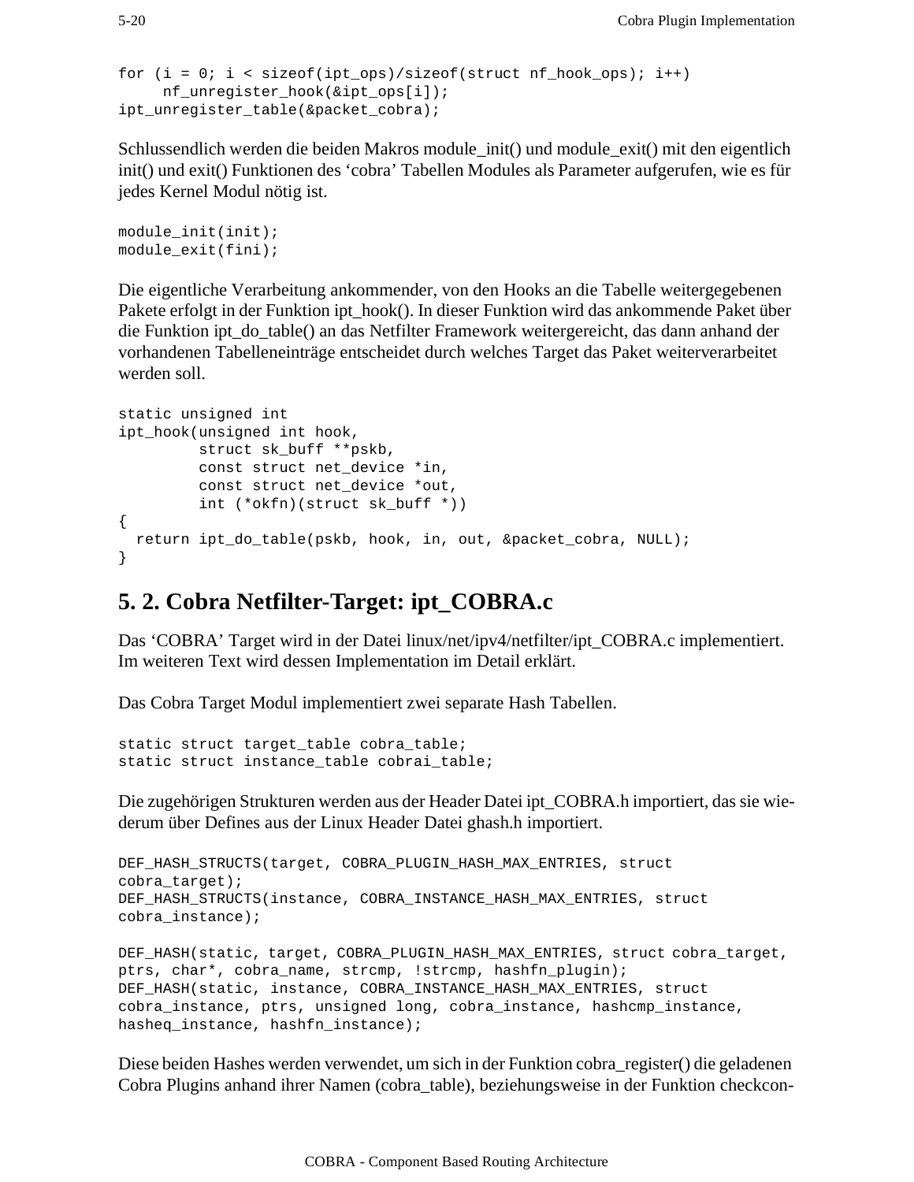```
for (i = 0; i < sizeof(ipt_ops)/sizeof(struct nf_hook_ops); i++)
     nf_unregister_hook(&ipt_ops[i]);
ipt_unregister_table(&packet_cobra);
```

Schlussendlich werden die beiden Makros module_init() und module_exit() mit den eigentlich init() und exit() Funktionen des 'cobra' Tabellen Modules als Parameter aufgerufen, wie es für jedes Kernel Modul nötig ist.

```
module_init(init);
module_exit(fini);
```

Die eigentliche Verarbeitung ankommender, von den Hooks an die Tabelle weitergegebenen Pakete erfolgt in der Funktion ipt_hook(). In dieser Funktion wird das ankommende Paket über die Funktion ipt_do_table() an das Netfilter Framework weitergereicht, das dann anhand der vorhandenen Tabelleneinträge entscheidet durch welches Target das Paket weiterverarbeitet werden soll.

```
static unsigned int
ipt_hook(unsigned int hook,
         struct sk_buff **pskb,
         const struct net_device *in,
         const struct net_device *out,
         int (*okfn)(struct sk_buff *))
{
  return ipt_do_table(pskb, hook, in, out, &packet_cobra, NULL);
}
```

## 5. 2. Cobra Netfilter-Target: ipt_COBRA.c

Das 'COBRA' Target wird in der Datei linux/net/ipv4/netfilter/ipt_COBRA.c implementiert. Im weiteren Text wird dessen Implementation im Detail erklärt.

Das Cobra Target Modul implementiert zwei separate Hash Tabellen.

```
static struct target_table cobra_table;
static struct instance_table cobrai_table;
```

Die zugehörigen Strukturen werden aus der Header Datei ipt_COBRA.h importiert, das sie wiederum über Defines aus der Linux Header Datei ghash.h importiert.

```
DEF_HASH_STRUCTS(target, COBRA_PLUGIN_HASH_MAX_ENTRIES, struct
cobra_target);
DEF_HASH_STRUCTS(instance, COBRA_INSTANCE_HASH_MAX_ENTRIES, struct
cobra_instance);

DEF_HASH(static, target, COBRA_PLUGIN_HASH_MAX_ENTRIES, struct cobra_target,
ptrs, char*, cobra_name, strcmp, !strcmp, hashfn_plugin);
DEF_HASH(static, instance, COBRA_INSTANCE_HASH_MAX_ENTRIES, struct
cobra_instance, ptrs, unsigned long, cobra_instance, hashcmp_instance,
hasheq_instance, hashfn_instance);
```

Diese beiden Hashes werden verwendet, um sich in der Funktion cobra_register() die geladenen Cobra Plugins anhand ihrer Namen (cobra_table), beziehungsweise in der Funktion checkcon-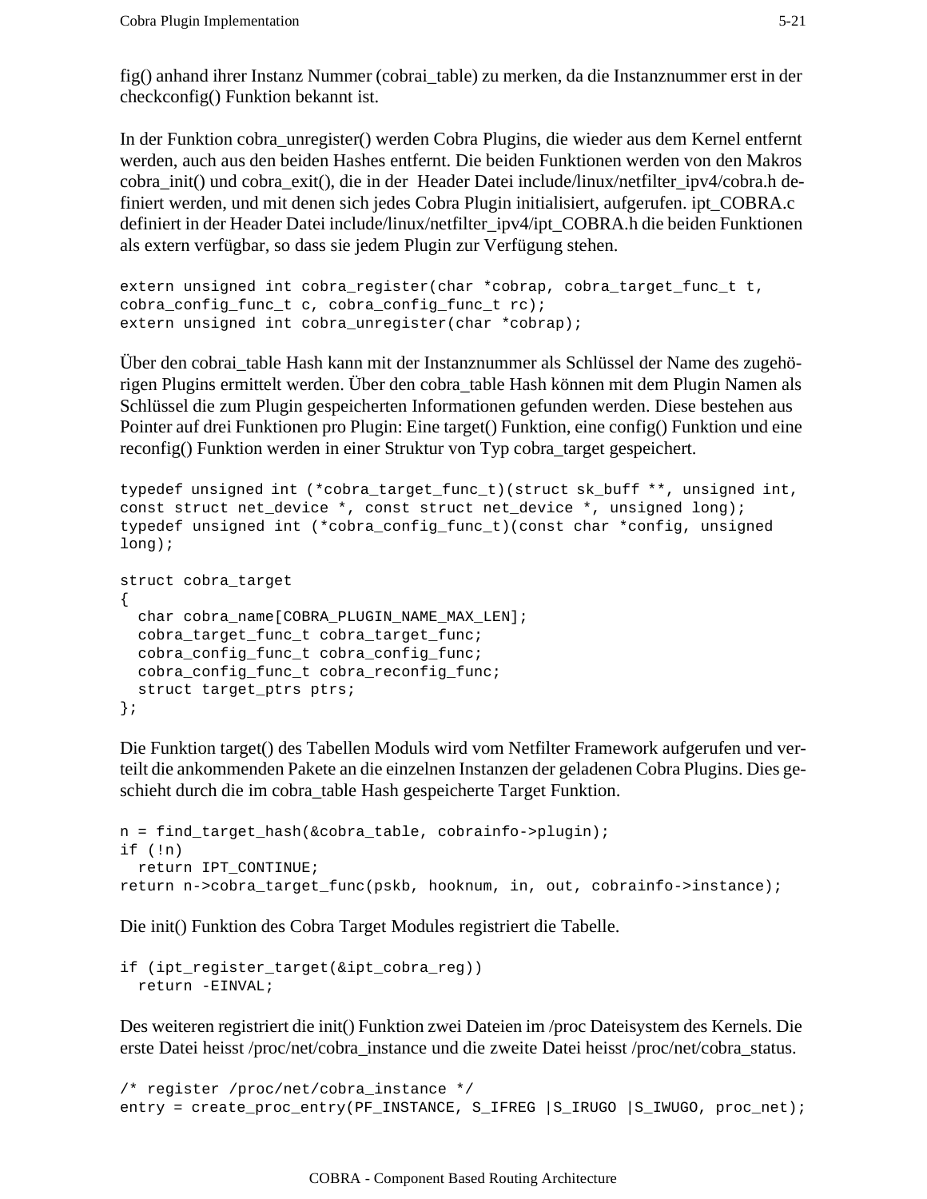fig() anhand ihrer Instanz Nummer (cobrai_table) zu merken, da die Instanznummer erst in der checkconfig() Funktion bekannt ist.

In der Funktion cobra_unregister() werden Cobra Plugins, die wieder aus dem Kernel entfernt werden, auch aus den beiden Hashes entfernt. Die beiden Funktionen werden von den Makros cobra_init() und cobra_exit(), die in der Header Datei include/linux/netfilter_ipv4/cobra.h definiert werden, und mit denen sich jedes Cobra Plugin initialisiert, aufgerufen. ipt_COBRA.c definiert in der Header Datei include/linux/netfilter_ipv4/ipt_COBRA.h die beiden Funktionen als extern verfügbar, so dass sie jedem Plugin zur Verfügung stehen.

```
extern unsigned int cobra_register(char *cobrap, cobra_target_func_t t,
cobra_config_func_t c, cobra_config_func_t rc);
extern unsigned int cobra_unregister(char *cobrap);
```

Über den cobrai_table Hash kann mit der Instanznummer als Schlüssel der Name des zugehörigen Plugins ermittelt werden. Über den cobra_table Hash können mit dem Plugin Namen als Schlüssel die zum Plugin gespeicherten Informationen gefunden werden. Diese bestehen aus Pointer auf drei Funktionen pro Plugin: Eine target() Funktion, eine config() Funktion und eine reconfig() Funktion werden in einer Struktur von Typ cobra_target gespeichert.

```
typedef unsigned int (*cobra_target_func_t)(struct sk_buff **, unsigned int,
const struct net_device *, const struct net_device *, unsigned long);
typedef unsigned int (*cobra_config_func_t)(const char *config, unsigned
long);

struct cobra_target
{
  char cobra_name[COBRA_PLUGIN_NAME_MAX_LEN];
  cobra_target_func_t cobra_target_func;
  cobra_config_func_t cobra_config_func;
  cobra_config_func_t cobra_reconfig_func;
  struct target_ptrs ptrs;
};
```

Die Funktion target() des Tabellen Moduls wird vom Netfilter Framework aufgerufen und verteilt die ankommenden Pakete an die einzelnen Instanzen der geladenen Cobra Plugins. Dies geschieht durch die im cobra_table Hash gespeicherte Target Funktion.

```
n = find_target_hash(&cobra_table, cobrainfo->plugin);
if (!n)
  return IPT_CONTINUE;
return n->cobra_target_func(pskb, hooknum, in, out, cobrainfo->instance);
```

Die init() Funktion des Cobra Target Modules registriert die Tabelle.

```
if (ipt_register_target(&ipt_cobra_reg))
  return -EINVAL;
```

Des weiteren registriert die init() Funktion zwei Dateien im /proc Dateisystem des Kernels. Die erste Datei heisst /proc/net/cobra_instance und die zweite Datei heisst /proc/net/cobra_status.

```
/* register /proc/net/cobra_instance */
entry = create_proc_entry(PF_INSTANCE, S_IFREG |S_IRUGO |S_IWUGO, proc_net);
```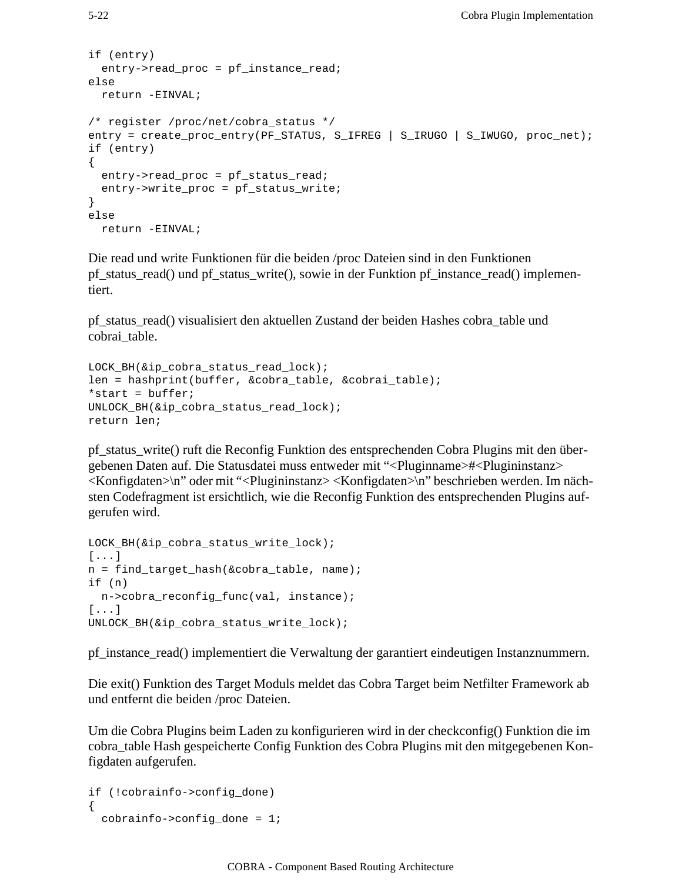```
if (entry)
  entry->read_proc = pf_instance_read;
else
  return -EINVAL;

/* register /proc/net/cobra_status */
entry = create_proc_entry(PF_STATUS, S_IFREG | S_IRUGO | S_IWUGO, proc_net);
if (entry)
{
  entry->read_proc = pf_status_read;
  entry->write_proc = pf_status_write;
}
else
  return -EINVAL;
```

Die read und write Funktionen für die beiden /proc Dateien sind in den Funktionen pf_status_read() und pf_status_write(), sowie in der Funktion pf_instance_read() implementiert.

pf_status_read() visualisiert den aktuellen Zustand der beiden Hashes cobra_table und cobrai_table.

```
LOCK_BH(&ip_cobra_status_read_lock);
len = hashprint(buffer, &cobra_table, &cobrai_table);
*start = buffer;
UNLOCK_BH(&ip_cobra_status_read_lock);
return len;
```

pf_status_write() ruft die Reconfig Funktion des entsprechenden Cobra Plugins mit den übergebenen Daten auf. Die Statusdatei muss entweder mit "<Pluginname>#<Plugininstanz> <Konfigdaten>\n" oder mit "<Plugininstanz> <Konfigdaten>\n" beschrieben werden. Im nächsten Codefragment ist ersichtlich, wie die Reconfig Funktion des entsprechenden Plugins aufgerufen wird.

```
LOCK_BH(&ip_cobra_status_write_lock);
[...]
n = find_target_hash(&cobra_table, name);
if (n)
  n->cobra_reconfig_func(val, instance);
[...]
UNLOCK_BH(&ip_cobra_status_write_lock);
```

pf_instance_read() implementiert die Verwaltung der garantiert eindeutigen Instanznummern.

Die exit() Funktion des Target Moduls meldet das Cobra Target beim Netfilter Framework ab und entfernt die beiden /proc Dateien.

Um die Cobra Plugins beim Laden zu konfigurieren wird in der checkconfig() Funktion die im cobra_table Hash gespeicherte Config Funktion des Cobra Plugins mit den mitgegebenen Konfigdaten aufgerufen.

```
if (!cobrainfo->config_done)
{
  cobrainfo->config_done = 1;
```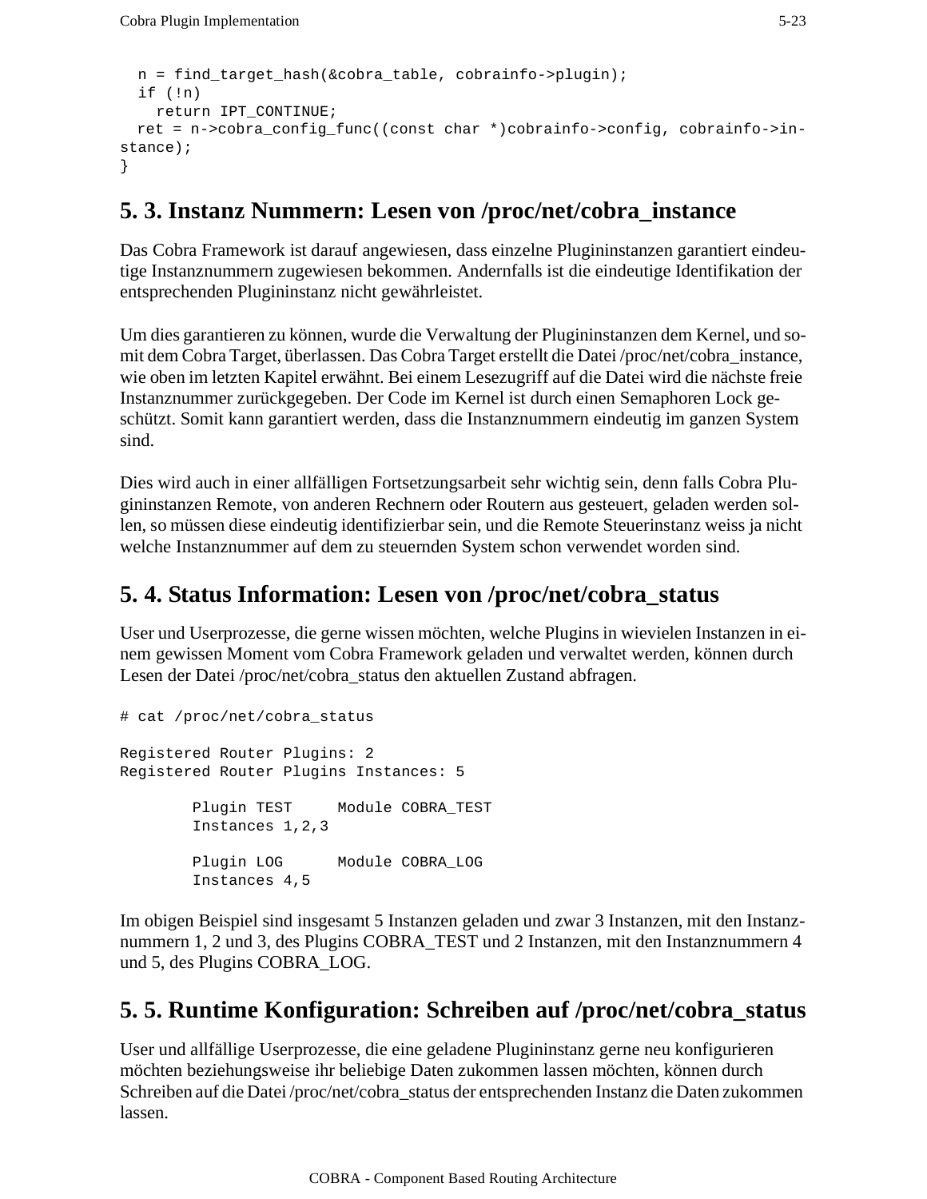```
  n = find_target_hash(&cobra_table, cobrainfo->plugin);
  if (!n)
    return IPT_CONTINUE;
  ret = n->cobra_config_func((const char *)cobrainfo->config, cobrainfo->in-
stance);
}
```

## 5. 3. Instanz Nummern: Lesen von /proc/net/cobra_instance

Das Cobra Framework ist darauf angewiesen, dass einzelne Plugininstanzen garantiert eindeutige Instanznummern zugewiesen bekommen. Andernfalls ist die eindeutige Identifikation der entsprechenden Plugininstanz nicht gewährleistet.

Um dies garantieren zu können, wurde die Verwaltung der Plugininstanzen dem Kernel, und somit dem Cobra Target, überlassen. Das Cobra Target erstellt die Datei /proc/net/cobra_instance, wie oben im letzten Kapitel erwähnt. Bei einem Lesezugriff auf die Datei wird die nächste freie Instanznummer zurückgegeben. Der Code im Kernel ist durch einen Semaphoren Lock geschützt. Somit kann garantiert werden, dass die Instanznummern eindeutig im ganzen System sind.

Dies wird auch in einer allfälligen Fortsetzungsarbeit sehr wichtig sein, denn falls Cobra Plugininstanzen Remote, von anderen Rechnern oder Routern aus gesteuert, geladen werden sollen, so müssen diese eindeutig identifizierbar sein, und die Remote Steuerinstanz weiss ja nicht welche Instanznummer auf dem zu steuernden System schon verwendet worden sind.

## 5. 4. Status Information: Lesen von /proc/net/cobra_status

User und Userprozesse, die gerne wissen möchten, welche Plugins in wievielen Instanzen in einem gewissen Moment vom Cobra Framework geladen und verwaltet werden, können durch Lesen der Datei /proc/net/cobra_status den aktuellen Zustand abfragen.

```
# cat /proc/net/cobra_status

Registered Router Plugins: 2
Registered Router Plugins Instances: 5

        Plugin TEST     Module COBRA_TEST
        Instances 1,2,3

        Plugin LOG      Module COBRA_LOG
        Instances 4,5
```

Im obigen Beispiel sind insgesamt 5 Instanzen geladen und zwar 3 Instanzen, mit den Instanznummern 1, 2 und 3, des Plugins COBRA_TEST und 2 Instanzen, mit den Instanznummern 4 und 5, des Plugins COBRA_LOG.

## 5. 5. Runtime Konfiguration: Schreiben auf /proc/net/cobra_status

User und allfällige Userprozesse, die eine geladene Plugininstanz gerne neu konfigurieren möchten beziehungsweise ihr beliebige Daten zukommen lassen möchten, können durch Schreiben auf die Datei /proc/net/cobra_status der entsprechenden Instanz die Daten zukommen lassen.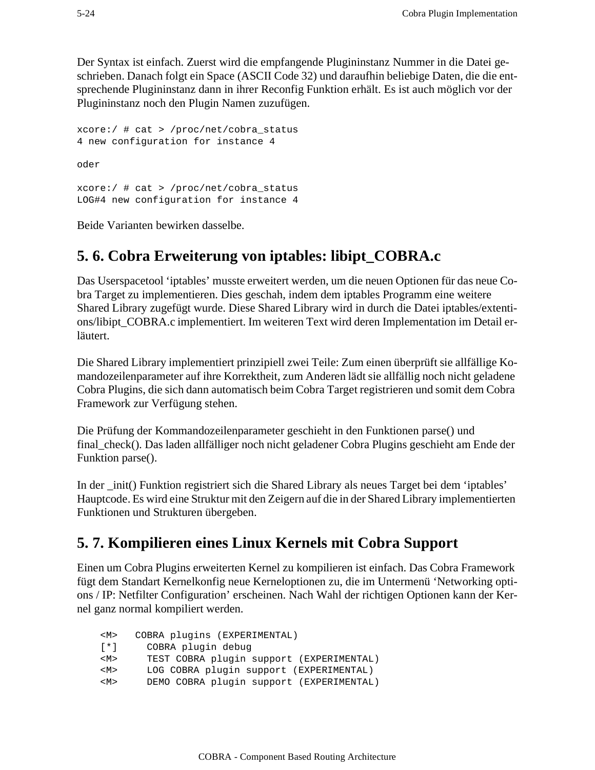Der Syntax ist einfach. Zuerst wird die empfangende Plugininstanz Nummer in die Datei geschrieben. Danach folgt ein Space (ASCII Code 32) und daraufhin beliebige Daten, die die entsprechende Plugininstanz dann in ihrer Reconfig Funktion erhält. Es ist auch möglich vor der Plugininstanz noch den Plugin Namen zuzufügen.

```
xcore:/ # cat > /proc/net/cobra_status
4 new configuration for instance 4
```

oder

```
xcore:/ # cat > /proc/net/cobra_status
LOG#4 new configuration for instance 4
```

Beide Varianten bewirken dasselbe.

## 5. 6. Cobra Erweiterung von iptables: libipt_COBRA.c

Das Userspacetool 'iptables' musste erweitert werden, um die neuen Optionen für das neue Cobra Target zu implementieren. Dies geschah, indem dem iptables Programm eine weitere Shared Library zugefügt wurde. Diese Shared Library wird in durch die Datei iptables/extentions/libipt_COBRA.c implementiert. Im weiteren Text wird deren Implementation im Detail erläutert.

Die Shared Library implementiert prinzipiell zwei Teile: Zum einen überprüft sie allfällige Komandozeilenparameter auf ihre Korrektheit, zum Anderen lädt sie allfällig noch nicht geladene Cobra Plugins, die sich dann automatisch beim Cobra Target registrieren und somit dem Cobra Framework zur Verfügung stehen.

Die Prüfung der Kommandozeilenparameter geschieht in den Funktionen parse() und final_check(). Das laden allfälliger noch nicht geladener Cobra Plugins geschieht am Ende der Funktion parse().

In der _init() Funktion registriert sich die Shared Library als neues Target bei dem 'iptables' Hauptcode. Es wird eine Struktur mit den Zeigern auf die in der Shared Library implementierten Funktionen und Strukturen übergeben.

## 5. 7. Kompilieren eines Linux Kernels mit Cobra Support

Einen um Cobra Plugins erweiterten Kernel zu kompilieren ist einfach. Das Cobra Framework fügt dem Standart Kernelkonfig neue Kerneloptionen zu, die im Untermenü 'Networking options / IP: Netfilter Configuration' erscheinen. Nach Wahl der richtigen Optionen kann der Kernel ganz normal kompiliert werden.

```
<M>   COBRA plugins (EXPERIMENTAL)
[*]     COBRA plugin debug
<M>     TEST COBRA plugin support (EXPERIMENTAL)
<M>     LOG COBRA plugin support (EXPERIMENTAL)
<M>     DEMO COBRA plugin support (EXPERIMENTAL)
```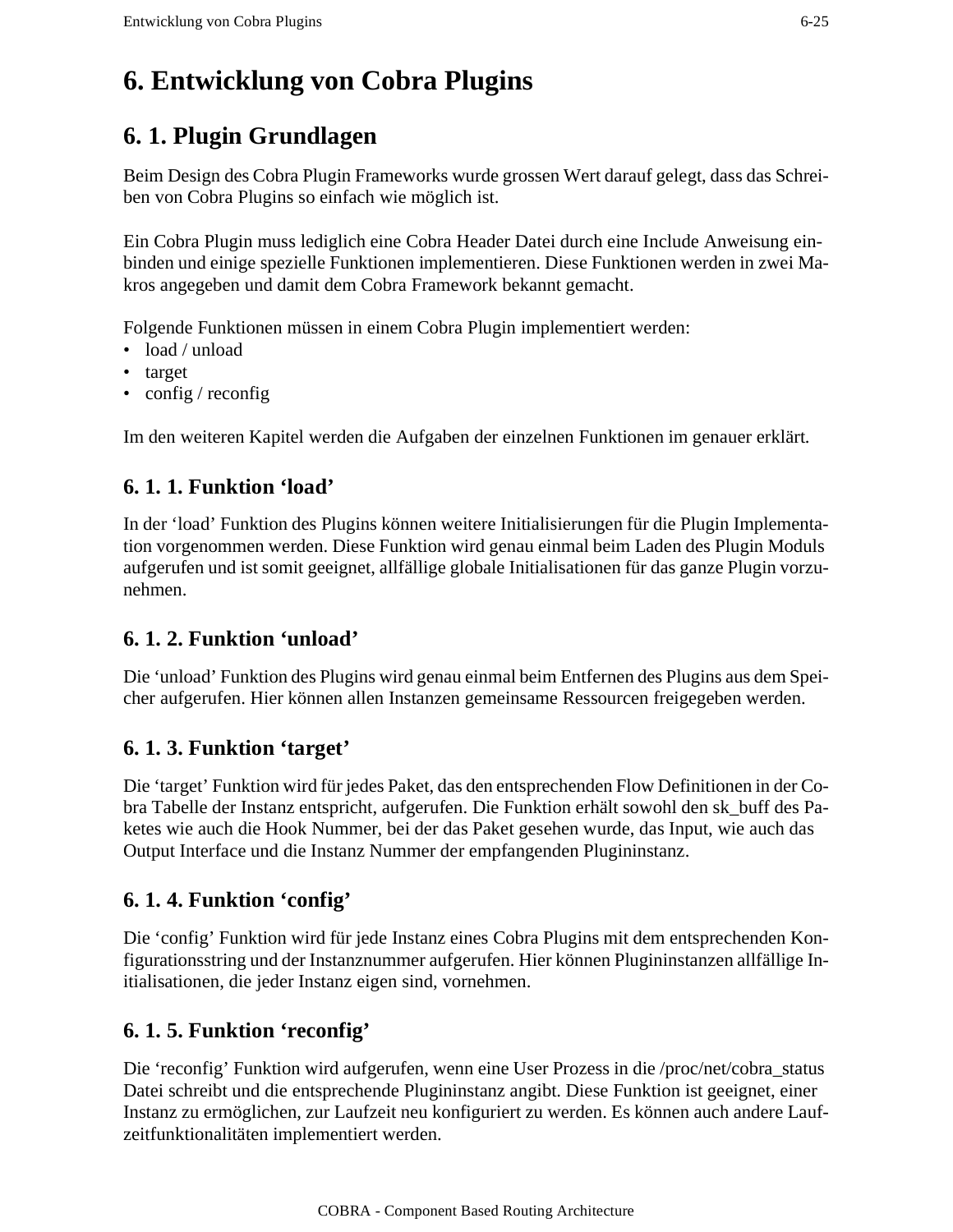# 6. Entwicklung von Cobra Plugins

## 6. 1. Plugin Grundlagen

Beim Design des Cobra Plugin Frameworks wurde grossen Wert darauf gelegt, dass das Schreiben von Cobra Plugins so einfach wie möglich ist.

Ein Cobra Plugin muss lediglich eine Cobra Header Datei durch eine Include Anweisung einbinden und einige spezielle Funktionen implementieren. Diese Funktionen werden in zwei Makros angegeben und damit dem Cobra Framework bekannt gemacht.

Folgende Funktionen müssen in einem Cobra Plugin implementiert werden:

- load / unload
- target
- config / reconfig

Im den weiteren Kapitel werden die Aufgaben der einzelnen Funktionen im genauer erklärt.

### 6. 1. 1. Funktion ‘load’

In der ‘load’ Funktion des Plugins können weitere Initialisierungen für die Plugin Implementation vorgenommen werden. Diese Funktion wird genau einmal beim Laden des Plugin Moduls aufgerufen und ist somit geeignet, allfällige globale Initialisationen für das ganze Plugin vorzunehmen.

### 6. 1. 2. Funktion ‘unload’

Die ‘unload’ Funktion des Plugins wird genau einmal beim Entfernen des Plugins aus dem Speicher aufgerufen. Hier können allen Instanzen gemeinsame Ressourcen freigegeben werden.

### 6. 1. 3. Funktion ‘target’

Die ‘target’ Funktion wird für jedes Paket, das den entsprechenden Flow Definitionen in der Cobra Tabelle der Instanz entspricht, aufgerufen. Die Funktion erhält sowohl den sk_buff des Paketes wie auch die Hook Nummer, bei der das Paket gesehen wurde, das Input, wie auch das Output Interface und die Instanz Nummer der empfangenden Plugininstanz.

### 6. 1. 4. Funktion ‘config’

Die ‘config’ Funktion wird für jede Instanz eines Cobra Plugins mit dem entsprechenden Konfigurationsstring und der Instanznummer aufgerufen. Hier können Plugininstanzen allfällige Initialisationen, die jeder Instanz eigen sind, vornehmen.

### 6. 1. 5. Funktion ‘reconfig’

Die ‘reconfig’ Funktion wird aufgerufen, wenn eine User Prozess in die /proc/net/cobra_status Datei schreibt und die entsprechende Plugininstanz angibt. Diese Funktion ist geeignet, einer Instanz zu ermöglichen, zur Laufzeit neu konfiguriert zu werden. Es können auch andere Laufzeitfunktionalitäten implementiert werden.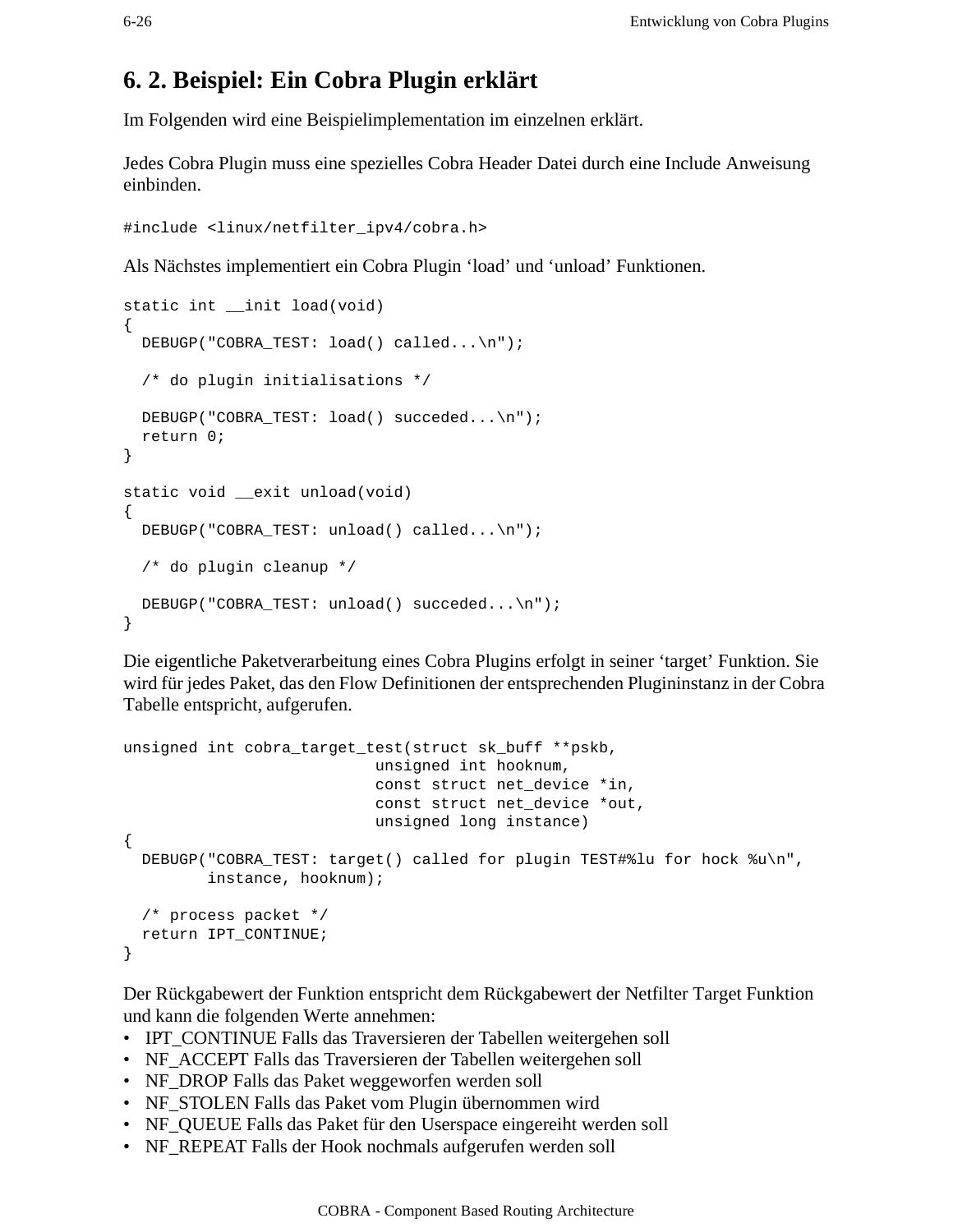## 6. 2. Beispiel: Ein Cobra Plugin erklärt

Im Folgenden wird eine Beispielimplementation im einzelnen erklärt.

Jedes Cobra Plugin muss eine spezielles Cobra Header Datei durch eine Include Anweisung einbinden.

```
#include <linux/netfilter_ipv4/cobra.h>
```

Als Nächstes implementiert ein Cobra Plugin ‘load’ und ‘unload’ Funktionen.

```
static int __init load(void)
{
  DEBUGP("COBRA_TEST: load() called...\n");

  /* do plugin initialisations */

  DEBUGP("COBRA_TEST: load() succeded...\n");
  return 0;
}

static void __exit unload(void)
{
  DEBUGP("COBRA_TEST: unload() called...\n");

  /* do plugin cleanup */

  DEBUGP("COBRA_TEST: unload() succeded...\n");
}
```

Die eigentliche Paketverarbeitung eines Cobra Plugins erfolgt in seiner ‘target’ Funktion. Sie wird für jedes Paket, das den Flow Definitionen der entsprechenden Plugininstanz in der Cobra Tabelle entspricht, aufgerufen.

```
unsigned int cobra_target_test(struct sk_buff **pskb,
                           unsigned int hooknum,
                           const struct net_device *in,
                           const struct net_device *out,
                           unsigned long instance)
{
  DEBUGP("COBRA_TEST: target() called for plugin TEST#%lu for hock %u\n",
         instance, hooknum);

  /* process packet */
  return IPT_CONTINUE;
}
```

Der Rückgabewert der Funktion entspricht dem Rückgabewert der Netfilter Target Funktion und kann die folgenden Werte annehmen:

- IPT_CONTINUE Falls das Traversieren der Tabellen weitergehen soll
- NF_ACCEPT Falls das Traversieren der Tabellen weitergehen soll
- NF_DROP Falls das Paket weggeworfen werden soll
- NF_STOLEN Falls das Paket vom Plugin übernommen wird
- NF_QUEUE Falls das Paket für den Userspace eingereiht werden soll
- NF_REPEAT Falls der Hook nochmals aufgerufen werden soll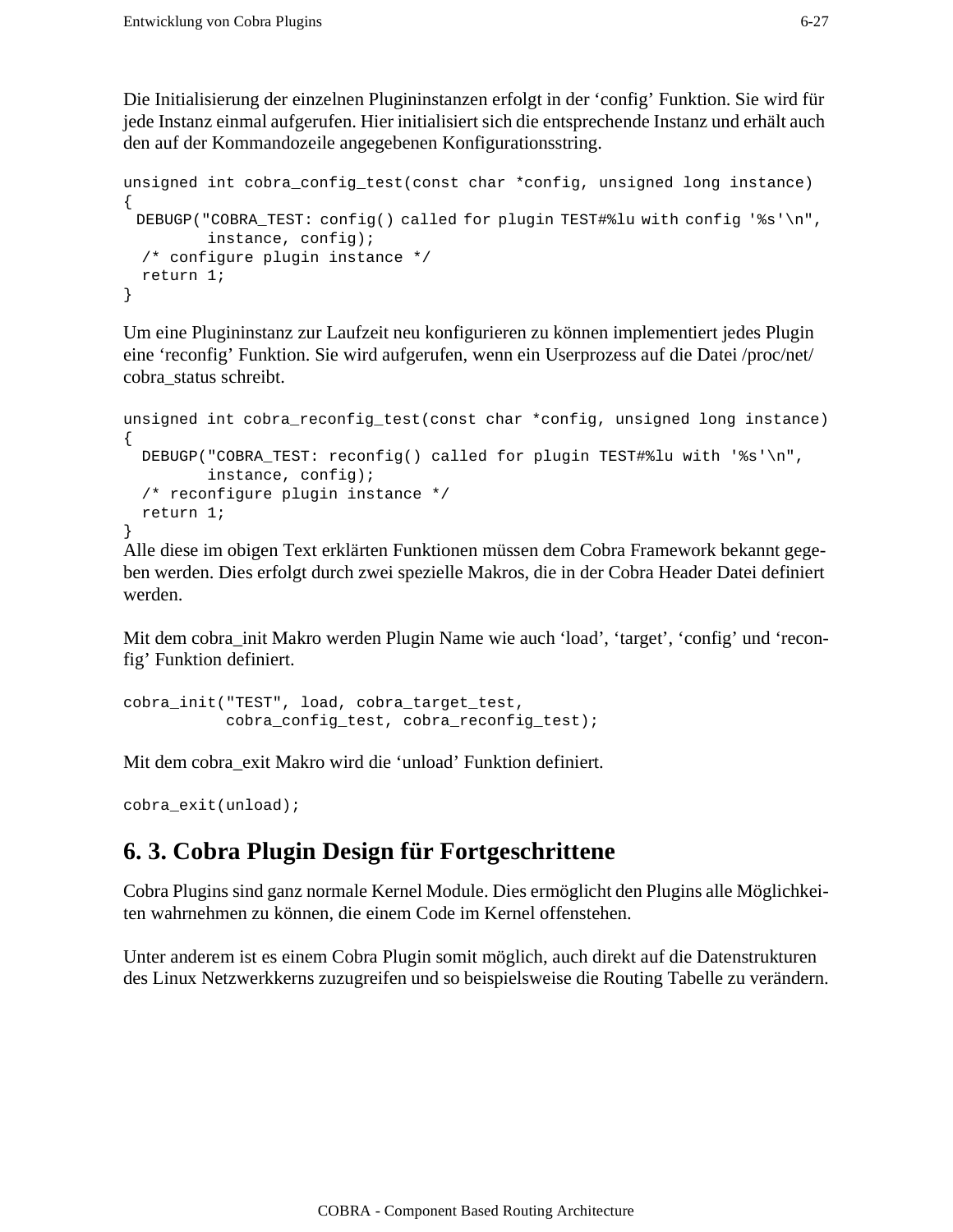Die Initialisierung der einzelnen Plugininstanzen erfolgt in der ‘config’ Funktion. Sie wird für jede Instanz einmal aufgerufen. Hier initialisiert sich die entsprechende Instanz und erhält auch den auf der Kommandozeile angegebenen Konfigurationsstring.

```
unsigned int cobra_config_test(const char *config, unsigned long instance)
{
  DEBUGP("COBRA_TEST: config() called for plugin TEST#%lu with config '%s'\n",
         instance, config);
  /* configure plugin instance */
  return 1;
}
```

Um eine Plugininstanz zur Laufzeit neu konfigurieren zu können implementiert jedes Plugin eine ‘reconfig’ Funktion. Sie wird aufgerufen, wenn ein Userprozess auf die Datei /proc/net/cobra_status schreibt.

```
unsigned int cobra_reconfig_test(const char *config, unsigned long instance)
{
  DEBUGP("COBRA_TEST: reconfig() called for plugin TEST#%lu with '%s'\n",
         instance, config);
  /* reconfigure plugin instance */
  return 1;
}
```

Alle diese im obigen Text erklärten Funktionen müssen dem Cobra Framework bekannt gegeben werden. Dies erfolgt durch zwei spezielle Makros, die in der Cobra Header Datei definiert werden.

Mit dem cobra_init Makro werden Plugin Name wie auch ‘load’, ‘target’, ‘config’ und ‘reconfig’ Funktion definiert.

```
cobra_init("TEST", load, cobra_target_test,
           cobra_config_test, cobra_reconfig_test);
```

Mit dem cobra_exit Makro wird die ‘unload’ Funktion definiert.

```
cobra_exit(unload);
```

## 6. 3. Cobra Plugin Design für Fortgeschrittene

Cobra Plugins sind ganz normale Kernel Module. Dies ermöglicht den Plugins alle Möglichkeiten wahrnehmen zu können, die einem Code im Kernel offenstehen.

Unter anderem ist es einem Cobra Plugin somit möglich, auch direkt auf die Datenstrukturen des Linux Netzwerkkerns zuzugreifen und so beispielsweise die Routing Tabelle zu verändern.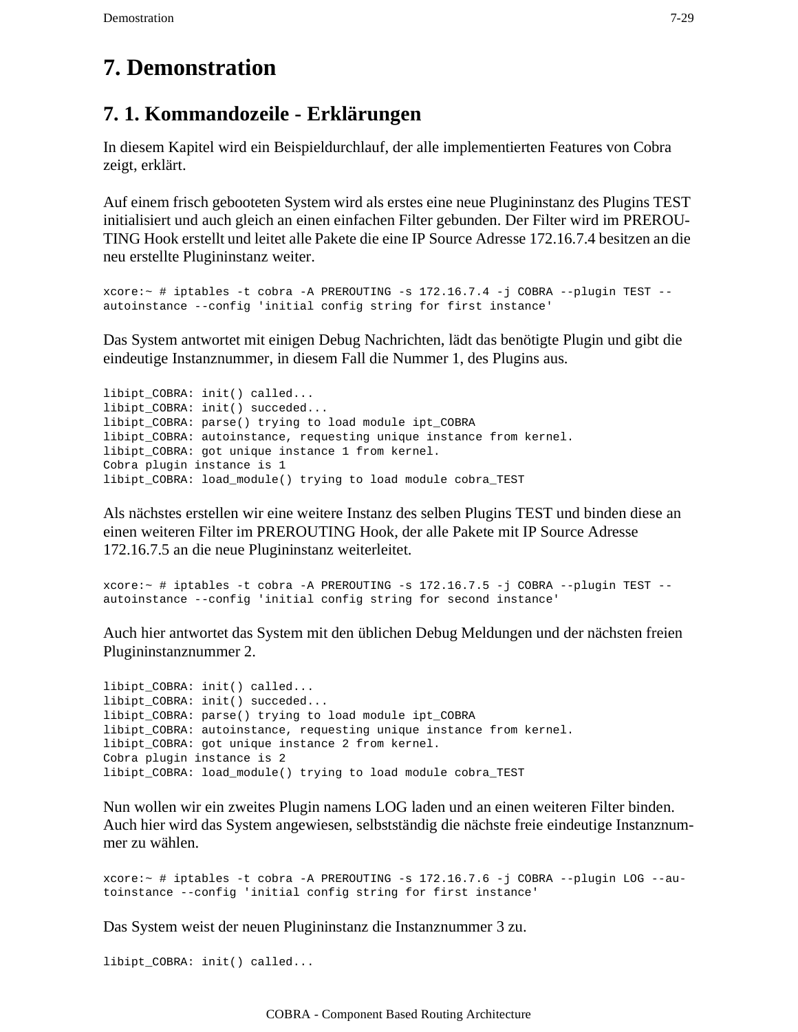# 7. Demonstration

## 7. 1. Kommandozeile - Erklärungen

In diesem Kapitel wird ein Beispieldurchlauf, der alle implementierten Features von Cobra zeigt, erklärt.

Auf einem frisch gebooteten System wird als erstes eine neue Plugininstanz des Plugins TEST initialisiert und auch gleich an einen einfachen Filter gebunden. Der Filter wird im PREROUTING Hook erstellt und leitet alle Pakete die eine IP Source Adresse 172.16.7.4 besitzen an die neu erstellte Plugininstanz weiter.

```
xcore:~ # iptables -t cobra -A PREROUTING -s 172.16.7.4 -j COBRA --plugin TEST --
autoinstance --config 'initial config string for first instance'
```

Das System antwortet mit einigen Debug Nachrichten, lädt das benötigte Plugin und gibt die eindeutige Instanznummer, in diesem Fall die Nummer 1, des Plugins aus.

```
libipt_COBRA: init() called...
libipt_COBRA: init() succeded...
libipt_COBRA: parse() trying to load module ipt_COBRA
libipt_COBRA: autoinstance, requesting unique instance from kernel.
libipt_COBRA: got unique instance 1 from kernel.
Cobra plugin instance is 1
libipt_COBRA: load_module() trying to load module cobra_TEST
```

Als nächstes erstellen wir eine weitere Instanz des selben Plugins TEST und binden diese an einen weiteren Filter im PREROUTING Hook, der alle Pakete mit IP Source Adresse 172.16.7.5 an die neue Plugininstanz weiterleitet.

```
xcore:~ # iptables -t cobra -A PREROUTING -s 172.16.7.5 -j COBRA --plugin TEST --
autoinstance --config 'initial config string for second instance'
```

Auch hier antwortet das System mit den üblichen Debug Meldungen und der nächsten freien Plugininstanznummer 2.

```
libipt_COBRA: init() called...
libipt_COBRA: init() succeded...
libipt_COBRA: parse() trying to load module ipt_COBRA
libipt_COBRA: autoinstance, requesting unique instance from kernel.
libipt_COBRA: got unique instance 2 from kernel.
Cobra plugin instance is 2
libipt_COBRA: load_module() trying to load module cobra_TEST
```

Nun wollen wir ein zweites Plugin namens LOG laden und an einen weiteren Filter binden. Auch hier wird das System angewiesen, selbstständig die nächste freie eindeutige Instanznummer zu wählen.

```
xcore:~ # iptables -t cobra -A PREROUTING -s 172.16.7.6 -j COBRA --plugin LOG --au-
toinstance --config 'initial config string for first instance'
```

Das System weist der neuen Plugininstanz die Instanznummer 3 zu.

```
libipt_COBRA: init() called...
```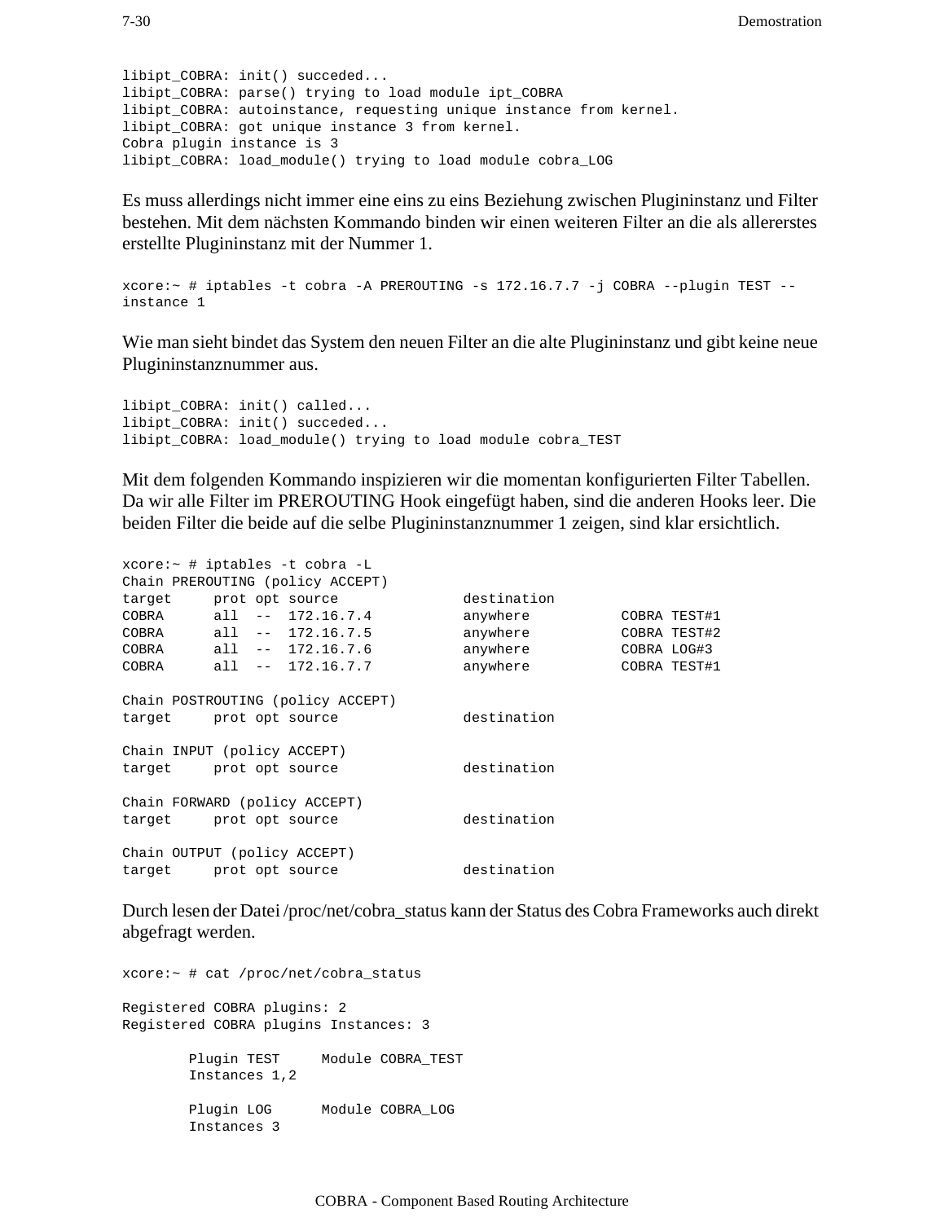```
libipt_COBRA: init() succeded...
libipt_COBRA: parse() trying to load module ipt_COBRA
libipt_COBRA: autoinstance, requesting unique instance from kernel.
libipt_COBRA: got unique instance 3 from kernel.
Cobra plugin instance is 3
libipt_COBRA: load_module() trying to load module cobra_LOG
```

Es muss allerdings nicht immer eine eins zu eins Beziehung zwischen Plugininstanz und Filter bestehen. Mit dem nächsten Kommando binden wir einen weiteren Filter an die als allererstes erstellte Plugininstanz mit der Nummer 1.

```
xcore:~ # iptables -t cobra -A PREROUTING -s 172.16.7.7 -j COBRA --plugin TEST --
instance 1
```

Wie man sieht bindet das System den neuen Filter an die alte Plugininstanz und gibt keine neue Plugininstanznummer aus.

```
libipt_COBRA: init() called...
libipt_COBRA: init() succeded...
libipt_COBRA: load_module() trying to load module cobra_TEST
```

Mit dem folgenden Kommando inspizieren wir die momentan konfigurierten Filter Tabellen. Da wir alle Filter im PREROUTING Hook eingefügt haben, sind die anderen Hooks leer. Die beiden Filter die beide auf die selbe Plugininstanznummer 1 zeigen, sind klar ersichtlich.

```
xcore:~ # iptables -t cobra -L
Chain PREROUTING (policy ACCEPT)
target     prot opt source               destination
COBRA      all  --  172.16.7.4           anywhere           COBRA TEST#1
COBRA      all  --  172.16.7.5           anywhere           COBRA TEST#2
COBRA      all  --  172.16.7.6           anywhere           COBRA LOG#3
COBRA      all  --  172.16.7.7           anywhere           COBRA TEST#1

Chain POSTROUTING (policy ACCEPT)
target     prot opt source               destination

Chain INPUT (policy ACCEPT)
target     prot opt source               destination

Chain FORWARD (policy ACCEPT)
target     prot opt source               destination

Chain OUTPUT (policy ACCEPT)
target     prot opt source               destination
```

Durch lesen der Datei /proc/net/cobra_status kann der Status des Cobra Frameworks auch direkt abgefragt werden.

```
xcore:~ # cat /proc/net/cobra_status

Registered COBRA plugins: 2
Registered COBRA plugins Instances: 3

        Plugin TEST     Module COBRA_TEST
        Instances 1,2

        Plugin LOG      Module COBRA_LOG
        Instances 3
```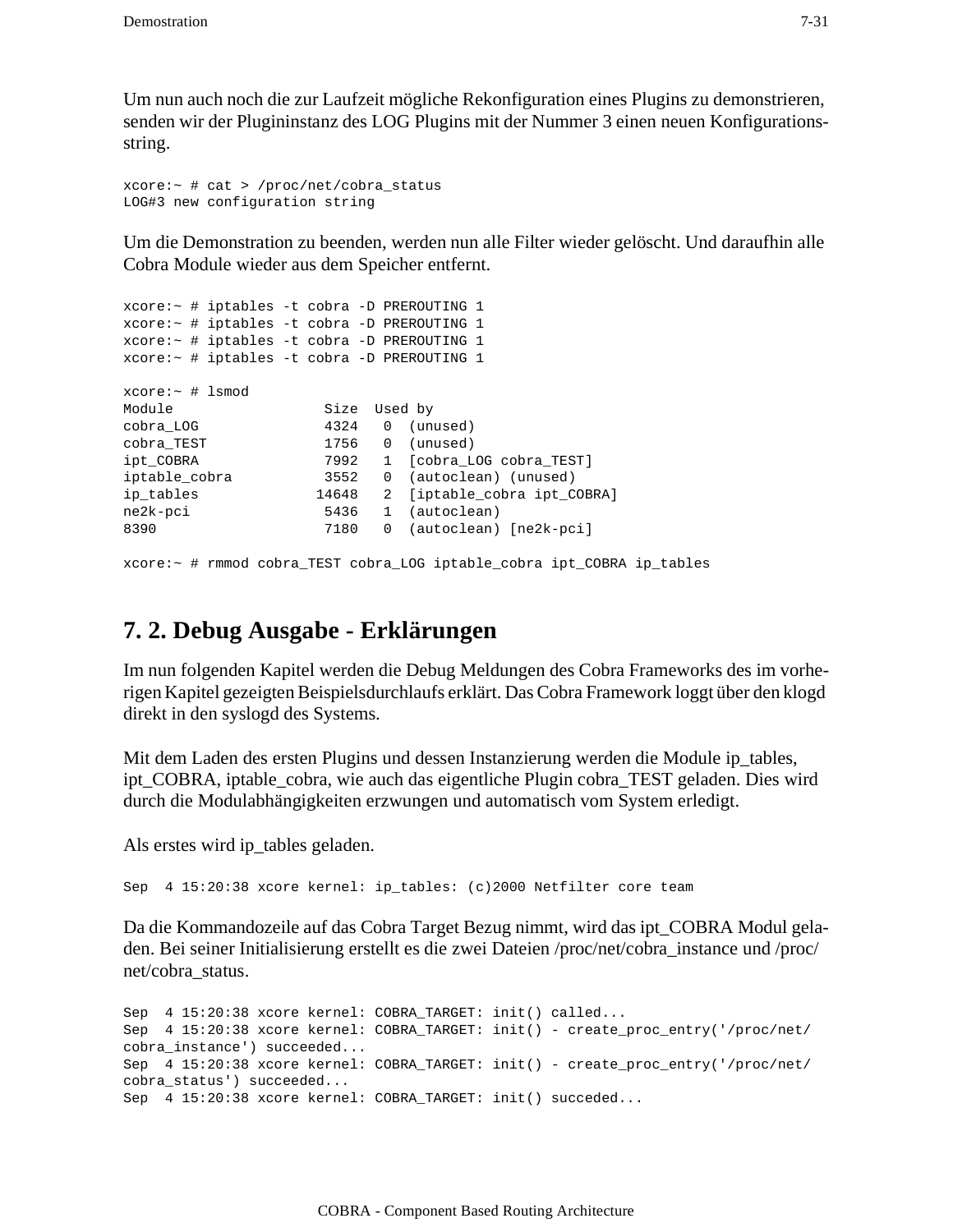Um nun auch noch die zur Laufzeit mögliche Rekonfiguration eines Plugins zu demonstrieren, senden wir der Plugininstanz des LOG Plugins mit der Nummer 3 einen neuen Konfigurationsstring.

```
xcore:~ # cat > /proc/net/cobra_status
LOG#3 new configuration string
```

Um die Demonstration zu beenden, werden nun alle Filter wieder gelöscht. Und daraufhin alle Cobra Module wieder aus dem Speicher entfernt.

```
xcore:~ # iptables -t cobra -D PREROUTING 1
xcore:~ # iptables -t cobra -D PREROUTING 1
xcore:~ # iptables -t cobra -D PREROUTING 1
xcore:~ # iptables -t cobra -D PREROUTING 1

xcore:~ # lsmod
Module                  Size  Used by
cobra_LOG               4324   0  (unused)
cobra_TEST              1756   0  (unused)
ipt_COBRA               7992   1  [cobra_LOG cobra_TEST]
iptable_cobra           3552   0  (autoclean) (unused)
ip_tables              14648   2  [iptable_cobra ipt_COBRA]
ne2k-pci                5436   1  (autoclean)
8390                    7180   0  (autoclean) [ne2k-pci]

xcore:~ # rmmod cobra_TEST cobra_LOG iptable_cobra ipt_COBRA ip_tables
```

## 7. 2. Debug Ausgabe - Erklärungen

Im nun folgenden Kapitel werden die Debug Meldungen des Cobra Frameworks des im vorherigen Kapitel gezeigten Beispielsdurchlaufs erklärt. Das Cobra Framework loggt über den klogd direkt in den syslogd des Systems.

Mit dem Laden des ersten Plugins und dessen Instanzierung werden die Module ip_tables, ipt_COBRA, iptable_cobra, wie auch das eigentliche Plugin cobra_TEST geladen. Dies wird durch die Modulabhängigkeiten erzwungen und automatisch vom System erledigt.

Als erstes wird ip_tables geladen.

```
Sep  4 15:20:38 xcore kernel: ip_tables: (c)2000 Netfilter core team
```

Da die Kommandozeile auf das Cobra Target Bezug nimmt, wird das ipt_COBRA Modul geladen. Bei seiner Initialisierung erstellt es die zwei Dateien /proc/net/cobra_instance und /proc/net/cobra_status.

```
Sep  4 15:20:38 xcore kernel: COBRA_TARGET: init() called...
Sep  4 15:20:38 xcore kernel: COBRA_TARGET: init() - create_proc_entry('/proc/net/
cobra_instance') succeeded...
Sep  4 15:20:38 xcore kernel: COBRA_TARGET: init() - create_proc_entry('/proc/net/
cobra_status') succeeded...
Sep  4 15:20:38 xcore kernel: COBRA_TARGET: init() succeded...
```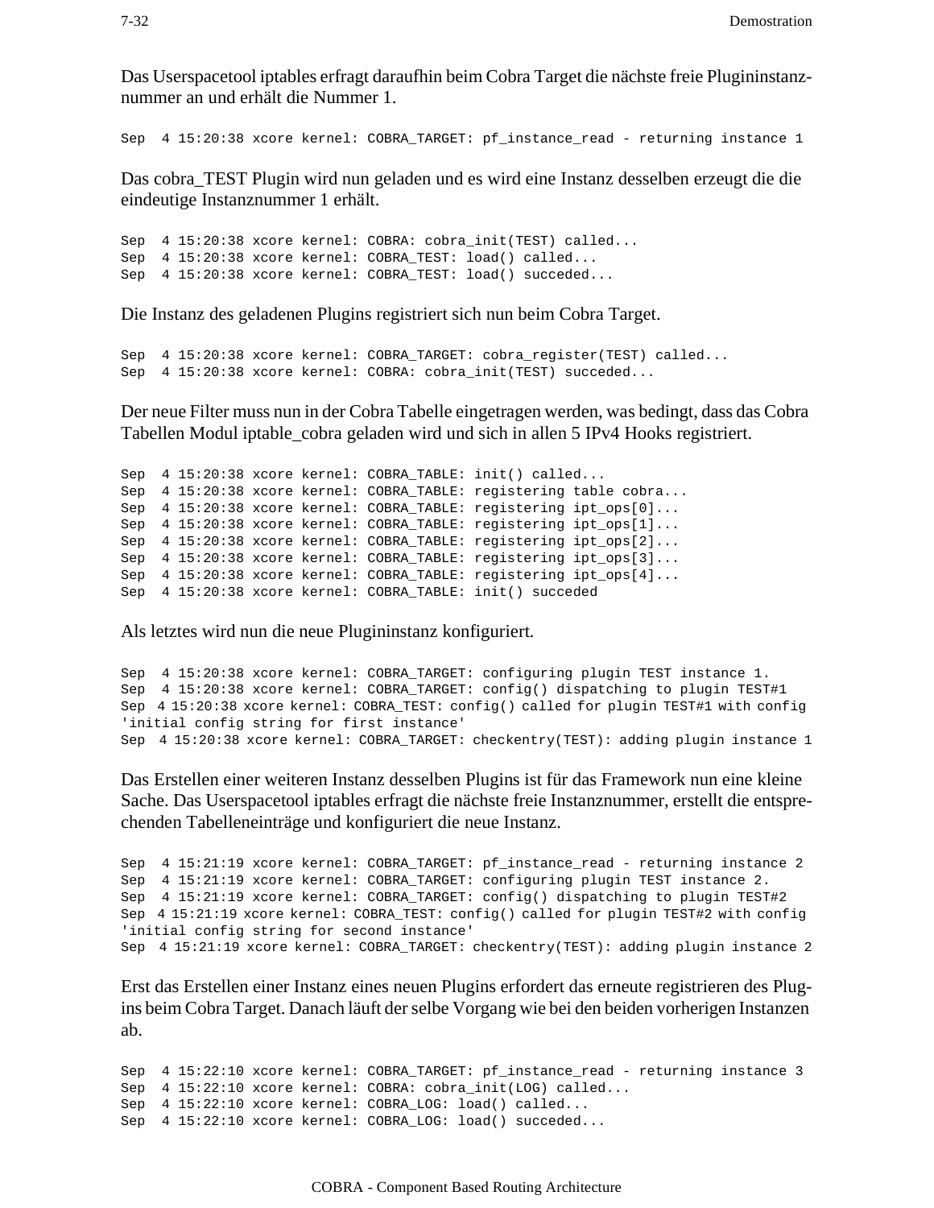Das Userspacetool iptables erfragt daraufhin beim Cobra Target die nächste freie Pluginminstanznummer an und erhält die Nummer 1.

```
Sep  4 15:20:38 xcore kernel: COBRA_TARGET: pf_instance_read - returning instance 1
```

Das cobra_TEST Plugin wird nun geladen und es wird eine Instanz desselben erzeugt die die eindeutige Instanznummer 1 erhält.

```
Sep  4 15:20:38 xcore kernel: COBRA: cobra_init(TEST) called...
Sep  4 15:20:38 xcore kernel: COBRA_TEST: load() called...
Sep  4 15:20:38 xcore kernel: COBRA_TEST: load() succeded...
```

Die Instanz des geladenen Plugins registriert sich nun beim Cobra Target.

```
Sep  4 15:20:38 xcore kernel: COBRA_TARGET: cobra_register(TEST) called...
Sep  4 15:20:38 xcore kernel: COBRA: cobra_init(TEST) succeded...
```

Der neue Filter muss nun in der Cobra Tabelle eingetragen werden, was bedingt, dass das Cobra Tabellen Modul iptable_cobra geladen wird und sich in allen 5 IPv4 Hooks registriert.

```
Sep  4 15:20:38 xcore kernel: COBRA_TABLE: init() called...
Sep  4 15:20:38 xcore kernel: COBRA_TABLE: registering table cobra...
Sep  4 15:20:38 xcore kernel: COBRA_TABLE: registering ipt_ops[0]...
Sep  4 15:20:38 xcore kernel: COBRA_TABLE: registering ipt_ops[1]...
Sep  4 15:20:38 xcore kernel: COBRA_TABLE: registering ipt_ops[2]...
Sep  4 15:20:38 xcore kernel: COBRA_TABLE: registering ipt_ops[3]...
Sep  4 15:20:38 xcore kernel: COBRA_TABLE: registering ipt_ops[4]...
Sep  4 15:20:38 xcore kernel: COBRA_TABLE: init() succeded
```

Als letztes wird nun die neue Pluginminstanz konfiguriert.

```
Sep  4 15:20:38 xcore kernel: COBRA_TARGET: configuring plugin TEST instance 1.
Sep  4 15:20:38 xcore kernel: COBRA_TARGET: config() dispatching to plugin TEST#1
Sep  4 15:20:38 xcore kernel: COBRA_TEST: config() called for plugin TEST#1 with config
'initial config string for first instance'
Sep  4 15:20:38 xcore kernel: COBRA_TARGET: checkentry(TEST): adding plugin instance 1
```

Das Erstellen einer weiteren Instanz desselben Plugins ist für das Framework nun eine kleine Sache. Das Userspacetool iptables erfragt die nächste freie Instanznummer, erstellt die entsprechenden Tabelleneinträge und konfiguriert die neue Instanz.

```
Sep  4 15:21:19 xcore kernel: COBRA_TARGET: pf_instance_read - returning instance 2
Sep  4 15:21:19 xcore kernel: COBRA_TARGET: configuring plugin TEST instance 2.
Sep  4 15:21:19 xcore kernel: COBRA_TARGET: config() dispatching to plugin TEST#2
Sep  4 15:21:19 xcore kernel: COBRA_TEST: config() called for plugin TEST#2 with config
'initial config string for second instance'
Sep  4 15:21:19 xcore kernel: COBRA_TARGET: checkentry(TEST): adding plugin instance 2
```

Erst das Erstellen einer Instanz eines neuen Plugins erfordert das erneute registrieren des Plugins beim Cobra Target. Danach läuft der selbe Vorgang wie bei den beiden vorherigen Instanzen ab.

```
Sep  4 15:22:10 xcore kernel: COBRA_TARGET: pf_instance_read - returning instance 3
Sep  4 15:22:10 xcore kernel: COBRA: cobra_init(LOG) called...
Sep  4 15:22:10 xcore kernel: COBRA_LOG: load() called...
Sep  4 15:22:10 xcore kernel: COBRA_LOG: load() succeded...
```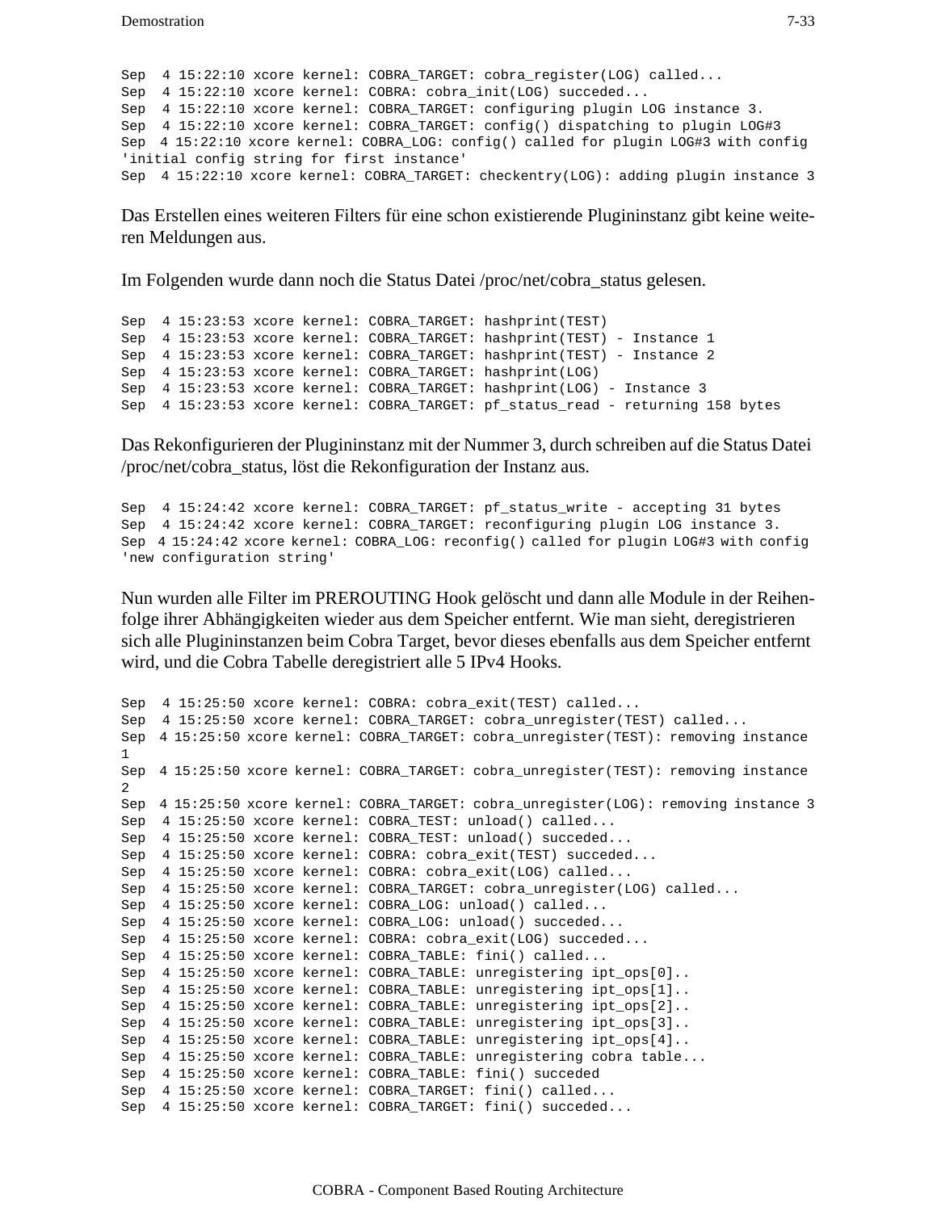```
Sep  4 15:22:10 xcore kernel: COBRA_TARGET: cobra_register(LOG) called...
Sep  4 15:22:10 xcore kernel: COBRA: cobra_init(LOG) succeded...
Sep  4 15:22:10 xcore kernel: COBRA_TARGET: configuring plugin LOG instance 3.
Sep  4 15:22:10 xcore kernel: COBRA_TARGET: config() dispatching to plugin LOG#3
Sep  4 15:22:10 xcore kernel: COBRA_LOG: config() called for plugin LOG#3 with config
'initial config string for first instance'
Sep  4 15:22:10 xcore kernel: COBRA_TARGET: checkentry(LOG): adding plugin instance 3
```

Das Erstellen eines weiteren Filters für eine schon existierende Plugininstanz gibt keine weiteren Meldungen aus.

Im Folgenden wurde dann noch die Status Datei /proc/net/cobra_status gelesen.

```
Sep  4 15:23:53 xcore kernel: COBRA_TARGET: hashprint(TEST)
Sep  4 15:23:53 xcore kernel: COBRA_TARGET: hashprint(TEST) - Instance 1
Sep  4 15:23:53 xcore kernel: COBRA_TARGET: hashprint(TEST) - Instance 2
Sep  4 15:23:53 xcore kernel: COBRA_TARGET: hashprint(LOG)
Sep  4 15:23:53 xcore kernel: COBRA_TARGET: hashprint(LOG) - Instance 3
Sep  4 15:23:53 xcore kernel: COBRA_TARGET: pf_status_read - returning 158 bytes
```

Das Rekonfigurieren der Plugininstanz mit der Nummer 3, durch schreiben auf die Status Datei /proc/net/cobra_status, löst die Rekonfiguration der Instanz aus.

```
Sep  4 15:24:42 xcore kernel: COBRA_TARGET: pf_status_write - accepting 31 bytes
Sep  4 15:24:42 xcore kernel: COBRA_TARGET: reconfiguring plugin LOG instance 3.
Sep  4 15:24:42 xcore kernel: COBRA_LOG: reconfig() called for plugin LOG#3 with config
'new configuration string'
```

Nun wurden alle Filter im PREROUTING Hook gelöscht und dann alle Module in der Reihenfolge ihrer Abhängigkeiten wieder aus dem Speicher entfernt. Wie man sieht, deregistrieren sich alle Plugininstanzen beim Cobra Target, bevor dieses ebenfalls aus dem Speicher entfernt wird, und die Cobra Tabelle deregistriert alle 5 IPv4 Hooks.

```
Sep  4 15:25:50 xcore kernel: COBRA: cobra_exit(TEST) called...
Sep  4 15:25:50 xcore kernel: COBRA_TARGET: cobra_unregister(TEST) called...
Sep  4 15:25:50 xcore kernel: COBRA_TARGET: cobra_unregister(TEST): removing instance
1
Sep  4 15:25:50 xcore kernel: COBRA_TARGET: cobra_unregister(TEST): removing instance
2
Sep  4 15:25:50 xcore kernel: COBRA_TARGET: cobra_unregister(LOG): removing instance 3
Sep  4 15:25:50 xcore kernel: COBRA_TEST: unload() called...
Sep  4 15:25:50 xcore kernel: COBRA_TEST: unload() succeded...
Sep  4 15:25:50 xcore kernel: COBRA: cobra_exit(TEST) succeded...
Sep  4 15:25:50 xcore kernel: COBRA: cobra_exit(LOG) called...
Sep  4 15:25:50 xcore kernel: COBRA_TARGET: cobra_unregister(LOG) called...
Sep  4 15:25:50 xcore kernel: COBRA_LOG: unload() called...
Sep  4 15:25:50 xcore kernel: COBRA_LOG: unload() succeded...
Sep  4 15:25:50 xcore kernel: COBRA: cobra_exit(LOG) succeded...
Sep  4 15:25:50 xcore kernel: COBRA_TABLE: fini() called...
Sep  4 15:25:50 xcore kernel: COBRA_TABLE: unregistering ipt_ops[0]..
Sep  4 15:25:50 xcore kernel: COBRA_TABLE: unregistering ipt_ops[1]..
Sep  4 15:25:50 xcore kernel: COBRA_TABLE: unregistering ipt_ops[2]..
Sep  4 15:25:50 xcore kernel: COBRA_TABLE: unregistering ipt_ops[3]..
Sep  4 15:25:50 xcore kernel: COBRA_TABLE: unregistering ipt_ops[4]..
Sep  4 15:25:50 xcore kernel: COBRA_TABLE: unregistering cobra table...
Sep  4 15:25:50 xcore kernel: COBRA_TABLE: fini() succeded
Sep  4 15:25:50 xcore kernel: COBRA_TARGET: fini() called...
Sep  4 15:25:50 xcore kernel: COBRA_TARGET: fini() succeded...
```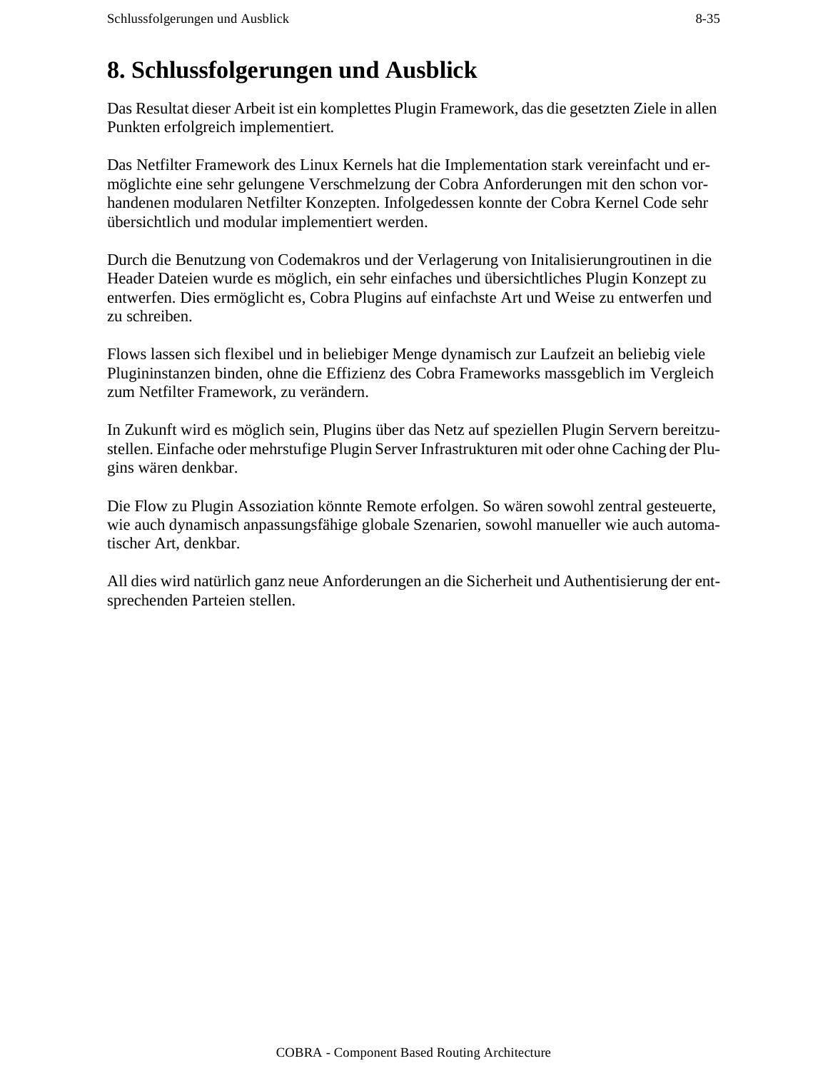# 8. Schlussfolgerungen und Ausblick

Das Resultat dieser Arbeit ist ein komplettes Plugin Framework, das die gesetzten Ziele in allen Punkten erfolgreich implementiert.

Das Netfilter Framework des Linux Kernels hat die Implementation stark vereinfacht und ermöglichte eine sehr gelungene Verschmelzung der Cobra Anforderungen mit den schon vorhandenen modularen Netfilter Konzepten. Infolgedessen konnte der Cobra Kernel Code sehr übersichtlich und modular implementiert werden.

Durch die Benutzung von Codemakros und der Verlagerung von Initalisierungroutinen in die Header Dateien wurde es möglich, ein sehr einfaches und übersichtliches Plugin Konzept zu entwerfen. Dies ermöglicht es, Cobra Plugins auf einfachste Art und Weise zu entwerfen und zu schreiben.

Flows lassen sich flexibel und in beliebiger Menge dynamisch zur Laufzeit an beliebig viele Plugininstanzen binden, ohne die Effizienz des Cobra Frameworks massgeblich im Vergleich zum Netfilter Framework, zu verändern.

In Zukunft wird es möglich sein, Plugins über das Netz auf speziellen Plugin Servern bereitzustellen. Einfache oder mehrstufige Plugin Server Infrastrukturen mit oder ohne Caching der Plugins wären denkbar.

Die Flow zu Plugin Assoziation könnte Remote erfolgen. So wären sowohl zentral gesteuerte, wie auch dynamisch anpassungsfähige globale Szenarien, sowohl manueller wie auch automatischer Art, denkbar.

All dies wird natürlich ganz neue Anforderungen an die Sicherheit und Authentisierung der entsprechenden Parteien stellen.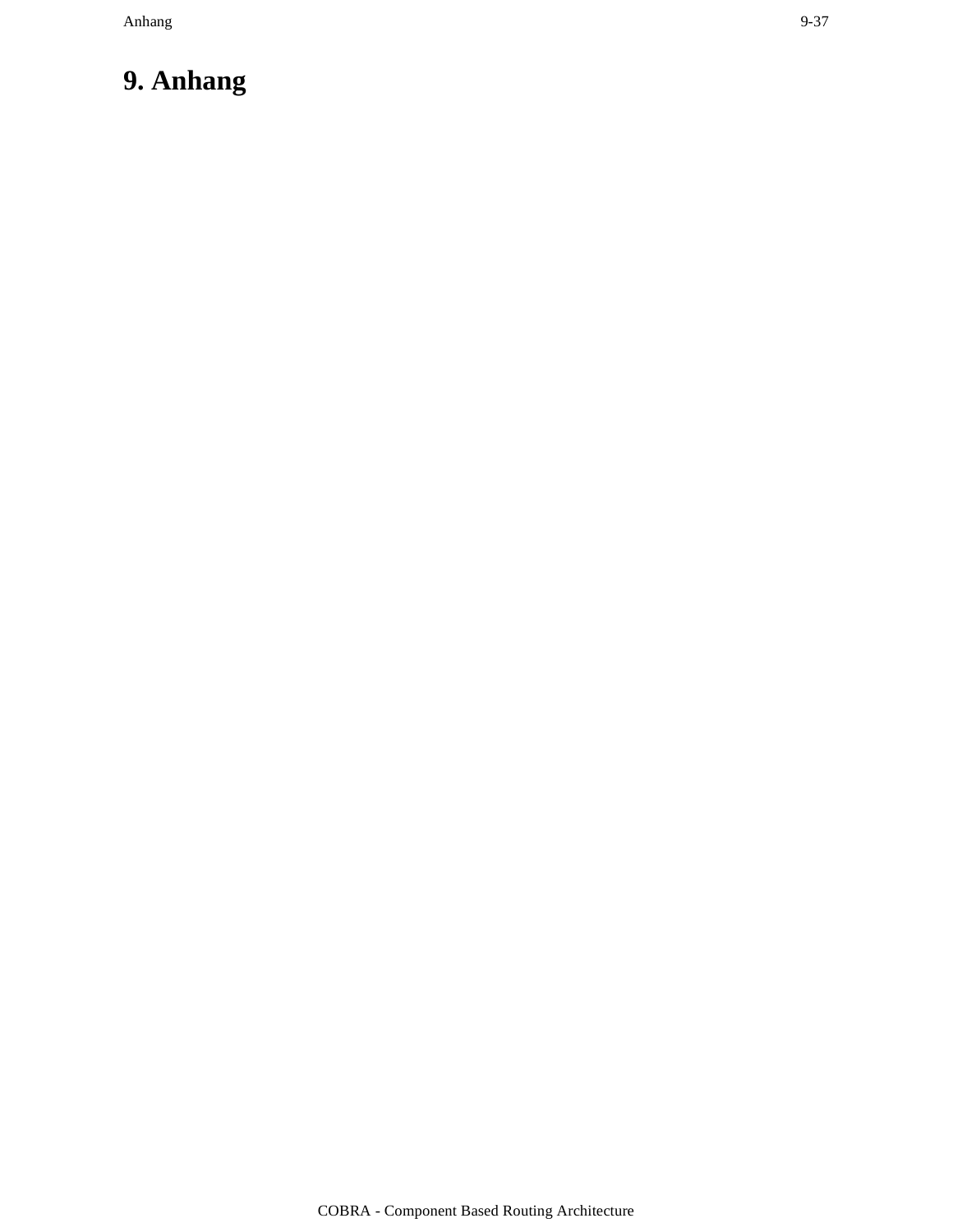# 9. Anhang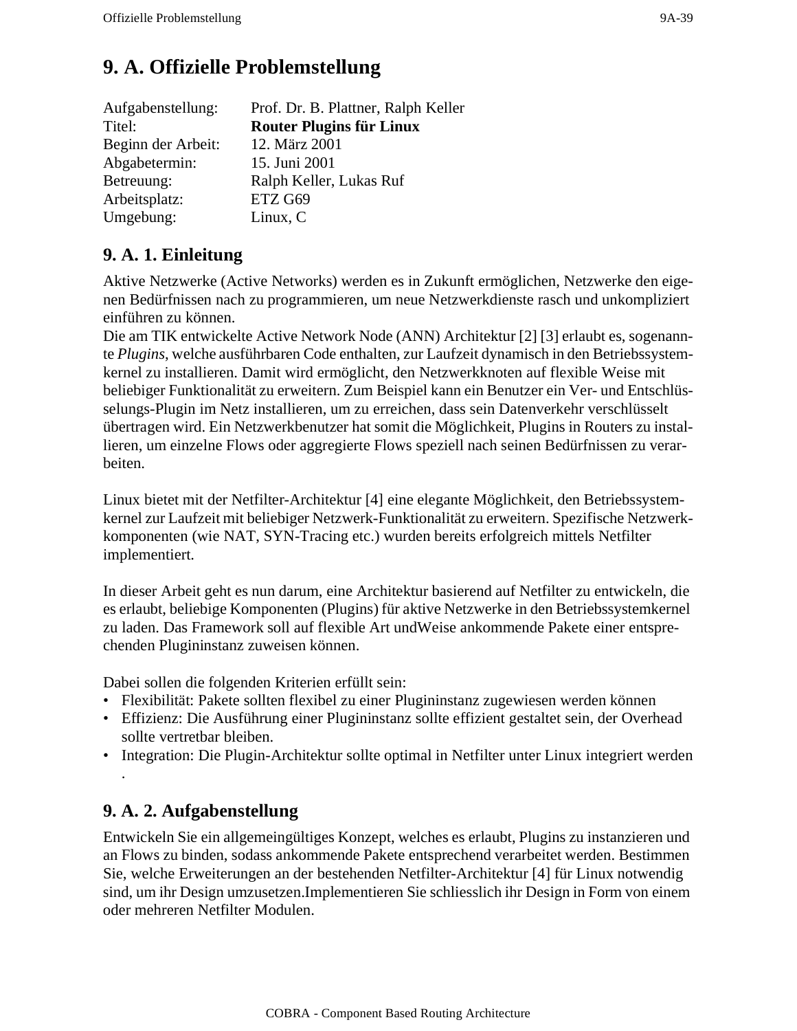# 9. A. Offizielle Problemstellung

| | |
|---|---|
| Aufgabenstellung: | Prof. Dr. B. Plattner, Ralph Keller |
| Titel: | **Router Plugins für Linux** |
| Beginn der Arbeit: | 12. März 2001 |
| Abgabetermin: | 15. Juni 2001 |
| Betreuung: | Ralph Keller, Lukas Ruf |
| Arbeitsplatz: | ETZ G69 |
| Umgebung: | Linux, C |

## 9. A. 1. Einleitung

Aktive Netzwerke (Active Networks) werden es in Zukunft ermöglichen, Netzwerke den eigenen Bedürfnissen nach zu programmieren, um neue Netzwerkdienste rasch und unkompliziert einführen zu können.
Die am TIK entwickelte Active Network Node (ANN) Architektur [2] [3] erlaubt es, sogenannte *Plugins*, welche ausführbaren Code enthalten, zur Laufzeit dynamisch in den Betriebssystemkernel zu installieren. Damit wird ermöglicht, den Netzwerkknoten auf flexible Weise mit beliebiger Funktionalität zu erweitern. Zum Beispiel kann ein Benutzer ein Ver- und Entschlüsselungs-Plugin im Netz installieren, um zu erreichen, dass sein Datenverkehr verschlüsselt übertragen wird. Ein Netzwerkbenutzer hat somit die Möglichkeit, Plugins in Routers zu installieren, um einzelne Flows oder aggregierte Flows speziell nach seinen Bedürfnissen zu verarbeiten.

Linux bietet mit der Netfilter-Architektur [4] eine elegante Möglichkeit, den Betriebssystemkernel zur Laufzeit mit beliebiger Netzwerk-Funktionalität zu erweitern. Spezifische Netzwerkkomponenten (wie NAT, SYN-Tracing etc.) wurden bereits erfolgreich mittels Netfilter implementiert.

In dieser Arbeit geht es nun darum, eine Architektur basierend auf Netfilter zu entwickeln, die es erlaubt, beliebige Komponenten (Plugins) für aktive Netzwerke in den Betriebssystemkernel zu laden. Das Framework soll auf flexible Art undWeise ankommende Pakete einer entsprechenden Plugininstanz zuweisen können.

Dabei sollen die folgenden Kriterien erfüllt sein:

- Flexibilität: Pakete sollten flexibel zu einer Plugininstanz zugewiesen werden können
- Effizienz: Die Ausführung einer Plugininstanz sollte effizient gestaltet sein, der Overhead sollte vertretbar bleiben.
- Integration: Die Plugin-Architektur sollte optimal in Netfilter unter Linux integriert werden .

## 9. A. 2. Aufgabenstellung

Entwickeln Sie ein allgemeingültiges Konzept, welches es erlaubt, Plugins zu instanzieren und an Flows zu binden, sodass ankommende Pakete entsprechend verarbeitet werden. Bestimmen Sie, welche Erweiterungen an der bestehenden Netfilter-Architektur [4] für Linux notwendig sind, um ihr Design umzusetzen.Implementieren Sie schliesslich ihr Design in Form von einem oder mehreren Netfilter Modulen.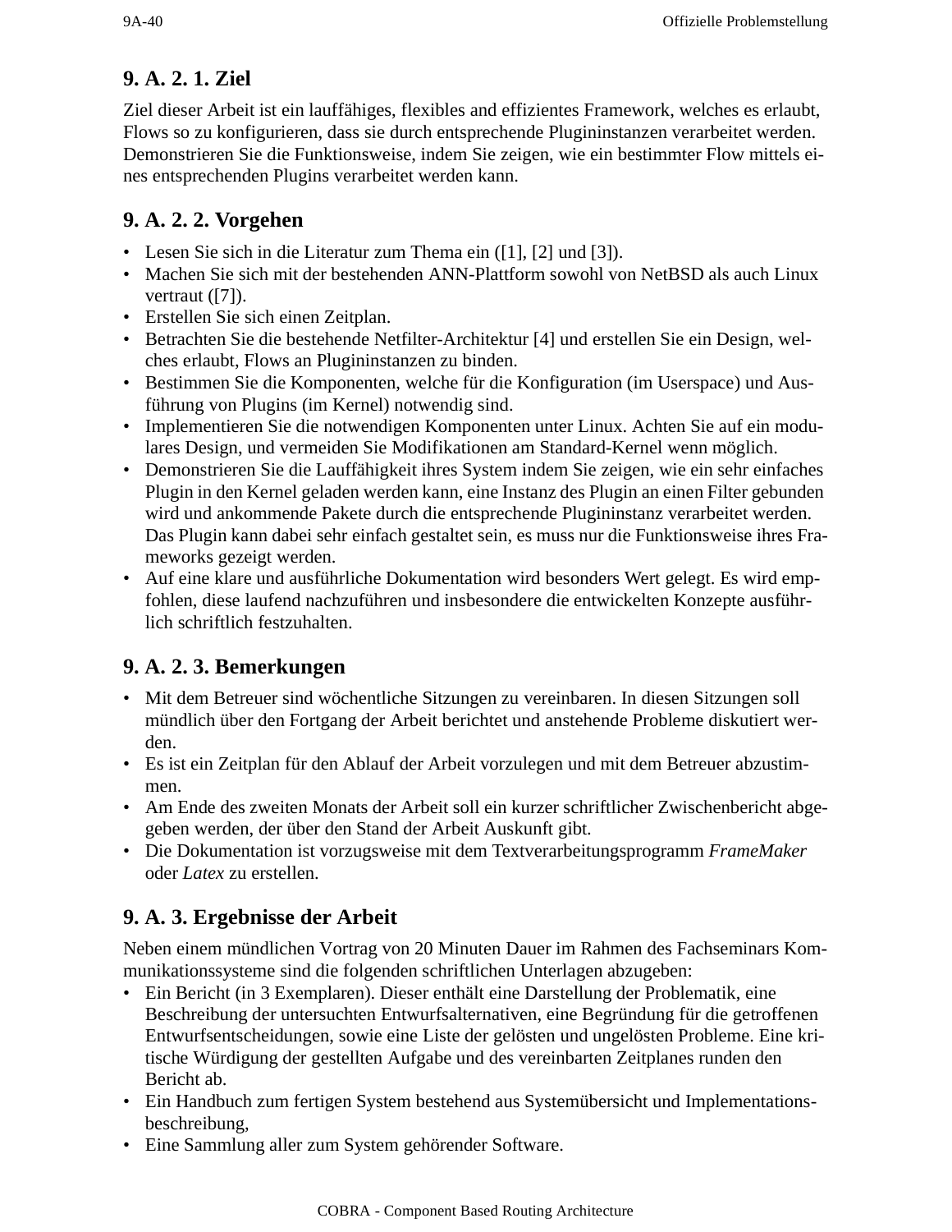### 9. A. 2. 1. Ziel

Ziel dieser Arbeit ist ein lauffähiges, flexibles and effizientes Framework, welches es erlaubt, Flows so zu konfigurieren, dass sie durch entsprechende Plugininstanzen verarbeitet werden. Demonstrieren Sie die Funktionsweise, indem Sie zeigen, wie ein bestimmter Flow mittels eines entsprechenden Plugins verarbeitet werden kann.

### 9. A. 2. 2. Vorgehen

- Lesen Sie sich in die Literatur zum Thema ein ([1], [2] und [3]).
- Machen Sie sich mit der bestehenden ANN-Plattform sowohl von NetBSD als auch Linux vertraut ([7]).
- Erstellen Sie sich einen Zeitplan.
- Betrachten Sie die bestehende Netfilter-Architektur [4] und erstellen Sie ein Design, welches erlaubt, Flows an Plugininstanzen zu binden.
- Bestimmen Sie die Komponenten, welche für die Konfiguration (im Userspace) und Ausführung von Plugins (im Kernel) notwendig sind.
- Implementieren Sie die notwendigen Komponenten unter Linux. Achten Sie auf ein modulares Design, und vermeiden Sie Modifikationen am Standard-Kernel wenn möglich.
- Demonstrieren Sie die Lauffähigkeit ihres System indem Sie zeigen, wie ein sehr einfaches Plugin in den Kernel geladen werden kann, eine Instanz des Plugin an einen Filter gebunden wird und ankommende Pakete durch die entsprechende Plugininstanz verarbeitet werden. Das Plugin kann dabei sehr einfach gestaltet sein, es muss nur die Funktionsweise ihres Frameworks gezeigt werden.
- Auf eine klare und ausführliche Dokumentation wird besonders Wert gelegt. Es wird empfohlen, diese laufend nachzuführen und insbesondere die entwickelten Konzepte ausführlich schriftlich festzuhalten.

### 9. A. 2. 3. Bemerkungen

- Mit dem Betreuer sind wöchentliche Sitzungen zu vereinbaren. In diesen Sitzungen soll mündlich über den Fortgang der Arbeit berichtet und anstehende Probleme diskutiert werden.
- Es ist ein Zeitplan für den Ablauf der Arbeit vorzulegen und mit dem Betreuer abzustimmen.
- Am Ende des zweiten Monats der Arbeit soll ein kurzer schriftlicher Zwischenbericht abgegeben werden, der über den Stand der Arbeit Auskunft gibt.
- Die Dokumentation ist vorzugsweise mit dem Textverarbeitungsprogramm *FrameMaker* oder *Latex* zu erstellen.

## 9. A. 3. Ergebnisse der Arbeit

Neben einem mündlichen Vortrag von 20 Minuten Dauer im Rahmen des Fachseminars Kommunikationssysteme sind die folgenden schriftlichen Unterlagen abzugeben:

- Ein Bericht (in 3 Exemplaren). Dieser enthält eine Darstellung der Problematik, eine Beschreibung der untersuchten Entwurfsalternativen, eine Begründung für die getroffenen Entwurfsentscheidungen, sowie eine Liste der gelösten und ungelösten Probleme. Eine kritische Würdigung der gestellten Aufgabe und des vereinbarten Zeitplanes runden den Bericht ab.
- Ein Handbuch zum fertigen System bestehend aus Systemübersicht und Implementationsbeschreibung,
- Eine Sammlung aller zum System gehörender Software.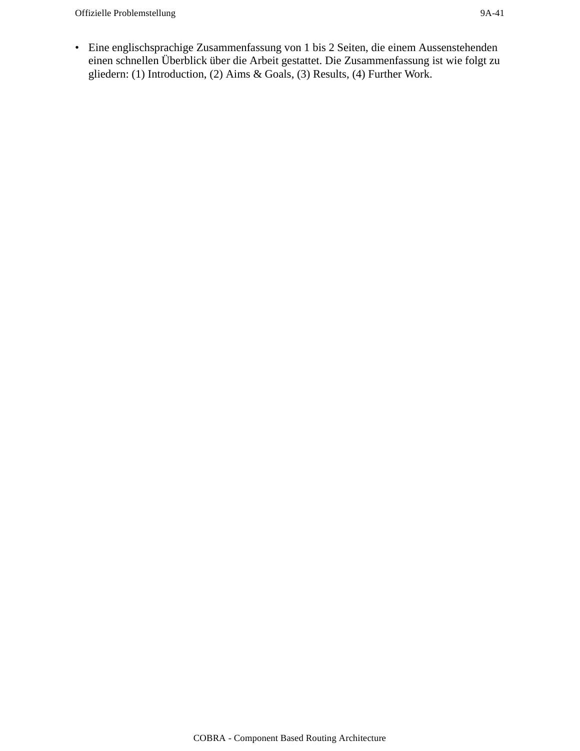- Eine englischsprachige Zusammenfassung von 1 bis 2 Seiten, die einem Aussenstehenden einen schnellen Überblick über die Arbeit gestattet. Die Zusammenfassung ist wie folgt zu gliedern: (1) Introduction, (2) Aims & Goals, (3) Results, (4) Further Work.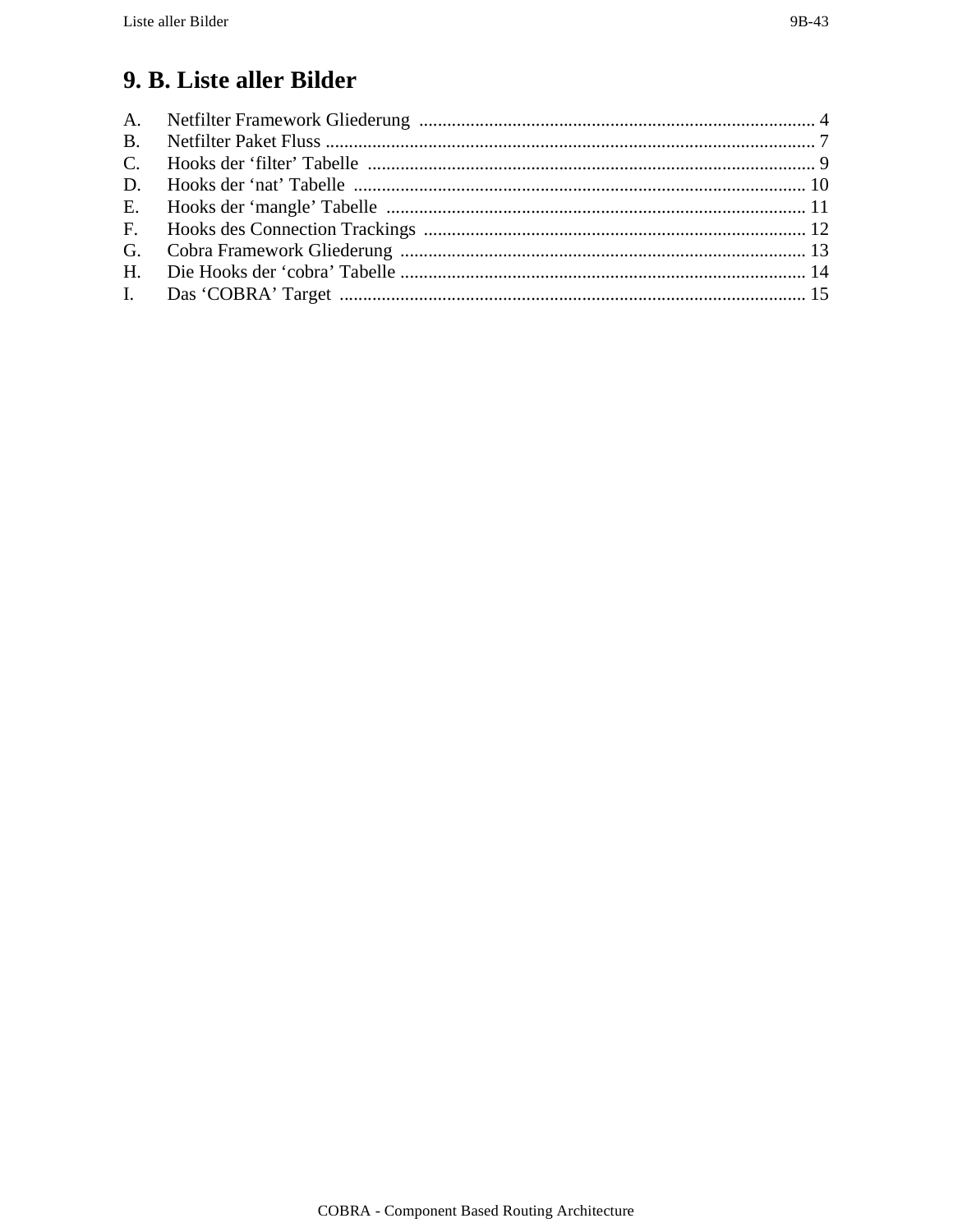# 9. B. Liste aller Bilder

A. Netfilter Framework Gliederung .................................................................................... 4
B. Netfilter Paket Fluss ........................................................................................................ 7
C. Hooks der ‘filter’ Tabelle ............................................................................................... 9
D. Hooks der ‘nat’ Tabelle ................................................................................................ 10
E. Hooks der ‘mangle’ Tabelle ......................................................................................... 11
F. Hooks des Connection Trackings ................................................................................. 12
G. Cobra Framework Gliederung ...................................................................................... 13
H. Die Hooks der ‘cobra’ Tabelle ...................................................................................... 14
I. Das ‘COBRA’ Target ................................................................................................... 15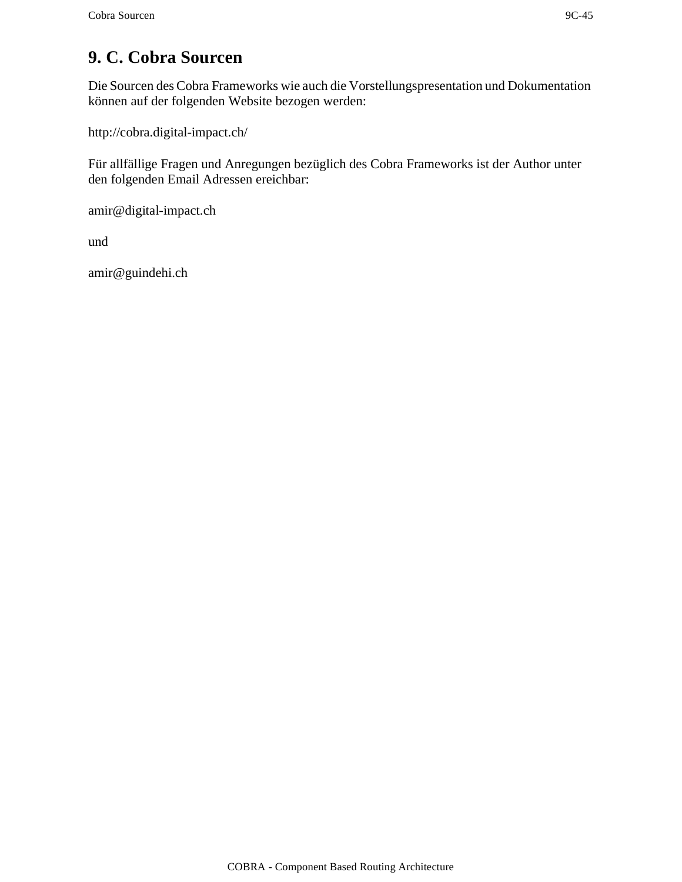# 9. C. Cobra Sourcen

Die Sourcen des Cobra Frameworks wie auch die Vorstellungspresentation und Dokumentation können auf der folgenden Website bezogen werden:

http://cobra.digital-impact.ch/

Für allfällige Fragen und Anregungen bezüglich des Cobra Frameworks ist der Author unter den folgenden Email Adressen ereichbar:

amir@digital-impact.ch

und

amir@guindehi.ch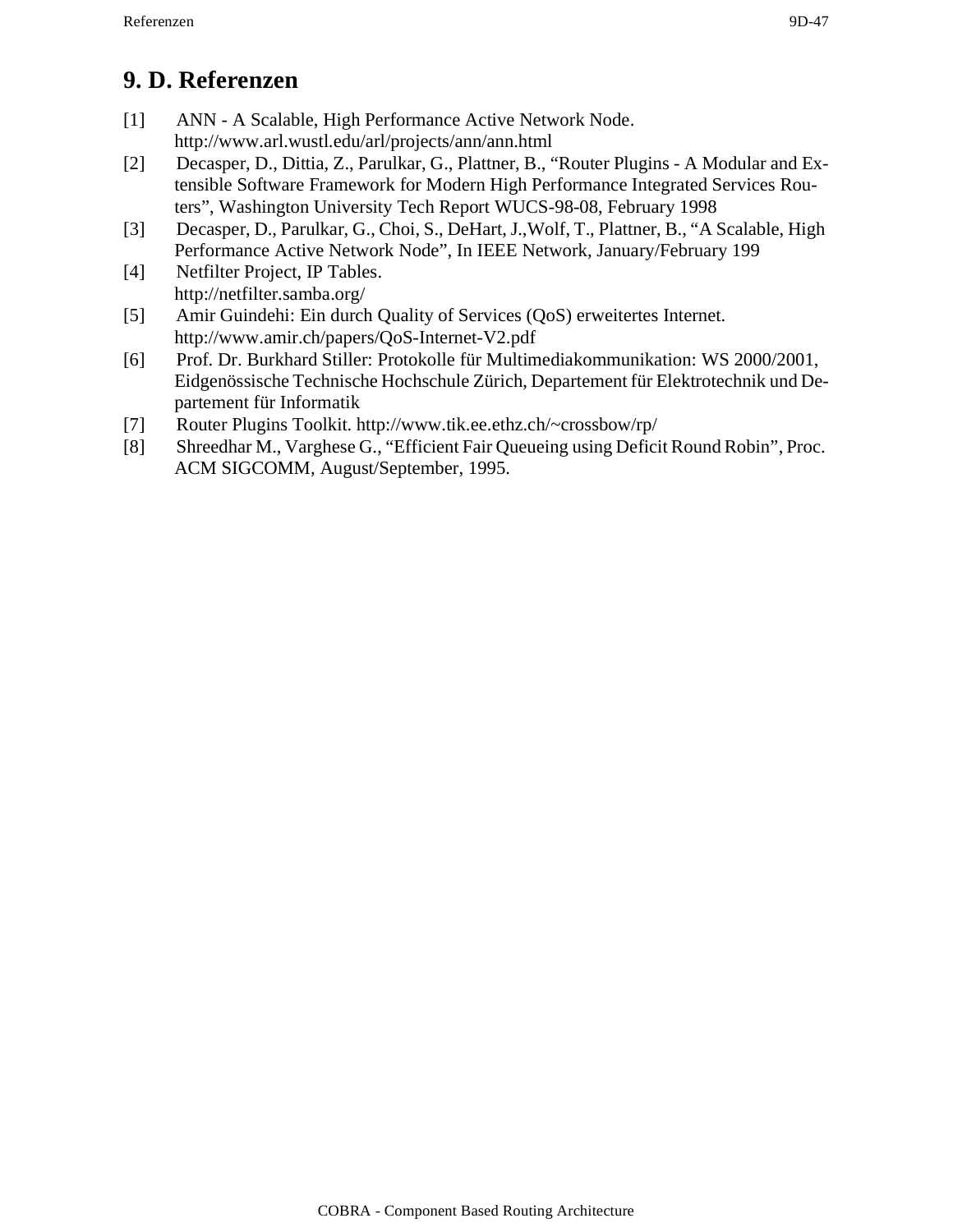# 9. D. Referenzen

[1] ANN - A Scalable, High Performance Active Network Node.
http://www.arl.wustl.edu/arl/projects/ann/ann.html

[2] Decasper, D., Dittia, Z., Parulkar, G., Plattner, B., “Router Plugins - A Modular and Extensible Software Framework for Modern High Performance Integrated Services Routers”, Washington University Tech Report WUCS-98-08, February 1998

[3] Decasper, D., Parulkar, G., Choi, S., DeHart, J.,Wolf, T., Plattner, B., “A Scalable, High Performance Active Network Node”, In IEEE Network, January/February 199

[4] Netfilter Project, IP Tables.
http://netfilter.samba.org/

[5] Amir Guindehi: Ein durch Quality of Services (QoS) erweitertes Internet.
http://www.amir.ch/papers/QoS-Internet-V2.pdf

[6] Prof. Dr. Burkhard Stiller: Protokolle für Multimediakommunikation: WS 2000/2001, Eidgenössische Technische Hochschule Zürich, Departement für Elektrotechnik und Departement für Informatik

[7] Router Plugins Toolkit. http://www.tik.ee.ethz.ch/~crossbow/rp/

[8] Shreedhar M., Varghese G., “Efficient Fair Queueing using Deficit Round Robin”, Proc. ACM SIGCOMM, August/September, 1995.